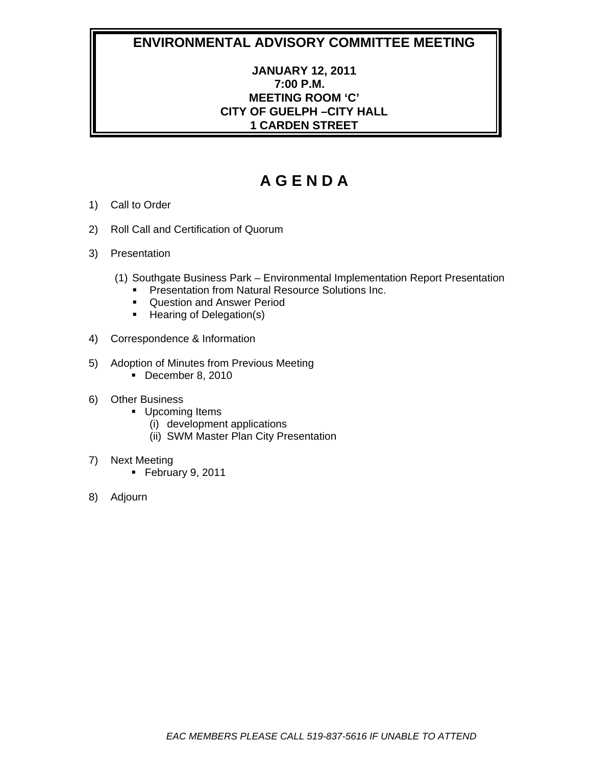# ENVIRONMENTAL ADVISORY COMMITTEE MEETING

**JANUARY 12, 2011**
**7:00 P.M.**
**MEETING ROOM 'C'**
**CITY OF GUELPH –CITY HALL**
**1 CARDEN STREET**

## A G E N D A

1) Call to Order

2) Roll Call and Certification of Quorum

3) Presentation

   (1) Southgate Business Park – Environmental Implementation Report Presentation
   - Presentation from Natural Resource Solutions Inc.
   - Question and Answer Period
   - Hearing of Delegation(s)

4) Correspondence & Information

5) Adoption of Minutes from Previous Meeting
   - December 8, 2010

6) Other Business
   - Upcoming Items
     - (i) development applications
     - (ii) SWM Master Plan City Presentation

7) Next Meeting
   - February 9, 2011

8) Adjourn

*EAC MEMBERS PLEASE CALL 519-837-5616 IF UNABLE TO ATTEND*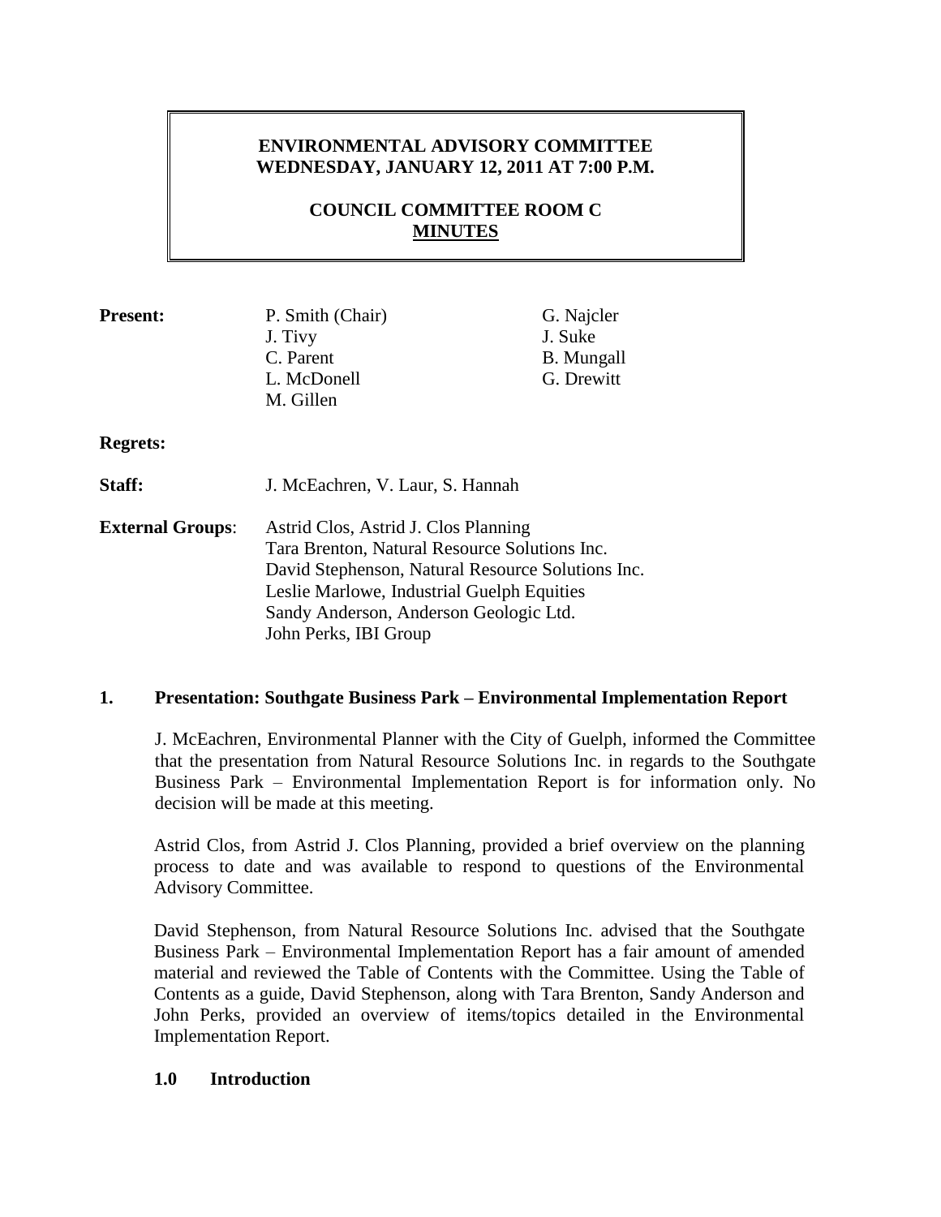**ENVIRONMENTAL ADVISORY COMMITTEE**
**WEDNESDAY, JANUARY 12, 2011 AT 7:00 P.M.**

**COUNCIL COMMITTEE ROOM C**
**MINUTES**

| | | |
|---|---|---|
| **Present:** | P. Smith (Chair) | G. Najcler |
| | J. Tivy | J. Suke |
| | C. Parent | B. Mungall |
| | L. McDonell | G. Drewitt |
| | M. Gillen | |

**Regrets:**

**Staff:** J. McEachren, V. Laur, S. Hannah

**External Groups**:
Astrid Clos, Astrid J. Clos Planning
Tara Brenton, Natural Resource Solutions Inc.
David Stephenson, Natural Resource Solutions Inc.
Leslie Marlowe, Industrial Guelph Equities
Sandy Anderson, Anderson Geologic Ltd.
John Perks, IBI Group

## 1. Presentation: Southgate Business Park – Environmental Implementation Report

J. McEachren, Environmental Planner with the City of Guelph, informed the Committee that the presentation from Natural Resource Solutions Inc. in regards to the Southgate Business Park – Environmental Implementation Report is for information only. No decision will be made at this meeting.

Astrid Clos, from Astrid J. Clos Planning, provided a brief overview on the planning process to date and was available to respond to questions of the Environmental Advisory Committee.

David Stephenson, from Natural Resource Solutions Inc. advised that the Southgate Business Park – Environmental Implementation Report has a fair amount of amended material and reviewed the Table of Contents with the Committee. Using the Table of Contents as a guide, David Stephenson, along with Tara Brenton, Sandy Anderson and John Perks, provided an overview of items/topics detailed in the Environmental Implementation Report.

### 1.0 Introduction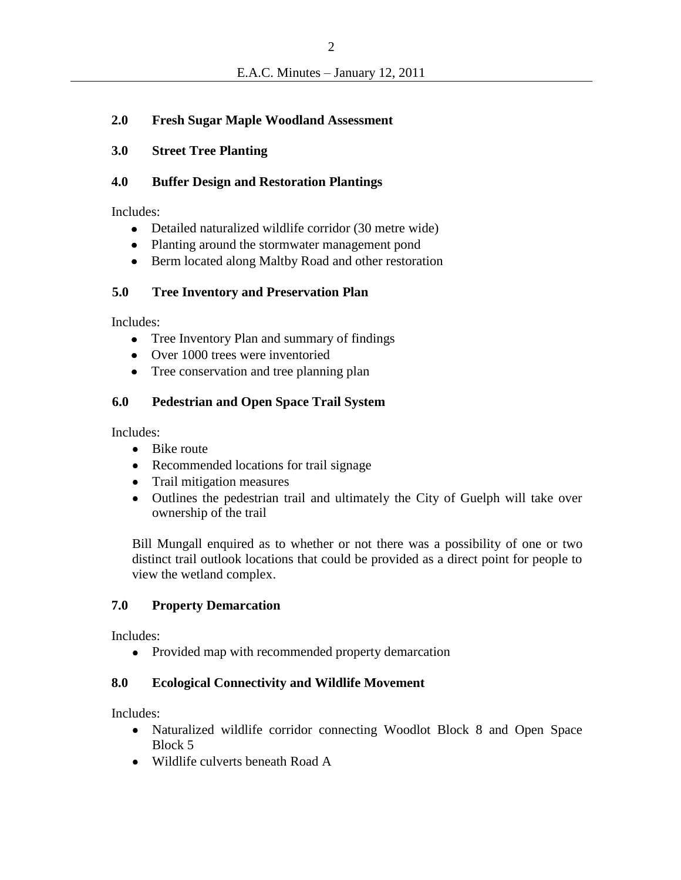## 2.0 Fresh Sugar Maple Woodland Assessment

## 3.0 Street Tree Planting

## 4.0 Buffer Design and Restoration Plantings

Includes:

- Detailed naturalized wildlife corridor (30 metre wide)
- Planting around the stormwater management pond
- Berm located along Maltby Road and other restoration

## 5.0 Tree Inventory and Preservation Plan

Includes:

- Tree Inventory Plan and summary of findings
- Over 1000 trees were inventoried
- Tree conservation and tree planning plan

## 6.0 Pedestrian and Open Space Trail System

Includes:

- Bike route
- Recommended locations for trail signage
- Trail mitigation measures
- Outlines the pedestrian trail and ultimately the City of Guelph will take over ownership of the trail

Bill Mungall enquired as to whether or not there was a possibility of one or two distinct trail outlook locations that could be provided as a direct point for people to view the wetland complex.

## 7.0 Property Demarcation

Includes:

- Provided map with recommended property demarcation

## 8.0 Ecological Connectivity and Wildlife Movement

Includes:

- Naturalized wildlife corridor connecting Woodlot Block 8 and Open Space Block 5
- Wildlife culverts beneath Road A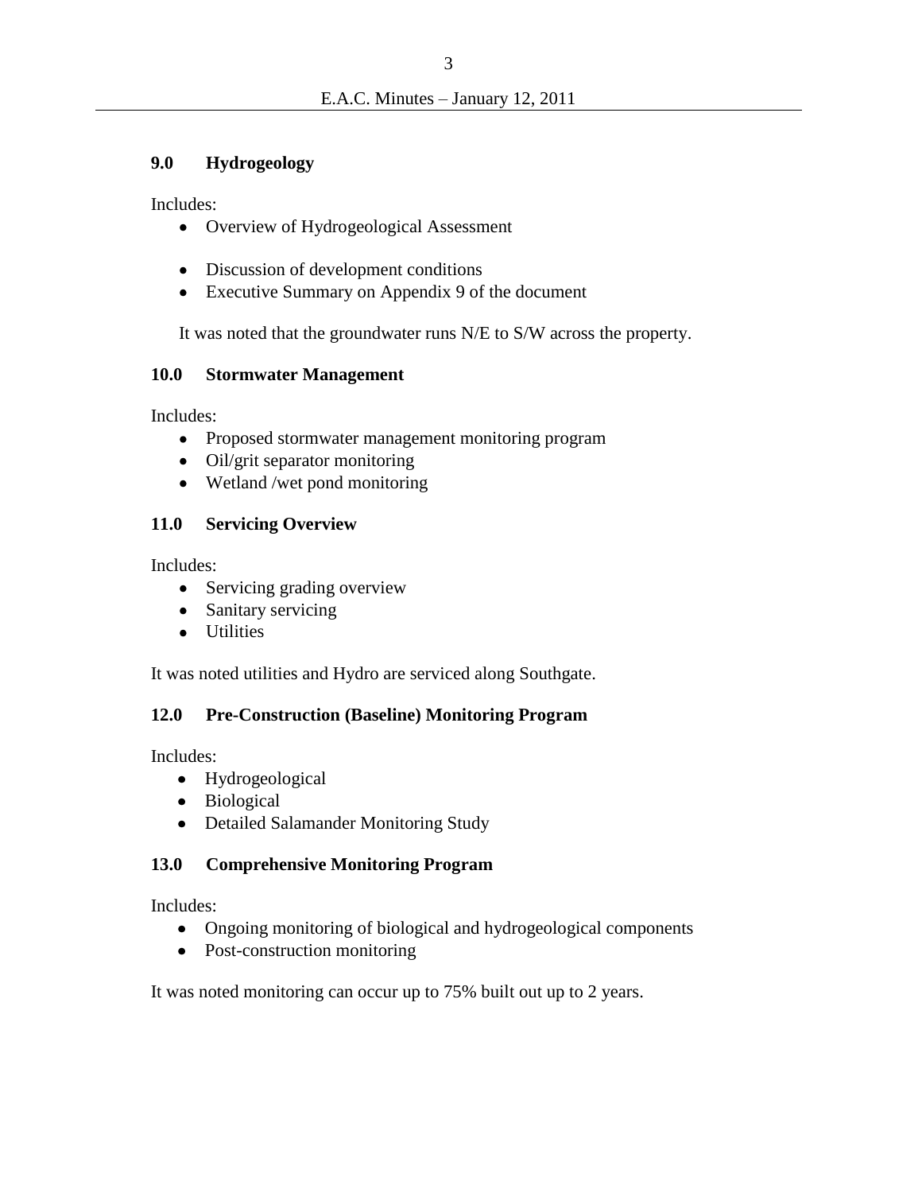## 9.0 Hydrogeology

Includes:

- Overview of Hydrogeological Assessment
- Discussion of development conditions
- Executive Summary on Appendix 9 of the document

It was noted that the groundwater runs N/E to S/W across the property.

## 10.0 Stormwater Management

Includes:

- Proposed stormwater management monitoring program
- Oil/grit separator monitoring
- Wetland /wet pond monitoring

## 11.0 Servicing Overview

Includes:

- Servicing grading overview
- Sanitary servicing
- Utilities

It was noted utilities and Hydro are serviced along Southgate.

## 12.0 Pre-Construction (Baseline) Monitoring Program

Includes:

- Hydrogeological
- Biological
- Detailed Salamander Monitoring Study

## 13.0 Comprehensive Monitoring Program

Includes:

- Ongoing monitoring of biological and hydrogeological components
- Post-construction monitoring

It was noted monitoring can occur up to 75% built out up to 2 years.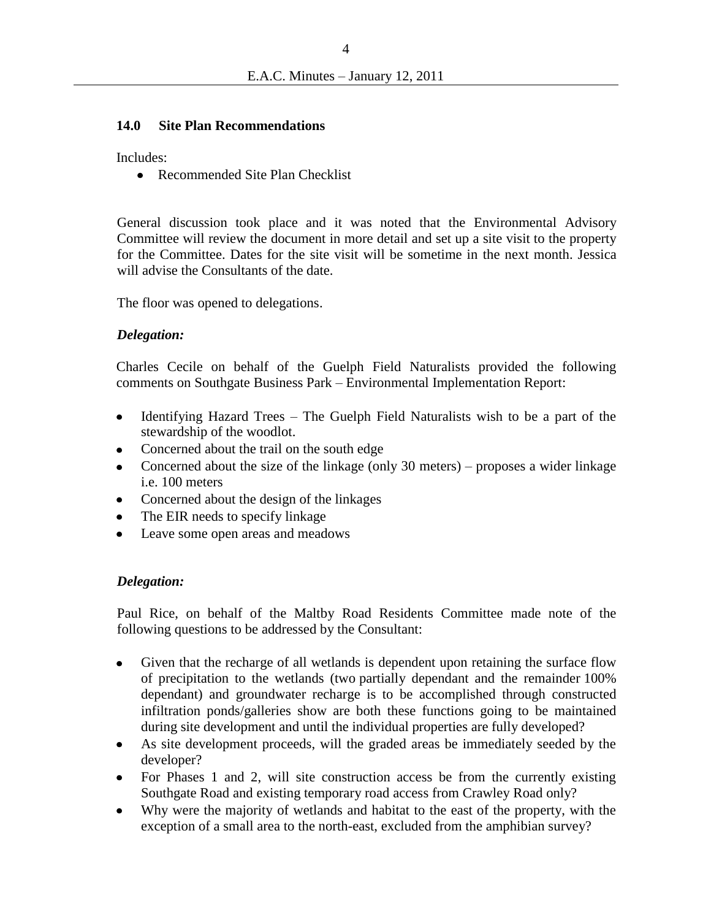## 14.0 Site Plan Recommendations

Includes:

- Recommended Site Plan Checklist

General discussion took place and it was noted that the Environmental Advisory Committee will review the document in more detail and set up a site visit to the property for the Committee. Dates for the site visit will be sometime in the next month. Jessica will advise the Consultants of the date.

The floor was opened to delegations.

***Delegation:***

Charles Cecile on behalf of the Guelph Field Naturalists provided the following comments on Southgate Business Park – Environmental Implementation Report:

- Identifying Hazard Trees – The Guelph Field Naturalists wish to be a part of the stewardship of the woodlot.
- Concerned about the trail on the south edge
- Concerned about the size of the linkage (only 30 meters) – proposes a wider linkage i.e. 100 meters
- Concerned about the design of the linkages
- The EIR needs to specify linkage
- Leave some open areas and meadows

***Delegation:***

Paul Rice, on behalf of the Maltby Road Residents Committee made note of the following questions to be addressed by the Consultant:

- Given that the recharge of all wetlands is dependent upon retaining the surface flow of precipitation to the wetlands (two partially dependant and the remainder 100% dependant) and groundwater recharge is to be accomplished through constructed infiltration ponds/galleries show are both these functions going to be maintained during site development and until the individual properties are fully developed?
- As site development proceeds, will the graded areas be immediately seeded by the developer?
- For Phases 1 and 2, will site construction access be from the currently existing Southgate Road and existing temporary road access from Crawley Road only?
- Why were the majority of wetlands and habitat to the east of the property, with the exception of a small area to the north-east, excluded from the amphibian survey?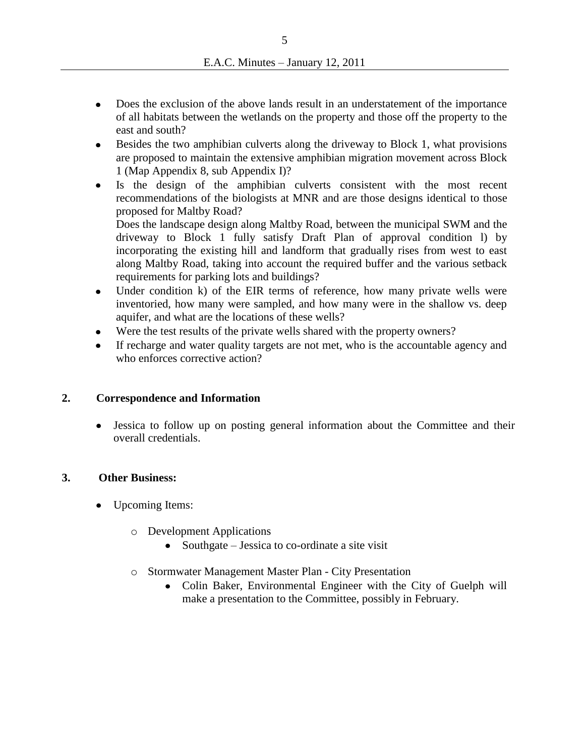- Does the exclusion of the above lands result in an understatement of the importance of all habitats between the wetlands on the property and those off the property to the east and south?
- Besides the two amphibian culverts along the driveway to Block 1, what provisions are proposed to maintain the extensive amphibian migration movement across Block 1 (Map Appendix 8, sub Appendix I)?
- Is the design of the amphibian culverts consistent with the most recent recommendations of the biologists at MNR and are those designs identical to those proposed for Maltby Road?

  Does the landscape design along Maltby Road, between the municipal SWM and the driveway to Block 1 fully satisfy Draft Plan of approval condition l) by incorporating the existing hill and landform that gradually rises from west to east along Maltby Road, taking into account the required buffer and the various setback requirements for parking lots and buildings?
- Under condition k) of the EIR terms of reference, how many private wells were inventoried, how many were sampled, and how many were in the shallow vs. deep aquifer, and what are the locations of these wells?
- Were the test results of the private wells shared with the property owners?
- If recharge and water quality targets are not met, who is the accountable agency and who enforces corrective action?

## 2. Correspondence and Information

- Jessica to follow up on posting general information about the Committee and their overall credentials.

## 3. Other Business:

- Upcoming Items:
  - Development Applications
    - Southgate – Jessica to co-ordinate a site visit
  - Stormwater Management Master Plan - City Presentation
    - Colin Baker, Environmental Engineer with the City of Guelph will make a presentation to the Committee, possibly in February.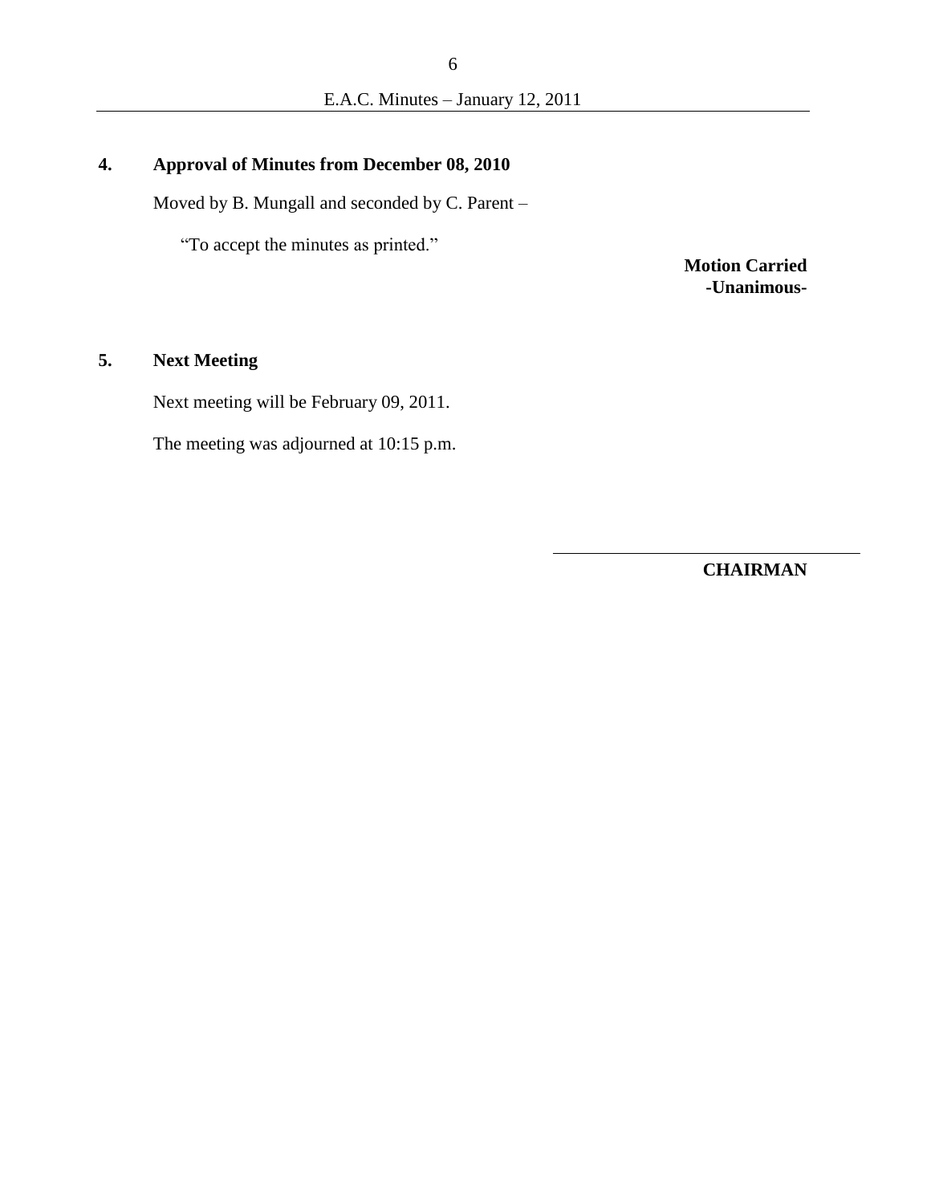## 4. Approval of Minutes from December 08, 2010

Moved by B. Mungall and seconded by C. Parent –

"To accept the minutes as printed."

**Motion Carried**
**-Unanimous-**

## 5. Next Meeting

Next meeting will be February 09, 2011.

The meeting was adjourned at 10:15 p.m.

\_\_\_\_\_\_\_\_\_\_\_\_\_\_\_\_\_\_\_\_\_\_\_\_\_\_\_\_\_\_

**CHAIRMAN**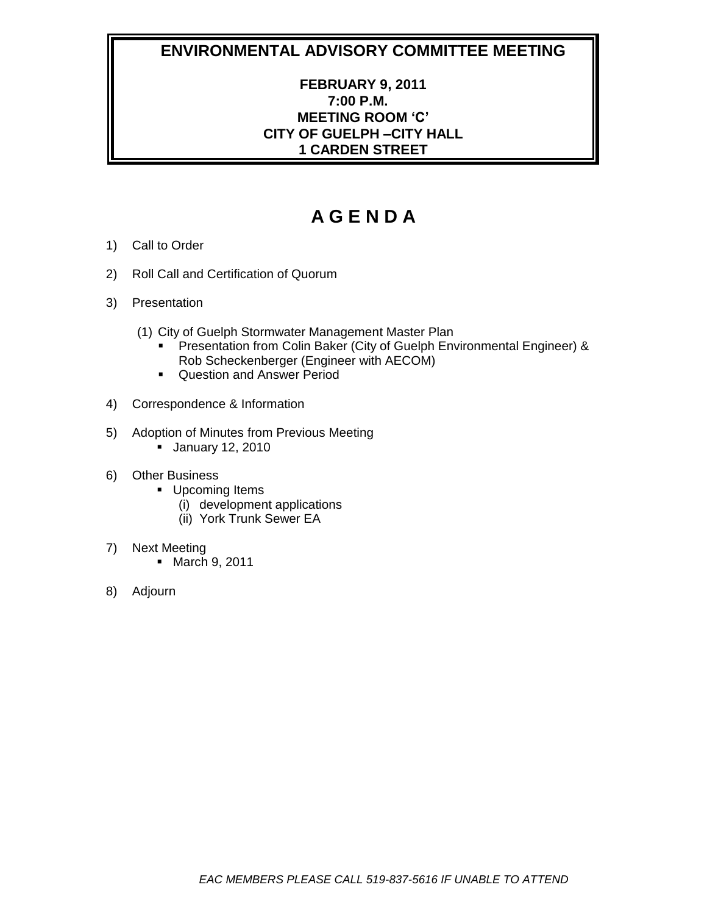# ENVIRONMENTAL ADVISORY COMMITTEE MEETING

**FEBRUARY 9, 2011**
**7:00 P.M.**
**MEETING ROOM 'C'**
**CITY OF GUELPH –CITY HALL**
**1 CARDEN STREET**

# A G E N D A

1) Call to Order

2) Roll Call and Certification of Quorum

3) Presentation

   (1) City of Guelph Stormwater Management Master Plan
   - Presentation from Colin Baker (City of Guelph Environmental Engineer) & Rob Scheckenberger (Engineer with AECOM)
   - Question and Answer Period

4) Correspondence & Information

5) Adoption of Minutes from Previous Meeting
   - January 12, 2010

6) Other Business
   - Upcoming Items
     (i) development applications
     (ii) York Trunk Sewer EA

7) Next Meeting
   - March 9, 2011

8) Adjourn

*EAC MEMBERS PLEASE CALL 519-837-5616 IF UNABLE TO ATTEND*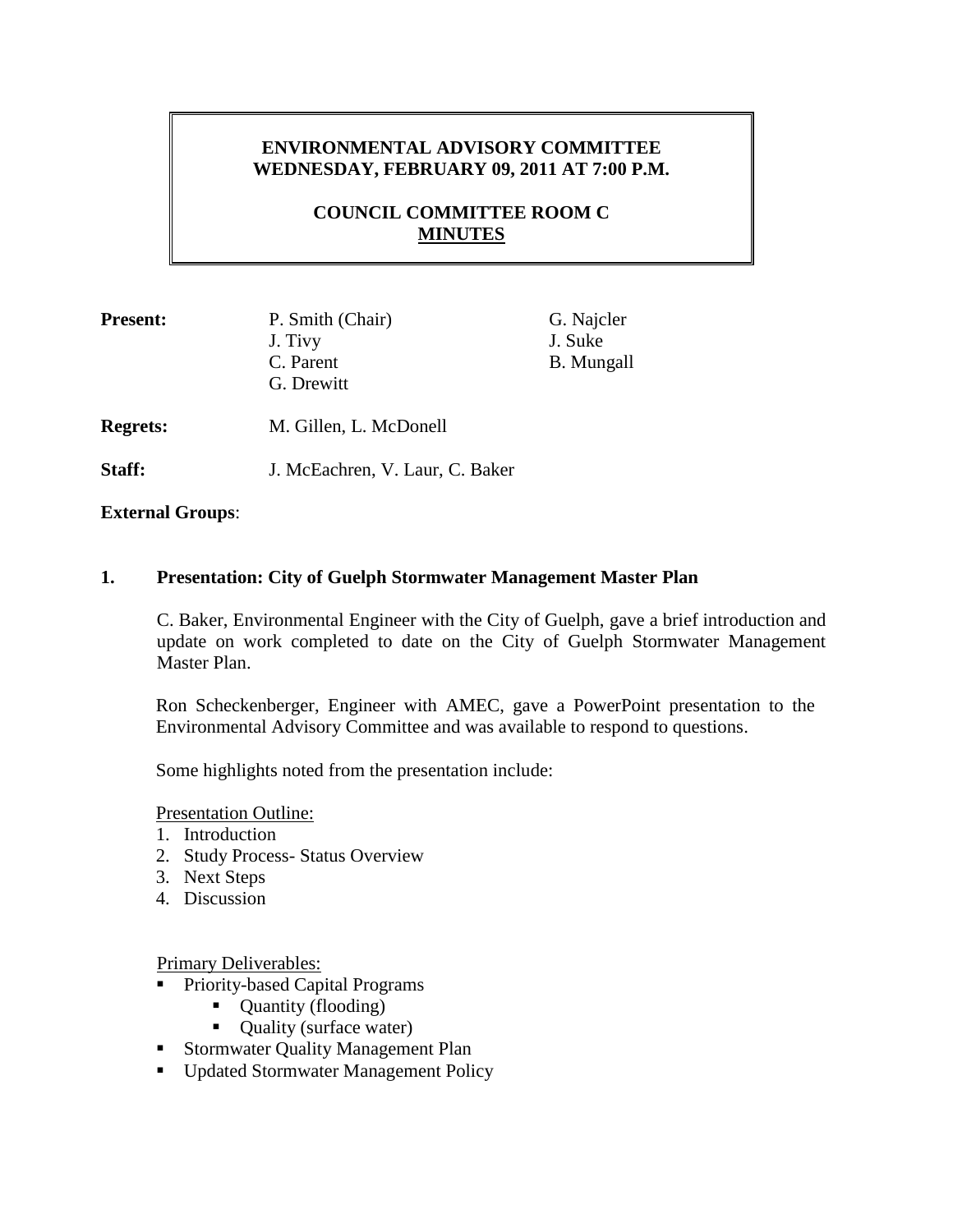**ENVIRONMENTAL ADVISORY COMMITTEE**
**WEDNESDAY, FEBRUARY 09, 2011 AT 7:00 P.M.**

**COUNCIL COMMITTEE ROOM C**
**MINUTES**

| | | |
|---|---|---|
| **Present:** | P. Smith (Chair) | G. Najcler |
| | J. Tivy | J. Suke |
| | C. Parent | B. Mungall |
| | G. Drewitt | |

**Regrets:** M. Gillen, L. McDonell

**Staff:** J. McEachren, V. Laur, C. Baker

**External Groups**:

## 1. Presentation: City of Guelph Stormwater Management Master Plan

C. Baker, Environmental Engineer with the City of Guelph, gave a brief introduction and update on work completed to date on the City of Guelph Stormwater Management Master Plan.

Ron Scheckenberger, Engineer with AMEC, gave a PowerPoint presentation to the Environmental Advisory Committee and was available to respond to questions.

Some highlights noted from the presentation include:

Presentation Outline:

1. Introduction
2. Study Process- Status Overview
3. Next Steps
4. Discussion

Primary Deliverables:

- Priority-based Capital Programs
  - Quantity (flooding)
  - Quality (surface water)
- Stormwater Quality Management Plan
- Updated Stormwater Management Policy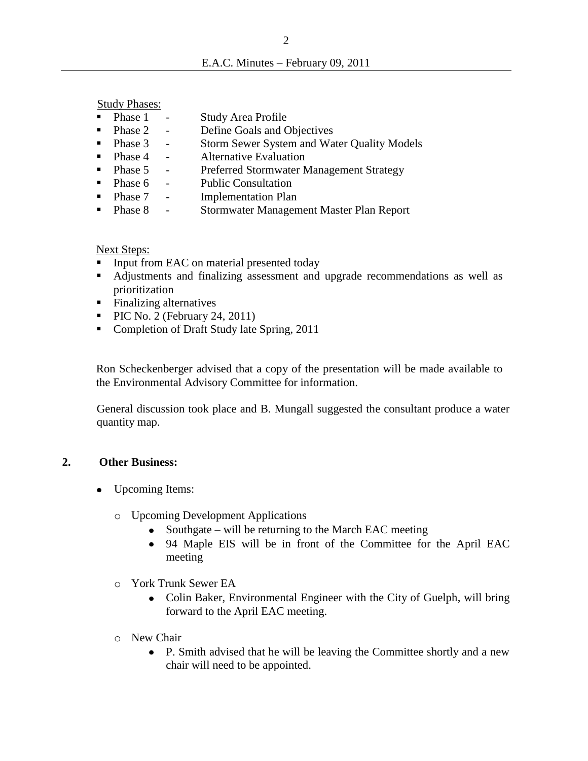Study Phases:

- Phase 1 - Study Area Profile
- Phase 2 - Define Goals and Objectives
- Phase 3 - Storm Sewer System and Water Quality Models
- Phase 4 - Alternative Evaluation
- Phase 5 - Preferred Stormwater Management Strategy
- Phase 6 - Public Consultation
- Phase 7 - Implementation Plan
- Phase 8 - Stormwater Management Master Plan Report

Next Steps:

- Input from EAC on material presented today
- Adjustments and finalizing assessment and upgrade recommendations as well as prioritization
- Finalizing alternatives
- PIC No. 2 (February 24, 2011)
- Completion of Draft Study late Spring, 2011

Ron Scheckenberger advised that a copy of the presentation will be made available to the Environmental Advisory Committee for information.

General discussion took place and B. Mungall suggested the consultant produce a water quantity map.

## 2. Other Business:

- Upcoming Items:
  - Upcoming Development Applications
    - Southgate – will be returning to the March EAC meeting
    - 94 Maple EIS will be in front of the Committee for the April EAC meeting
  - York Trunk Sewer EA
    - Colin Baker, Environmental Engineer with the City of Guelph, will bring forward to the April EAC meeting.
  - New Chair
    - P. Smith advised that he will be leaving the Committee shortly and a new chair will need to be appointed.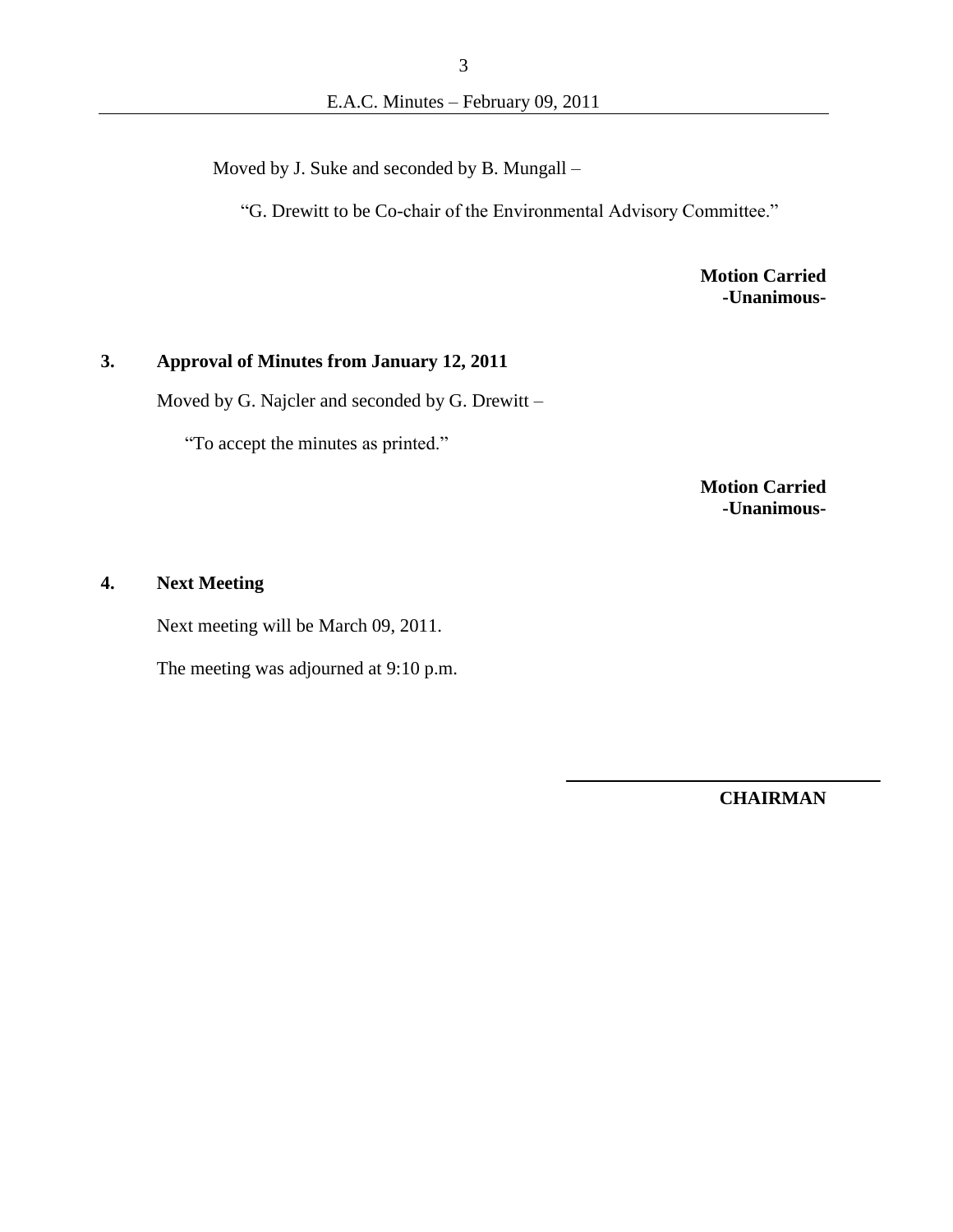Moved by J. Suke and seconded by B. Mungall –

"G. Drewitt to be Co-chair of the Environmental Advisory Committee."

**Motion Carried**
**-Unanimous-**

## 3. Approval of Minutes from January 12, 2011

Moved by G. Najcler and seconded by G. Drewitt –

"To accept the minutes as printed."

**Motion Carried**
**-Unanimous-**

## 4. Next Meeting

Next meeting will be March 09, 2011.

The meeting was adjourned at 9:10 p.m.

______________________________

**CHAIRMAN**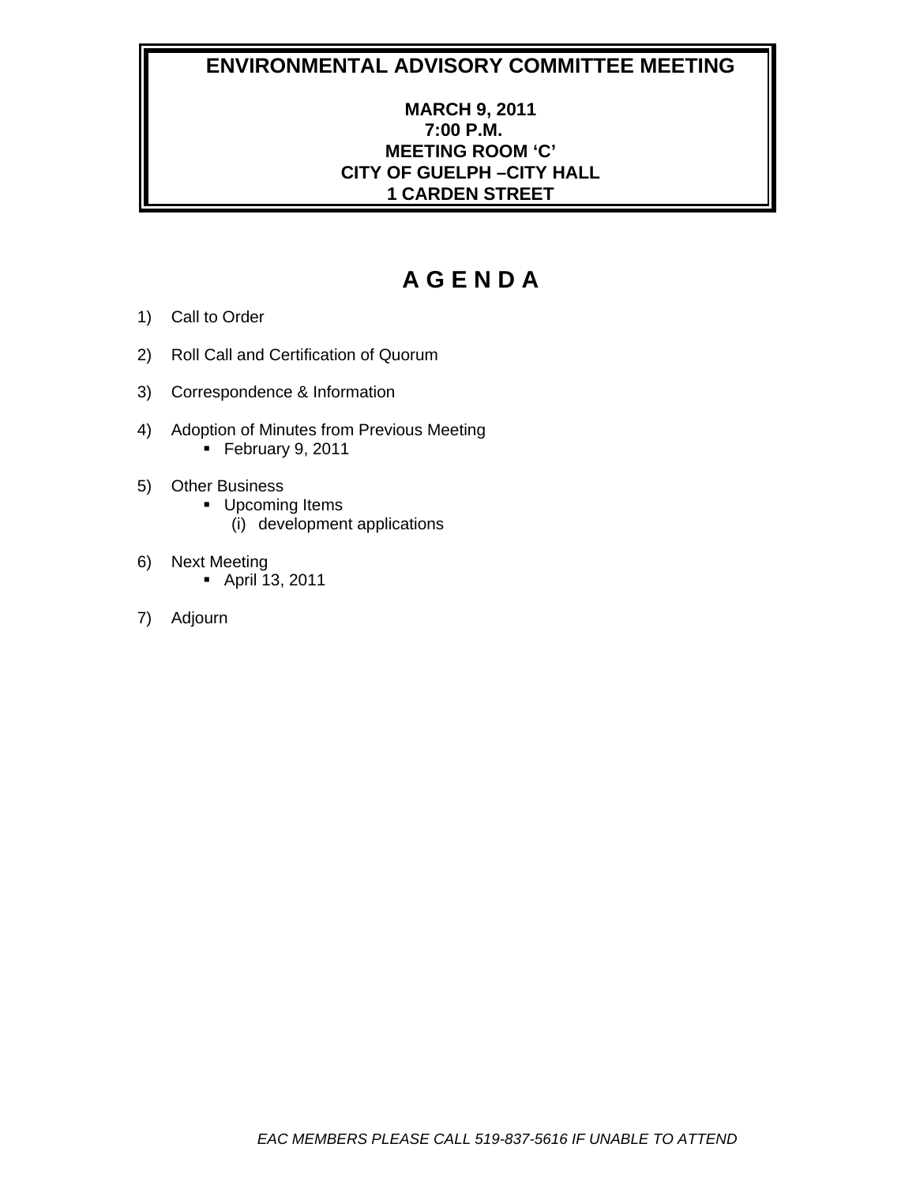# ENVIRONMENTAL ADVISORY COMMITTEE MEETING

**MARCH 9, 2011**
**7:00 P.M.**
**MEETING ROOM 'C'**
**CITY OF GUELPH –CITY HALL**
**1 CARDEN STREET**

## A G E N D A

1) Call to Order

2) Roll Call and Certification of Quorum

3) Correspondence & Information

4) Adoption of Minutes from Previous Meeting
   - February 9, 2011

5) Other Business
   - Upcoming Items
     (i) development applications

6) Next Meeting
   - April 13, 2011

7) Adjourn

*EAC MEMBERS PLEASE CALL 519-837-5616 IF UNABLE TO ATTEND*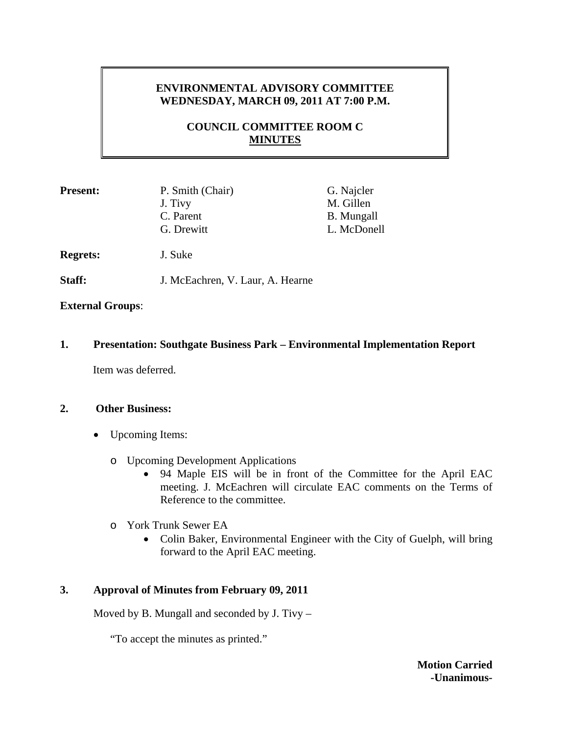**ENVIRONMENTAL ADVISORY COMMITTEE**
**WEDNESDAY, MARCH 09, 2011 AT 7:00 P.M.**

**COUNCIL COMMITTEE ROOM C**
**MINUTES**

| | | |
|---|---|---|
| **Present:** | P. Smith (Chair) | G. Najcler |
| | J. Tivy | M. Gillen |
| | C. Parent | B. Mungall |
| | G. Drewitt | L. McDonell |
| **Regrets:** | J. Suke | |
| **Staff:** | J. McEachren, V. Laur, A. Hearne | |

**External Groups**:

**1. Presentation: Southgate Business Park – Environmental Implementation Report**

Item was deferred.

**2. Other Business:**

- Upcoming Items:
  - Upcoming Development Applications
    - 94 Maple EIS will be in front of the Committee for the April EAC meeting. J. McEachren will circulate EAC comments on the Terms of Reference to the committee.
  - York Trunk Sewer EA
    - Colin Baker, Environmental Engineer with the City of Guelph, will bring forward to the April EAC meeting.

**3. Approval of Minutes from February 09, 2011**

Moved by B. Mungall and seconded by J. Tivy –

"To accept the minutes as printed."

**Motion Carried**
**-Unanimous-**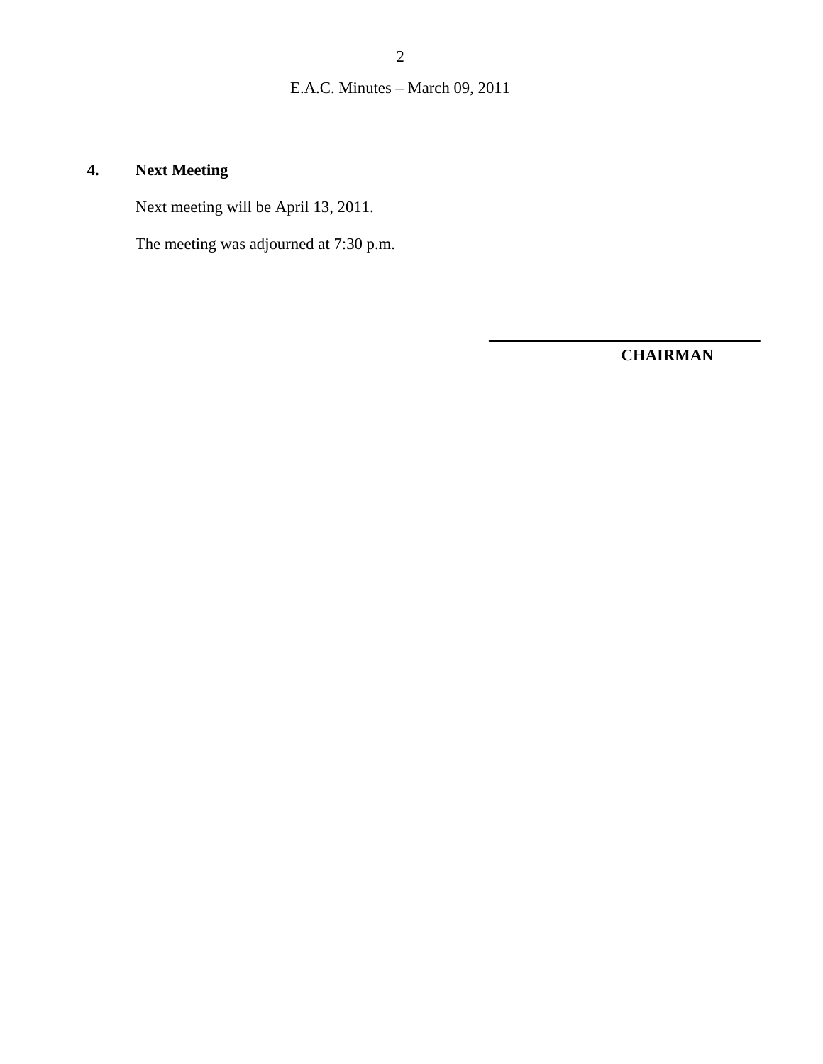## 4. Next Meeting

Next meeting will be April 13, 2011.

The meeting was adjourned at 7:30 p.m.

\_\_\_\_\_\_\_\_\_\_\_\_\_\_\_\_\_\_\_\_\_\_\_\_\_\_\_\_\_\_\_\_

**CHAIRMAN**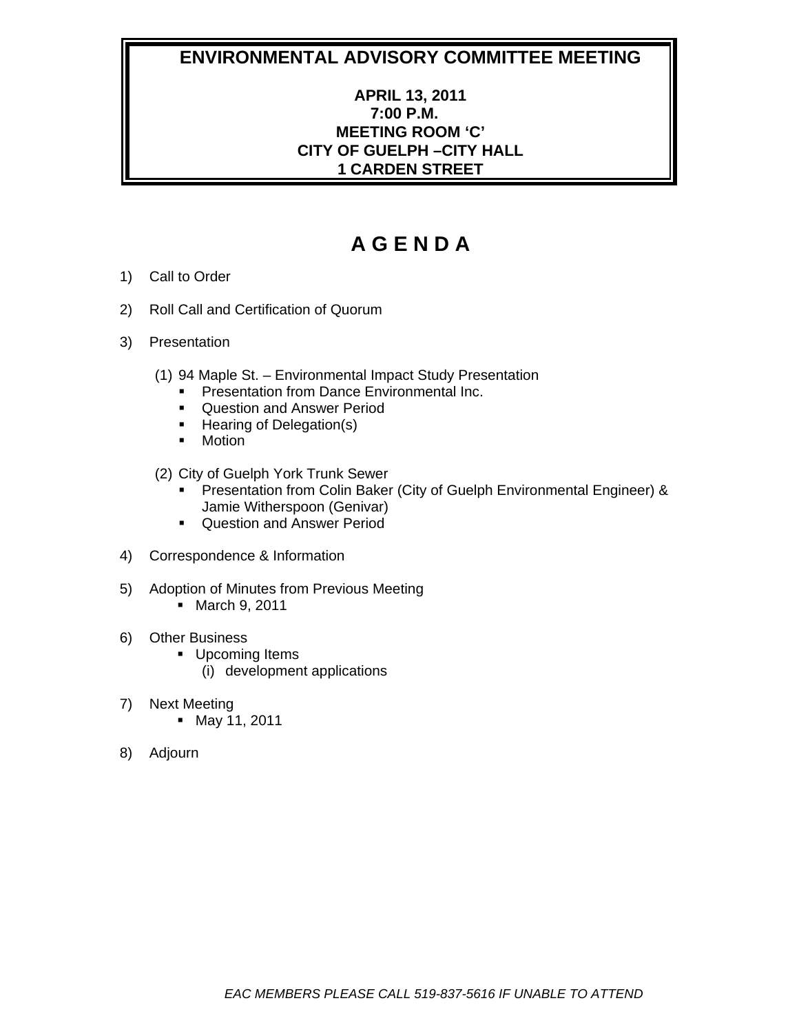# ENVIRONMENTAL ADVISORY COMMITTEE MEETING

**APRIL 13, 2011**
**7:00 P.M.**
**MEETING ROOM 'C'**
**CITY OF GUELPH –CITY HALL**
**1 CARDEN STREET**

# A G E N D A

1) Call to Order

2) Roll Call and Certification of Quorum

3) Presentation

   (1) 94 Maple St. – Environmental Impact Study Presentation
   - Presentation from Dance Environmental Inc.
   - Question and Answer Period
   - Hearing of Delegation(s)
   - Motion

   (2) City of Guelph York Trunk Sewer
   - Presentation from Colin Baker (City of Guelph Environmental Engineer) & Jamie Witherspoon (Genivar)
   - Question and Answer Period

4) Correspondence & Information

5) Adoption of Minutes from Previous Meeting
   - March 9, 2011

6) Other Business
   - Upcoming Items
     (i) development applications

7) Next Meeting
   - May 11, 2011

8) Adjourn

*EAC MEMBERS PLEASE CALL 519-837-5616 IF UNABLE TO ATTEND*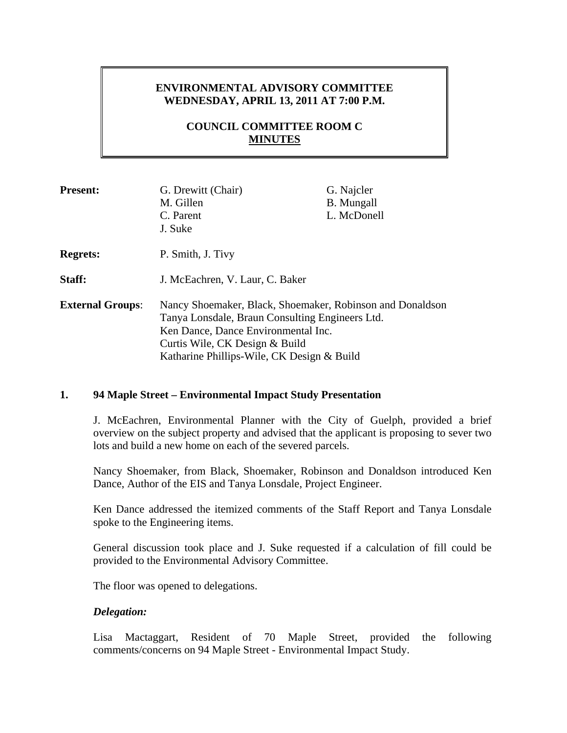**ENVIRONMENTAL ADVISORY COMMITTEE**
**WEDNESDAY, APRIL 13, 2011 AT 7:00 P.M.**

**COUNCIL COMMITTEE ROOM C**
**MINUTES**

| | | |
|---|---|---|
| **Present:** | G. Drewitt (Chair)<br>M. Gillen<br>C. Parent<br>J. Suke | G. Najcler<br>B. Mungall<br>L. McDonell |
| **Regrets:** | P. Smith, J. Tivy | |
| **Staff:** | J. McEachren, V. Laur, C. Baker | |
| **External Groups:** | Nancy Shoemaker, Black, Shoemaker, Robinson and Donaldson<br>Tanya Lonsdale, Braun Consulting Engineers Ltd.<br>Ken Dance, Dance Environmental Inc.<br>Curtis Wile, CK Design & Build<br>Katharine Phillips-Wile, CK Design & Build | |

## 1. 94 Maple Street – Environmental Impact Study Presentation

J. McEachren, Environmental Planner with the City of Guelph, provided a brief overview on the subject property and advised that the applicant is proposing to sever two lots and build a new home on each of the severed parcels.

Nancy Shoemaker, from Black, Shoemaker, Robinson and Donaldson introduced Ken Dance, Author of the EIS and Tanya Lonsdale, Project Engineer.

Ken Dance addressed the itemized comments of the Staff Report and Tanya Lonsdale spoke to the Engineering items.

General discussion took place and J. Suke requested if a calculation of fill could be provided to the Environmental Advisory Committee.

The floor was opened to delegations.

***Delegation:***

Lisa Mactaggart, Resident of 70 Maple Street, provided the following comments/concerns on 94 Maple Street - Environmental Impact Study.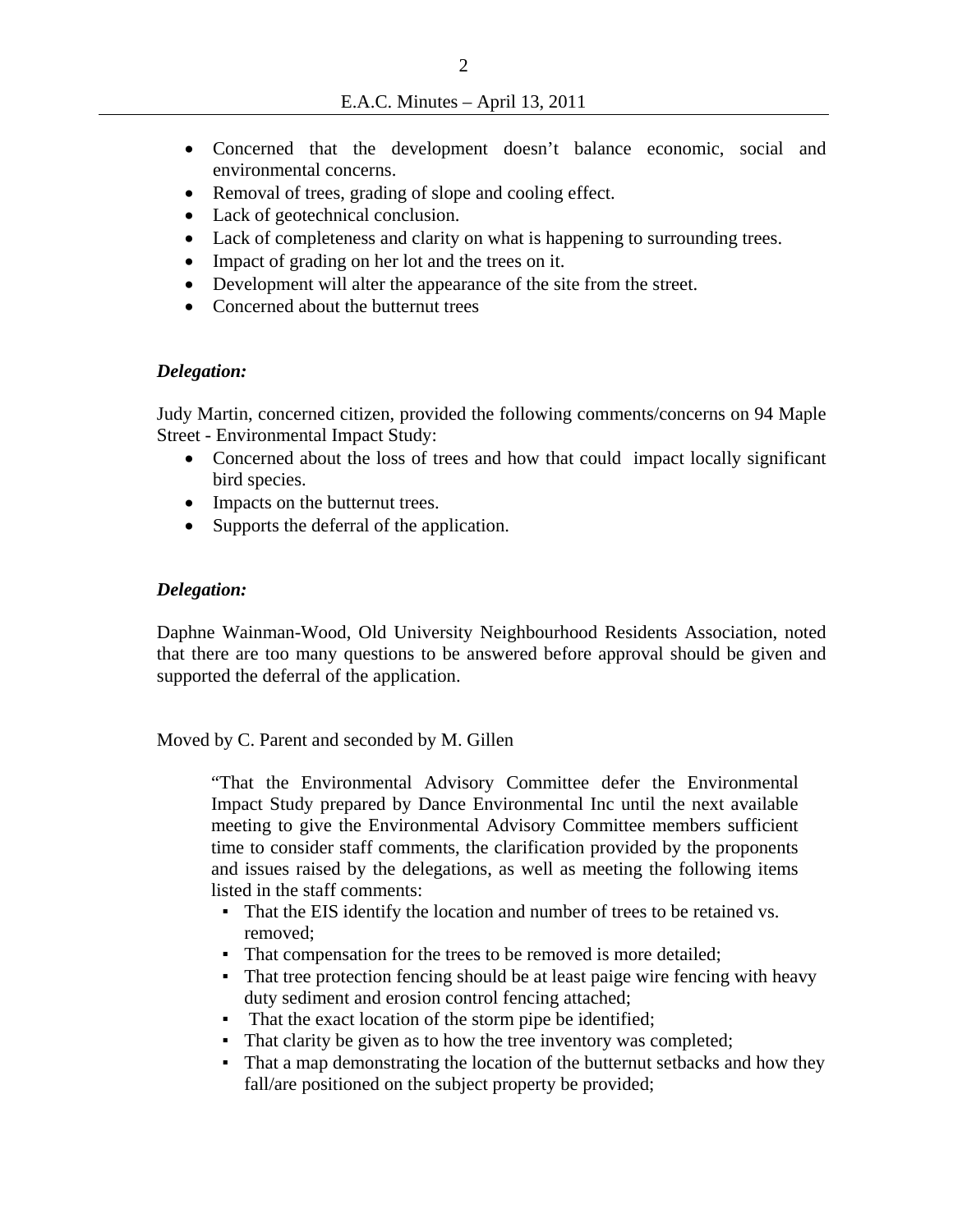- Concerned that the development doesn't balance economic, social and environmental concerns.
- Removal of trees, grading of slope and cooling effect.
- Lack of geotechnical conclusion.
- Lack of completeness and clarity on what is happening to surrounding trees.
- Impact of grading on her lot and the trees on it.
- Development will alter the appearance of the site from the street.
- Concerned about the butternut trees

***Delegation:***

Judy Martin, concerned citizen, provided the following comments/concerns on 94 Maple Street - Environmental Impact Study:

- Concerned about the loss of trees and how that could impact locally significant bird species.
- Impacts on the butternut trees.
- Supports the deferral of the application.

***Delegation:***

Daphne Wainman-Wood, Old University Neighbourhood Residents Association, noted that there are too many questions to be answered before approval should be given and supported the deferral of the application.

Moved by C. Parent and seconded by M. Gillen

> "That the Environmental Advisory Committee defer the Environmental Impact Study prepared by Dance Environmental Inc until the next available meeting to give the Environmental Advisory Committee members sufficient time to consider staff comments, the clarification provided by the proponents and issues raised by the delegations, as well as meeting the following items listed in the staff comments:
>
> - That the EIS identify the location and number of trees to be retained vs. removed;
> - That compensation for the trees to be removed is more detailed;
> - That tree protection fencing should be at least paige wire fencing with heavy duty sediment and erosion control fencing attached;
> - That the exact location of the storm pipe be identified;
> - That clarity be given as to how the tree inventory was completed;
> - That a map demonstrating the location of the butternut setbacks and how they fall/are positioned on the subject property be provided;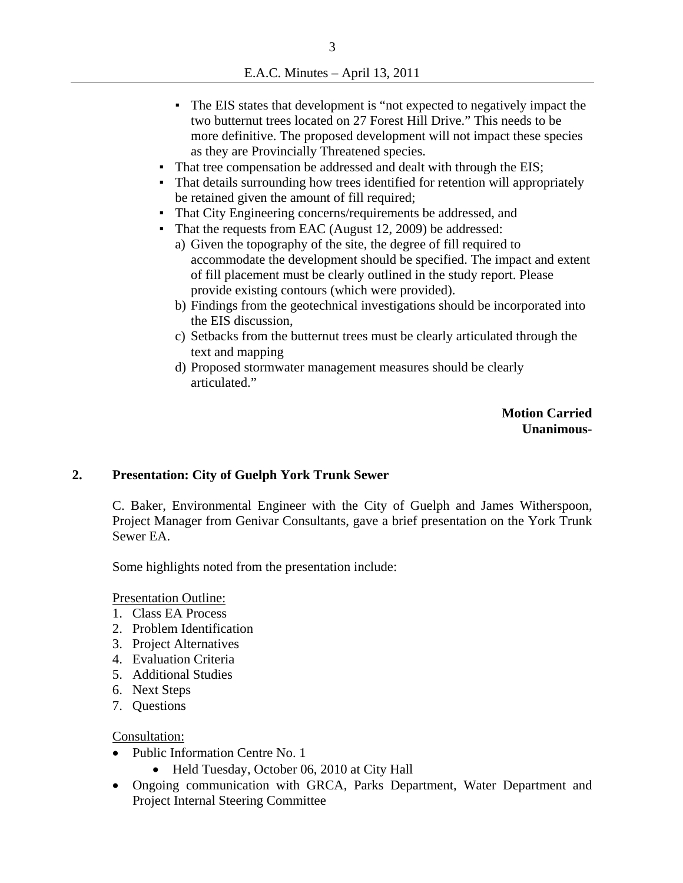- The EIS states that development is "not expected to negatively impact the two butternut trees located on 27 Forest Hill Drive." This needs to be more definitive. The proposed development will not impact these species as they are Provincially Threatened species.
- That tree compensation be addressed and dealt with through the EIS;
- That details surrounding how trees identified for retention will appropriately be retained given the amount of fill required;
- That City Engineering concerns/requirements be addressed, and
- That the requests from EAC (August 12, 2009) be addressed:
  a) Given the topography of the site, the degree of fill required to accommodate the development should be specified. The impact and extent of fill placement must be clearly outlined in the study report. Please provide existing contours (which were provided).
  b) Findings from the geotechnical investigations should be incorporated into the EIS discussion,
  c) Setbacks from the butternut trees must be clearly articulated through the text and mapping
  d) Proposed stormwater management measures should be clearly articulated."

**Motion Carried**
**Unanimous-**

## 2. Presentation: City of Guelph York Trunk Sewer

C. Baker, Environmental Engineer with the City of Guelph and James Witherspoon, Project Manager from Genivar Consultants, gave a brief presentation on the York Trunk Sewer EA.

Some highlights noted from the presentation include:

Presentation Outline:

1. Class EA Process
2. Problem Identification
3. Project Alternatives
4. Evaluation Criteria
5. Additional Studies
6. Next Steps
7. Questions

Consultation:

- Public Information Centre No. 1
  - Held Tuesday, October 06, 2010 at City Hall
- Ongoing communication with GRCA, Parks Department, Water Department and Project Internal Steering Committee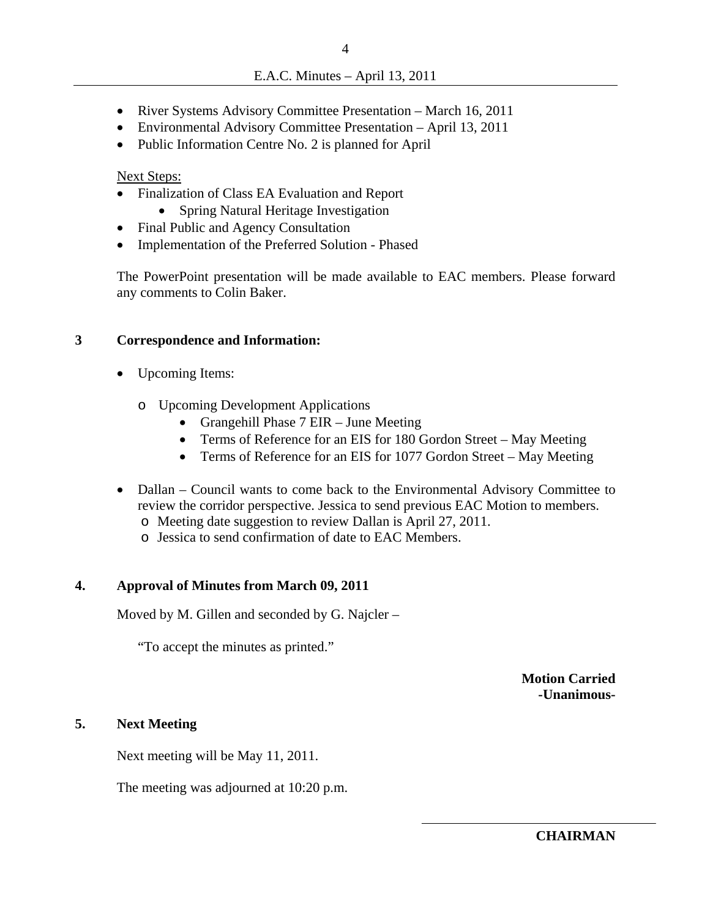- River Systems Advisory Committee Presentation – March 16, 2011
- Environmental Advisory Committee Presentation – April 13, 2011
- Public Information Centre No. 2 is planned for April

Next Steps:

- Finalization of Class EA Evaluation and Report
  - Spring Natural Heritage Investigation
- Final Public and Agency Consultation
- Implementation of the Preferred Solution - Phased

The PowerPoint presentation will be made available to EAC members. Please forward any comments to Colin Baker.

## 3 Correspondence and Information:

- Upcoming Items:
  - Upcoming Development Applications
    - Grangehill Phase 7 EIR – June Meeting
    - Terms of Reference for an EIS for 180 Gordon Street – May Meeting
    - Terms of Reference for an EIS for 1077 Gordon Street – May Meeting
- Dallan – Council wants to come back to the Environmental Advisory Committee to review the corridor perspective. Jessica to send previous EAC Motion to members.
  - Meeting date suggestion to review Dallan is April 27, 2011.
  - Jessica to send confirmation of date to EAC Members.

## 4. Approval of Minutes from March 09, 2011

Moved by M. Gillen and seconded by G. Najcler –

"To accept the minutes as printed."

**Motion Carried**
**-Unanimous-**

## 5. Next Meeting

Next meeting will be May 11, 2011.

The meeting was adjourned at 10:20 p.m.

**CHAIRMAN**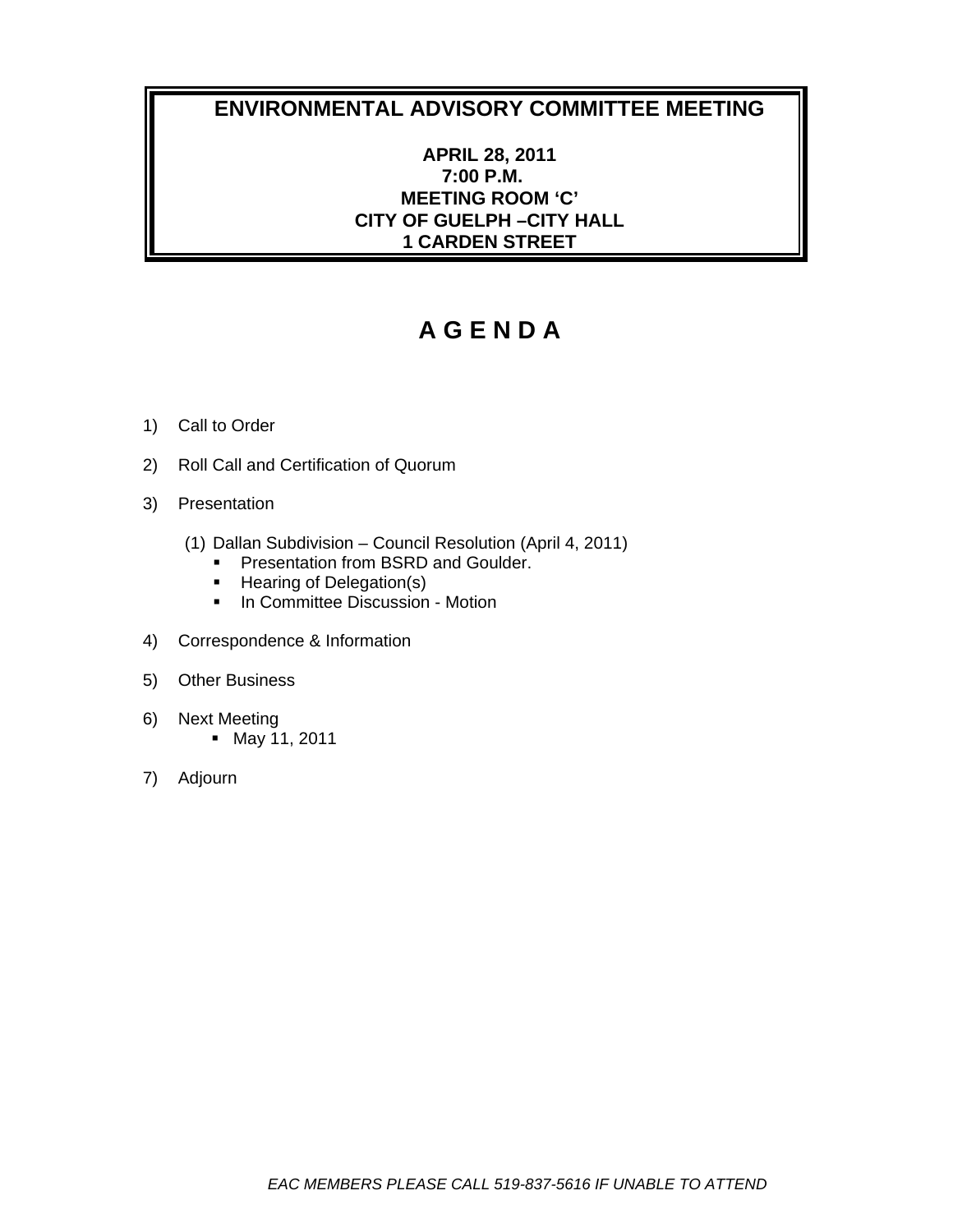# ENVIRONMENTAL ADVISORY COMMITTEE MEETING

**APRIL 28, 2011**
**7:00 P.M.**
**MEETING ROOM 'C'**
**CITY OF GUELPH –CITY HALL**
**1 CARDEN STREET**

# A G E N D A

1) Call to Order

2) Roll Call and Certification of Quorum

3) Presentation

   (1) Dallan Subdivision – Council Resolution (April 4, 2011)
   - Presentation from BSRD and Goulder.
   - Hearing of Delegation(s)
   - In Committee Discussion - Motion

4) Correspondence & Information

5) Other Business

6) Next Meeting
   - May 11, 2011

7) Adjourn

*EAC MEMBERS PLEASE CALL 519-837-5616 IF UNABLE TO ATTEND*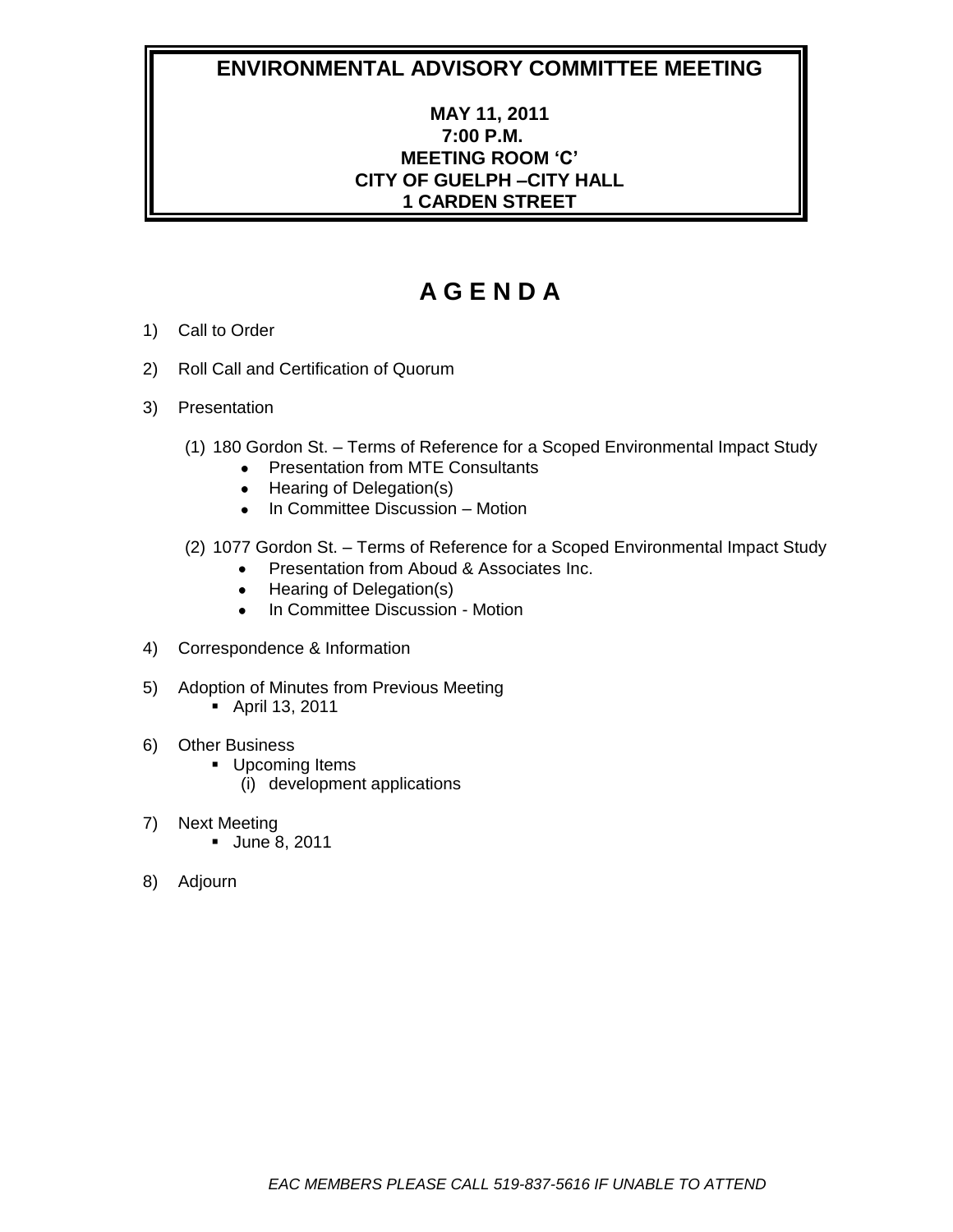# ENVIRONMENTAL ADVISORY COMMITTEE MEETING

**MAY 11, 2011**
**7:00 P.M.**
**MEETING ROOM 'C'**
**CITY OF GUELPH –CITY HALL**
**1 CARDEN STREET**

# A G E N D A

1) Call to Order

2) Roll Call and Certification of Quorum

3) Presentation

   (1) 180 Gordon St. – Terms of Reference for a Scoped Environmental Impact Study
   - Presentation from MTE Consultants
   - Hearing of Delegation(s)
   - In Committee Discussion – Motion

   (2) 1077 Gordon St. – Terms of Reference for a Scoped Environmental Impact Study
   - Presentation from Aboud & Associates Inc.
   - Hearing of Delegation(s)
   - In Committee Discussion - Motion

4) Correspondence & Information

5) Adoption of Minutes from Previous Meeting
   - April 13, 2011

6) Other Business
   - Upcoming Items
     (i) development applications

7) Next Meeting
   - June 8, 2011

8) Adjourn

*EAC MEMBERS PLEASE CALL 519-837-5616 IF UNABLE TO ATTEND*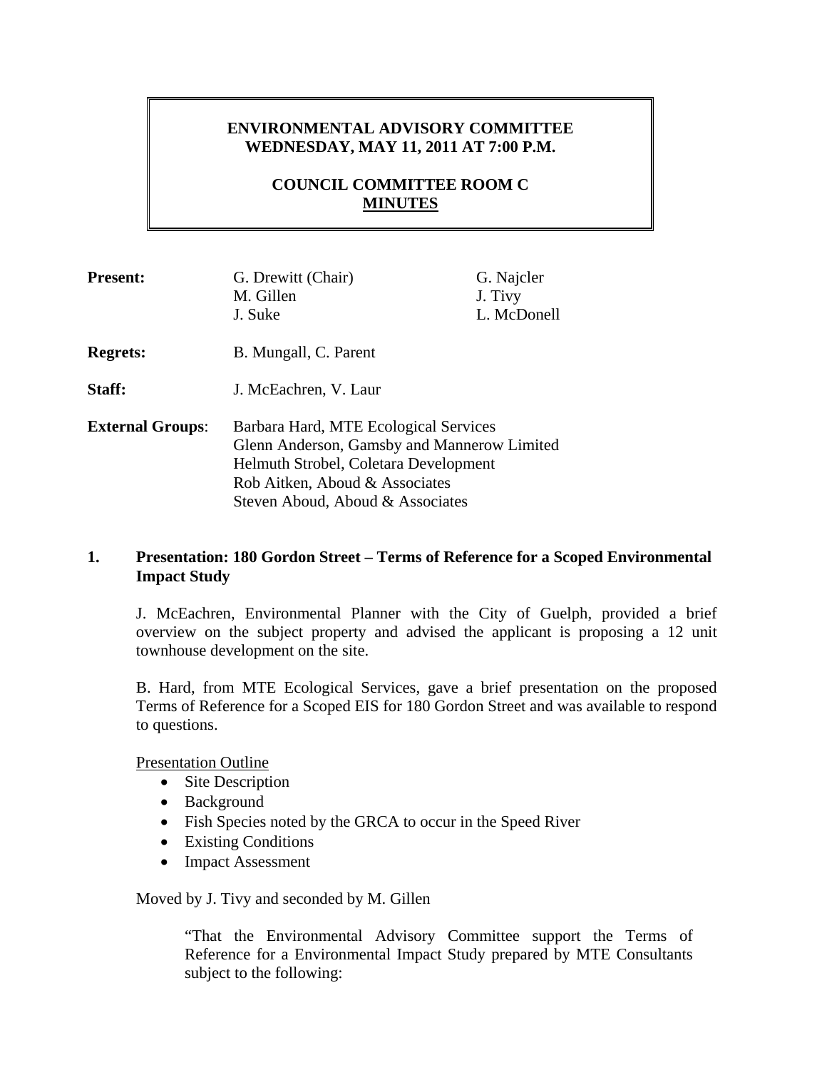**ENVIRONMENTAL ADVISORY COMMITTEE**
**WEDNESDAY, MAY 11, 2011 AT 7:00 P.M.**

**COUNCIL COMMITTEE ROOM C**
**MINUTES**

| | | |
|---|---|---|
| **Present:** | G. Drewitt (Chair)<br>M. Gillen<br>J. Suke | G. Najcler<br>J. Tivy<br>L. McDonell |
| **Regrets:** | B. Mungall, C. Parent | |
| **Staff:** | J. McEachren, V. Laur | |
| **External Groups**: | Barbara Hard, MTE Ecological Services<br>Glenn Anderson, Gamsby and Mannerow Limited<br>Helmuth Strobel, Coletara Development<br>Rob Aitken, Aboud & Associates<br>Steven Aboud, Aboud & Associates | |

## 1. Presentation: 180 Gordon Street – Terms of Reference for a Scoped Environmental Impact Study

J. McEachren, Environmental Planner with the City of Guelph, provided a brief overview on the subject property and advised the applicant is proposing a 12 unit townhouse development on the site.

B. Hard, from MTE Ecological Services, gave a brief presentation on the proposed Terms of Reference for a Scoped EIS for 180 Gordon Street and was available to respond to questions.

Presentation Outline

- Site Description
- Background
- Fish Species noted by the GRCA to occur in the Speed River
- Existing Conditions
- Impact Assessment

Moved by J. Tivy and seconded by M. Gillen

> "That the Environmental Advisory Committee support the Terms of Reference for a Environmental Impact Study prepared by MTE Consultants subject to the following: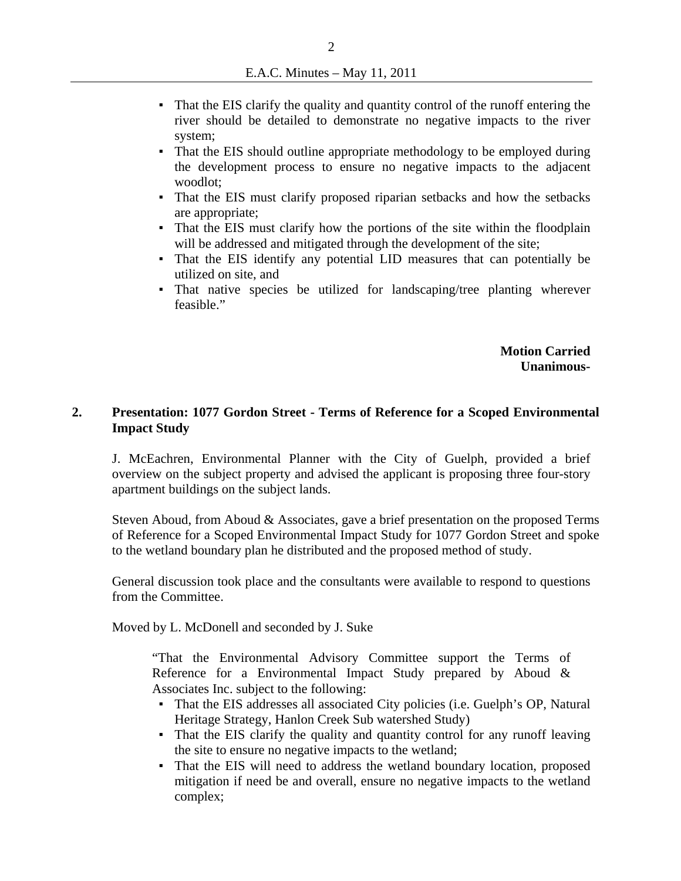- That the EIS clarify the quality and quantity control of the runoff entering the river should be detailed to demonstrate no negative impacts to the river system;
- That the EIS should outline appropriate methodology to be employed during the development process to ensure no negative impacts to the adjacent woodlot;
- That the EIS must clarify proposed riparian setbacks and how the setbacks are appropriate;
- That the EIS must clarify how the portions of the site within the floodplain will be addressed and mitigated through the development of the site;
- That the EIS identify any potential LID measures that can potentially be utilized on site, and
- That native species be utilized for landscaping/tree planting wherever feasible."

**Motion Carried**
**Unanimous-**

## 2. Presentation: 1077 Gordon Street - Terms of Reference for a Scoped Environmental Impact Study

J. McEachren, Environmental Planner with the City of Guelph, provided a brief overview on the subject property and advised the applicant is proposing three four-story apartment buildings on the subject lands.

Steven Aboud, from Aboud & Associates, gave a brief presentation on the proposed Terms of Reference for a Scoped Environmental Impact Study for 1077 Gordon Street and spoke to the wetland boundary plan he distributed and the proposed method of study.

General discussion took place and the consultants were available to respond to questions from the Committee.

Moved by L. McDonell and seconded by J. Suke

"That the Environmental Advisory Committee support the Terms of Reference for a Environmental Impact Study prepared by Aboud & Associates Inc. subject to the following:

- That the EIS addresses all associated City policies (i.e. Guelph's OP, Natural Heritage Strategy, Hanlon Creek Sub watershed Study)
- That the EIS clarify the quality and quantity control for any runoff leaving the site to ensure no negative impacts to the wetland;
- That the EIS will need to address the wetland boundary location, proposed mitigation if need be and overall, ensure no negative impacts to the wetland complex;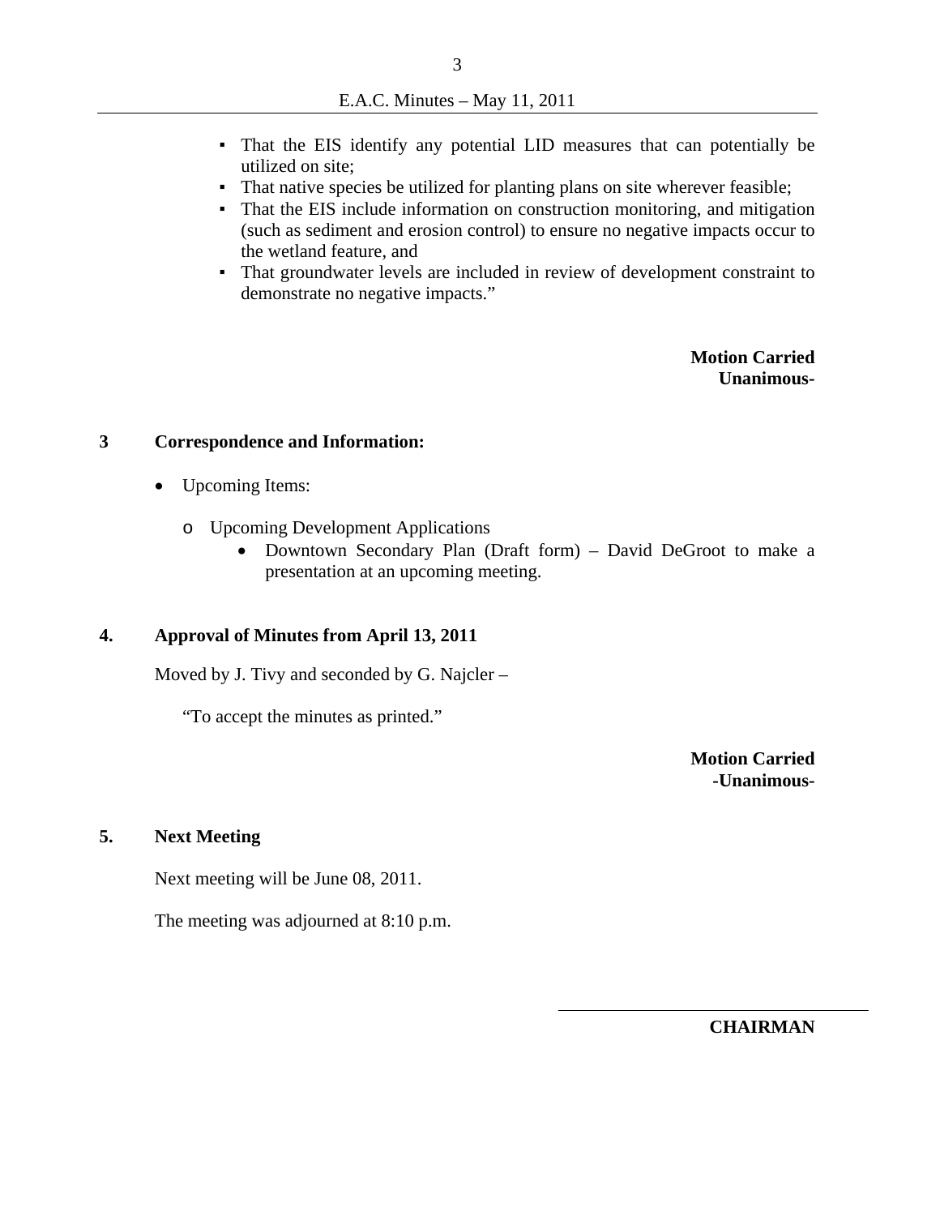- That the EIS identify any potential LID measures that can potentially be utilized on site;
- That native species be utilized for planting plans on site wherever feasible;
- That the EIS include information on construction monitoring, and mitigation (such as sediment and erosion control) to ensure no negative impacts occur to the wetland feature, and
- That groundwater levels are included in review of development constraint to demonstrate no negative impacts."

**Motion Carried**
**Unanimous-**

## 3 Correspondence and Information:

- Upcoming Items:
  - Upcoming Development Applications
    - Downtown Secondary Plan (Draft form) – David DeGroot to make a presentation at an upcoming meeting.

## 4. Approval of Minutes from April 13, 2011

Moved by J. Tivy and seconded by G. Najcler –

"To accept the minutes as printed."

**Motion Carried**
**-Unanimous-**

## 5. Next Meeting

Next meeting will be June 08, 2011.

The meeting was adjourned at 8:10 p.m.

\_\_\_\_\_\_\_\_\_\_\_\_\_\_\_\_\_\_\_\_\_\_\_\_\_\_\_\_\_\_

**CHAIRMAN**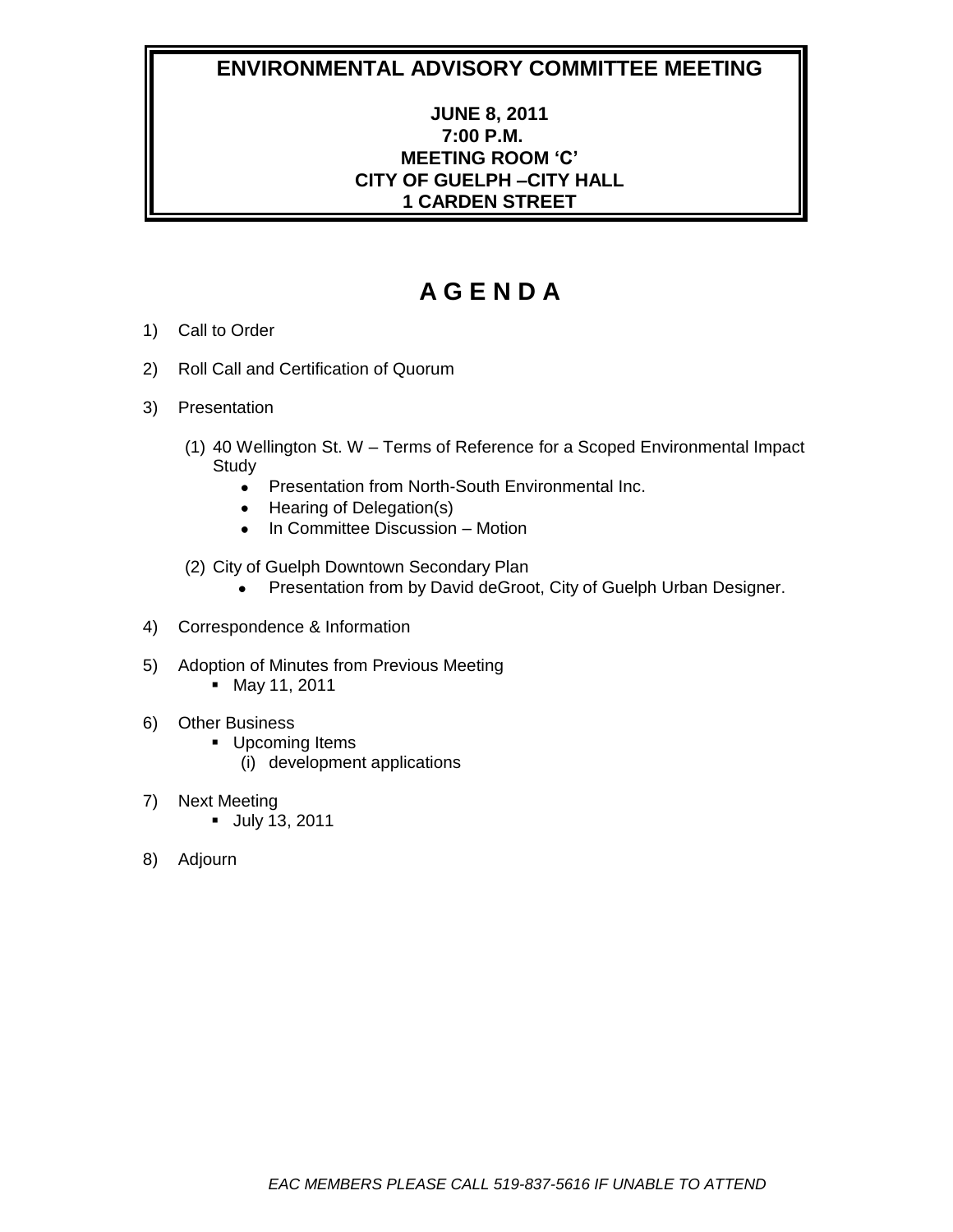# ENVIRONMENTAL ADVISORY COMMITTEE MEETING

**JUNE 8, 2011**
**7:00 P.M.**
**MEETING ROOM 'C'**
**CITY OF GUELPH –CITY HALL**
**1 CARDEN STREET**

# A G E N D A

1) Call to Order

2) Roll Call and Certification of Quorum

3) Presentation

   (1) 40 Wellington St. W – Terms of Reference for a Scoped Environmental Impact Study
   - Presentation from North-South Environmental Inc.
   - Hearing of Delegation(s)
   - In Committee Discussion – Motion

   (2) City of Guelph Downtown Secondary Plan
   - Presentation from by David deGroot, City of Guelph Urban Designer.

4) Correspondence & Information

5) Adoption of Minutes from Previous Meeting
   - May 11, 2011

6) Other Business
   - Upcoming Items
     (i) development applications

7) Next Meeting
   - July 13, 2011

8) Adjourn

*EAC MEMBERS PLEASE CALL 519-837-5616 IF UNABLE TO ATTEND*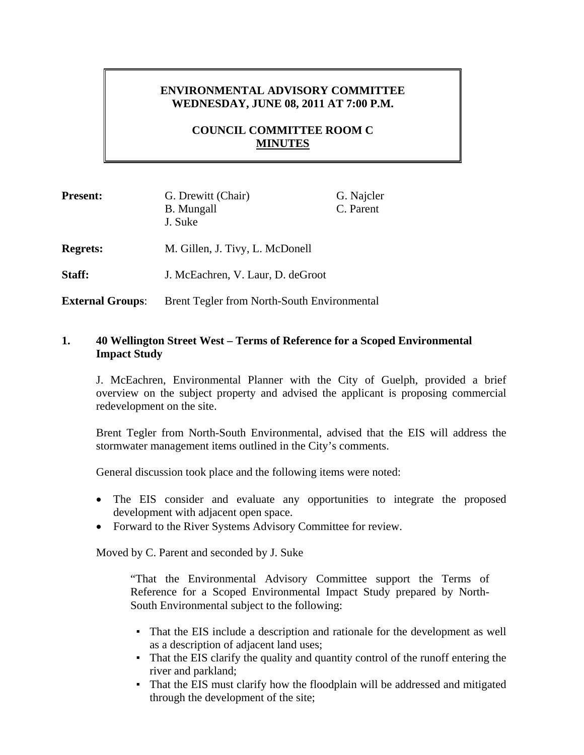**ENVIRONMENTAL ADVISORY COMMITTEE**
**WEDNESDAY, JUNE 08, 2011 AT 7:00 P.M.**

**COUNCIL COMMITTEE ROOM C**
**MINUTES**

| | | |
|---|---|---|
| **Present:** | G. Drewitt (Chair)<br>B. Mungall<br>J. Suke | G. Najcler<br>C. Parent |
| **Regrets:** | M. Gillen, J. Tivy, L. McDonell | |
| **Staff:** | J. McEachren, V. Laur, D. deGroot | |
| **External Groups**: | Brent Tegler from North-South Environmental | |

## 1. 40 Wellington Street West – Terms of Reference for a Scoped Environmental Impact Study

J. McEachren, Environmental Planner with the City of Guelph, provided a brief overview on the subject property and advised the applicant is proposing commercial redevelopment on the site.

Brent Tegler from North-South Environmental, advised that the EIS will address the stormwater management items outlined in the City's comments.

General discussion took place and the following items were noted:

- The EIS consider and evaluate any opportunities to integrate the proposed development with adjacent open space.
- Forward to the River Systems Advisory Committee for review.

Moved by C. Parent and seconded by J. Suke

> "That the Environmental Advisory Committee support the Terms of Reference for a Scoped Environmental Impact Study prepared by North-South Environmental subject to the following:
>
> - That the EIS include a description and rationale for the development as well as a description of adjacent land uses;
> - That the EIS clarify the quality and quantity control of the runoff entering the river and parkland;
> - That the EIS must clarify how the floodplain will be addressed and mitigated through the development of the site;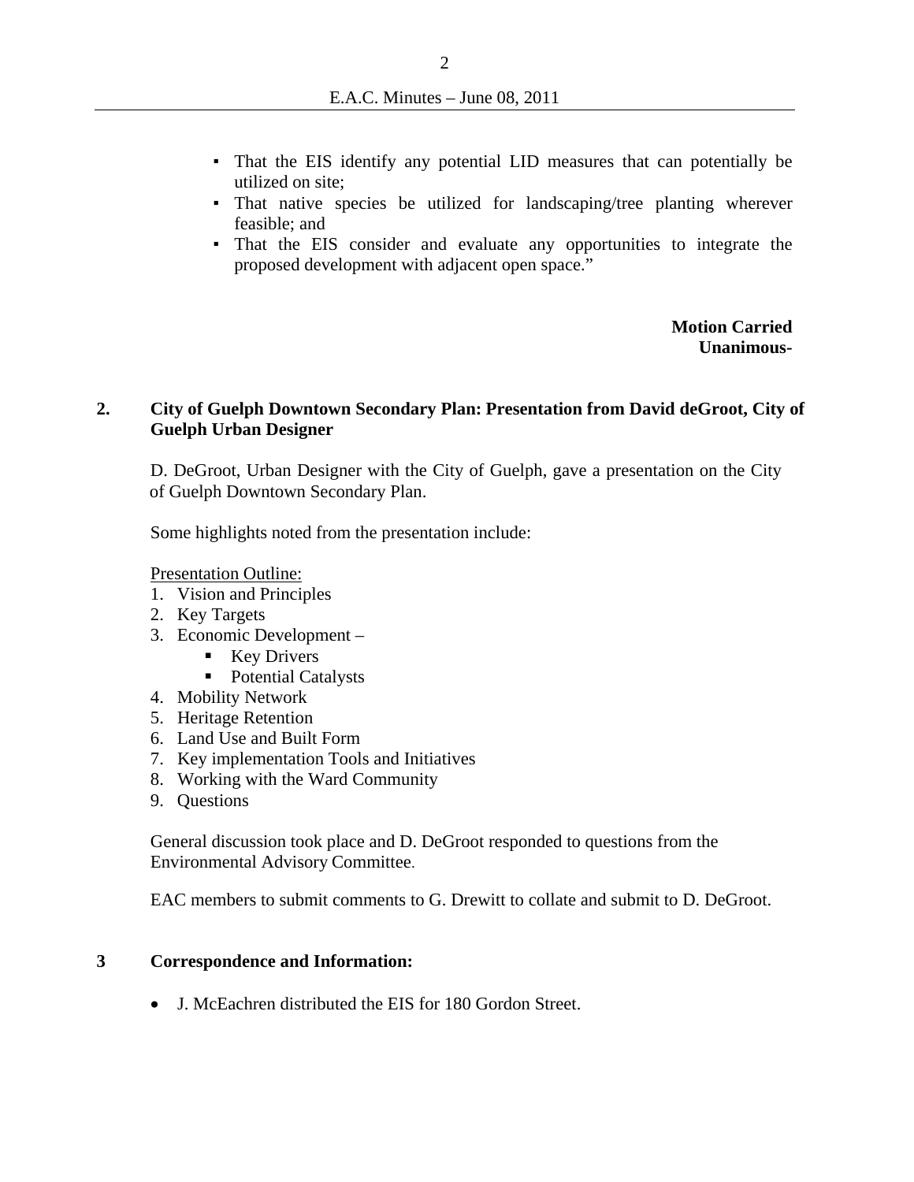- That the EIS identify any potential LID measures that can potentially be utilized on site;
- That native species be utilized for landscaping/tree planting wherever feasible; and
- That the EIS consider and evaluate any opportunities to integrate the proposed development with adjacent open space."

**Motion Carried**
**Unanimous-**

## 2. City of Guelph Downtown Secondary Plan: Presentation from David deGroot, City of Guelph Urban Designer

D. DeGroot, Urban Designer with the City of Guelph, gave a presentation on the City of Guelph Downtown Secondary Plan.

Some highlights noted from the presentation include:

Presentation Outline:

1. Vision and Principles
2. Key Targets
3. Economic Development –
   - Key Drivers
   - Potential Catalysts
4. Mobility Network
5. Heritage Retention
6. Land Use and Built Form
7. Key implementation Tools and Initiatives
8. Working with the Ward Community
9. Questions

General discussion took place and D. DeGroot responded to questions from the Environmental Advisory Committee.

EAC members to submit comments to G. Drewitt to collate and submit to D. DeGroot.

## 3 Correspondence and Information:

- J. McEachren distributed the EIS for 180 Gordon Street.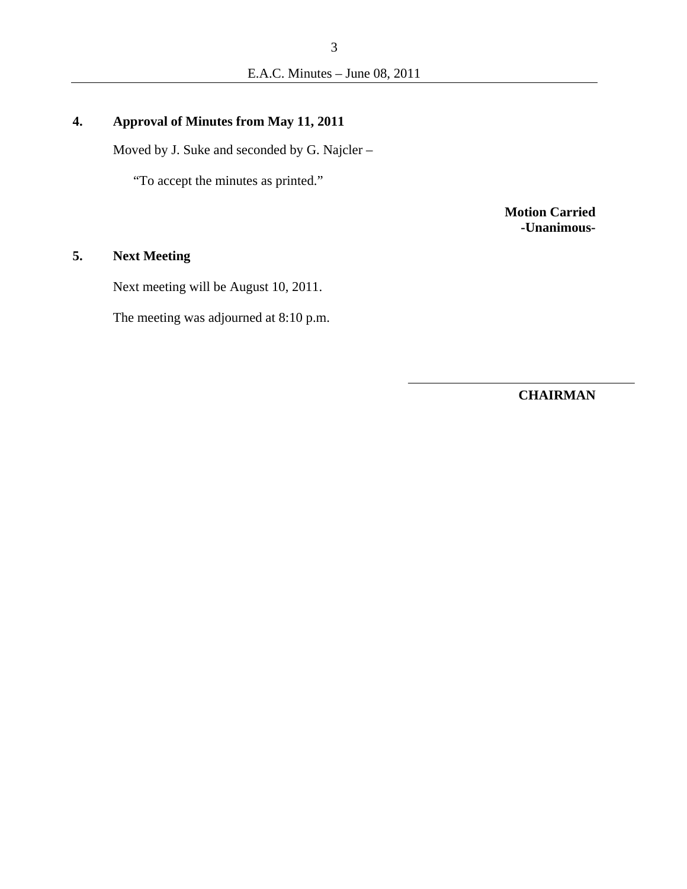## 4. Approval of Minutes from May 11, 2011

Moved by J. Suke and seconded by G. Najcler –

"To accept the minutes as printed."

**Motion Carried**
**-Unanimous-**

## 5. Next Meeting

Next meeting will be August 10, 2011.

The meeting was adjourned at 8:10 p.m.

\_\_\_\_\_\_\_\_\_\_\_\_\_\_\_\_\_\_\_\_\_\_\_\_\_\_\_\_\_\_\_\_

**CHAIRMAN**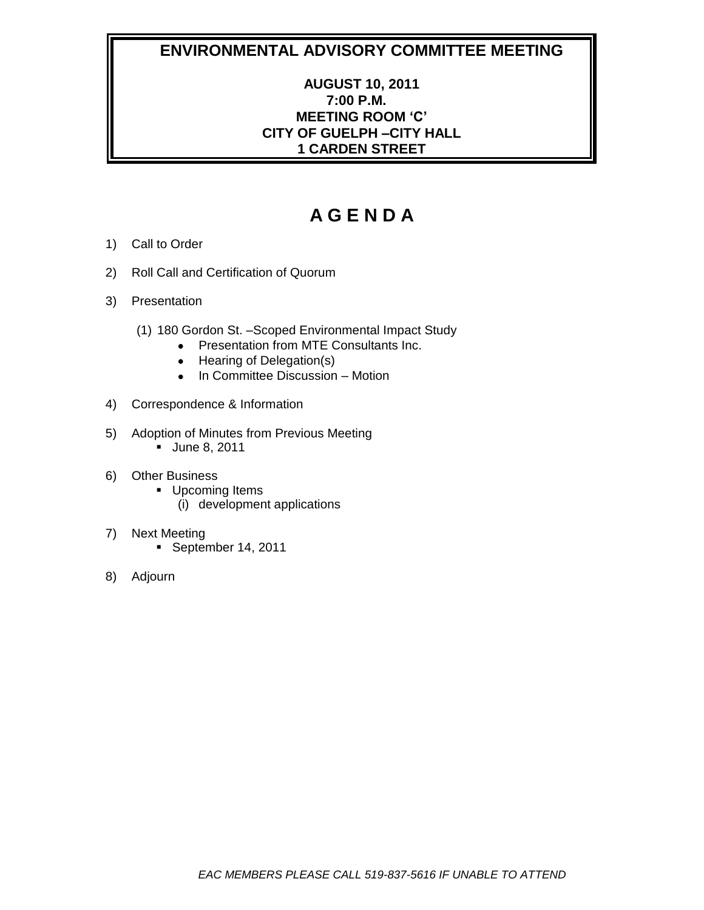# ENVIRONMENTAL ADVISORY COMMITTEE MEETING

**AUGUST 10, 2011**
**7:00 P.M.**
**MEETING ROOM 'C'**
**CITY OF GUELPH –CITY HALL**
**1 CARDEN STREET**

# A G E N D A

1) Call to Order

2) Roll Call and Certification of Quorum

3) Presentation

   (1) 180 Gordon St. –Scoped Environmental Impact Study
   - Presentation from MTE Consultants Inc.
   - Hearing of Delegation(s)
   - In Committee Discussion – Motion

4) Correspondence & Information

5) Adoption of Minutes from Previous Meeting
   - June 8, 2011

6) Other Business
   - Upcoming Items
     (i) development applications

7) Next Meeting
   - September 14, 2011

8) Adjourn

*EAC MEMBERS PLEASE CALL 519-837-5616 IF UNABLE TO ATTEND*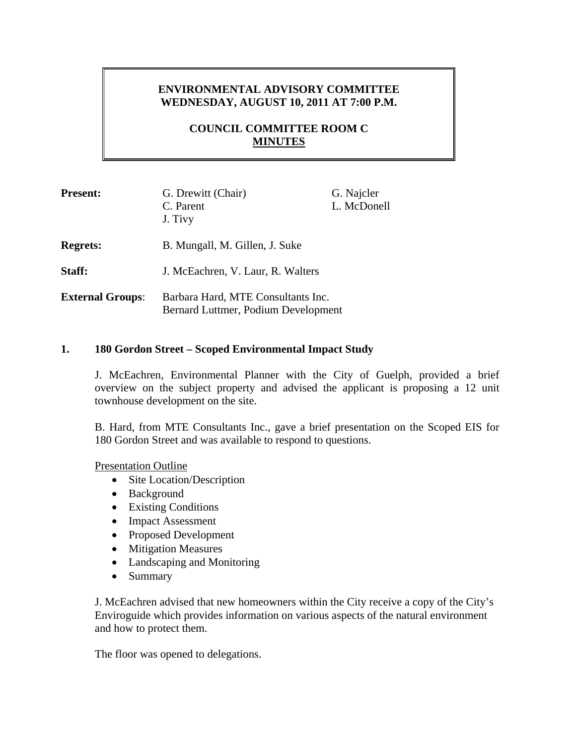**ENVIRONMENTAL ADVISORY COMMITTEE**
**WEDNESDAY, AUGUST 10, 2011 AT 7:00 P.M.**

**COUNCIL COMMITTEE ROOM C**
**MINUTES**

| | | |
|---|---|---|
| **Present:** | G. Drewitt (Chair)<br>C. Parent<br>J. Tivy | G. Najcler<br>L. McDonell |
| **Regrets:** | B. Mungall, M. Gillen, J. Suke | |
| **Staff:** | J. McEachren, V. Laur, R. Walters | |
| **External Groups**: | Barbara Hard, MTE Consultants Inc.<br>Bernard Luttmer, Podium Development | |

## 1. 180 Gordon Street – Scoped Environmental Impact Study

J. McEachren, Environmental Planner with the City of Guelph, provided a brief overview on the subject property and advised the applicant is proposing a 12 unit townhouse development on the site.

B. Hard, from MTE Consultants Inc., gave a brief presentation on the Scoped EIS for 180 Gordon Street and was available to respond to questions.

Presentation Outline

- Site Location/Description
- Background
- Existing Conditions
- Impact Assessment
- Proposed Development
- Mitigation Measures
- Landscaping and Monitoring
- Summary

J. McEachren advised that new homeowners within the City receive a copy of the City's Enviroguide which provides information on various aspects of the natural environment and how to protect them.

The floor was opened to delegations.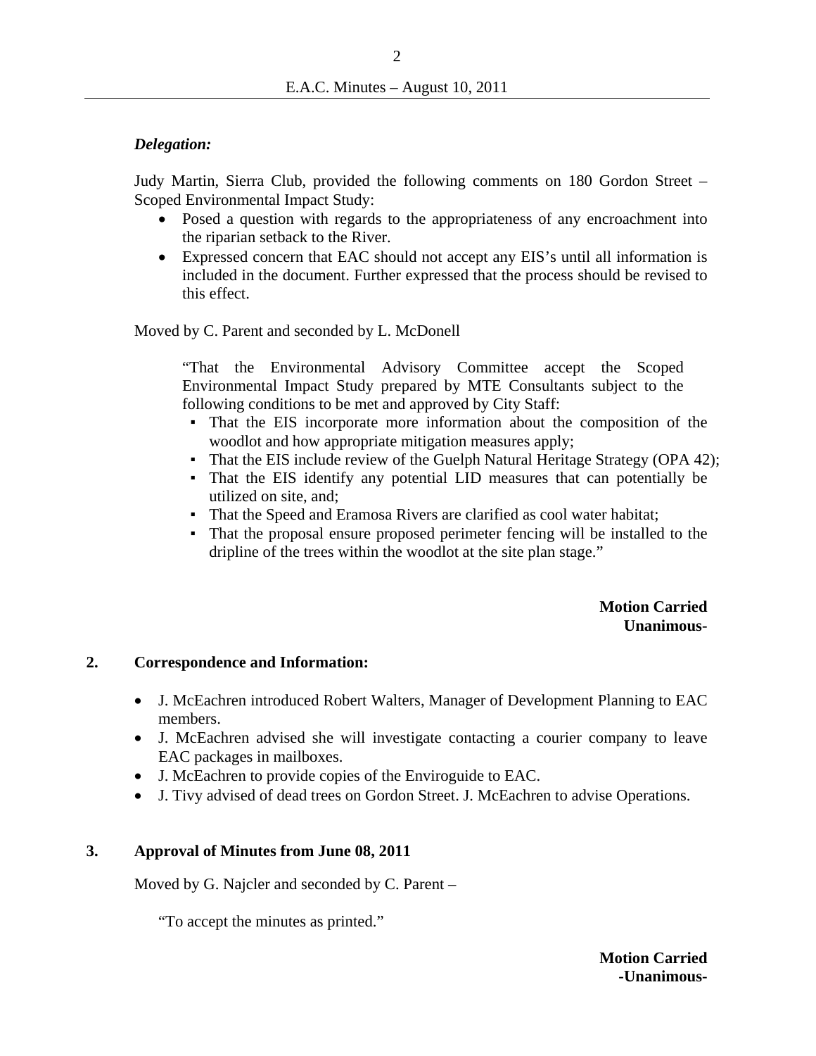***Delegation:***

Judy Martin, Sierra Club, provided the following comments on 180 Gordon Street – Scoped Environmental Impact Study:

- Posed a question with regards to the appropriateness of any encroachment into the riparian setback to the River.
- Expressed concern that EAC should not accept any EIS's until all information is included in the document. Further expressed that the process should be revised to this effect.

Moved by C. Parent and seconded by L. McDonell

> "That the Environmental Advisory Committee accept the Scoped Environmental Impact Study prepared by MTE Consultants subject to the following conditions to be met and approved by City Staff:
>
> - That the EIS incorporate more information about the composition of the woodlot and how appropriate mitigation measures apply;
> - That the EIS include review of the Guelph Natural Heritage Strategy (OPA 42);
> - That the EIS identify any potential LID measures that can potentially be utilized on site, and;
> - That the Speed and Eramosa Rivers are clarified as cool water habitat;
> - That the proposal ensure proposed perimeter fencing will be installed to the dripline of the trees within the woodlot at the site plan stage."

**Motion Carried**
**Unanimous-**

## 2. Correspondence and Information:

- J. McEachren introduced Robert Walters, Manager of Development Planning to EAC members.
- J. McEachren advised she will investigate contacting a courier company to leave EAC packages in mailboxes.
- J. McEachren to provide copies of the Enviroguide to EAC.
- J. Tivy advised of dead trees on Gordon Street. J. McEachren to advise Operations.

## 3. Approval of Minutes from June 08, 2011

Moved by G. Najcler and seconded by C. Parent –

> "To accept the minutes as printed."

**Motion Carried**
**-Unanimous-**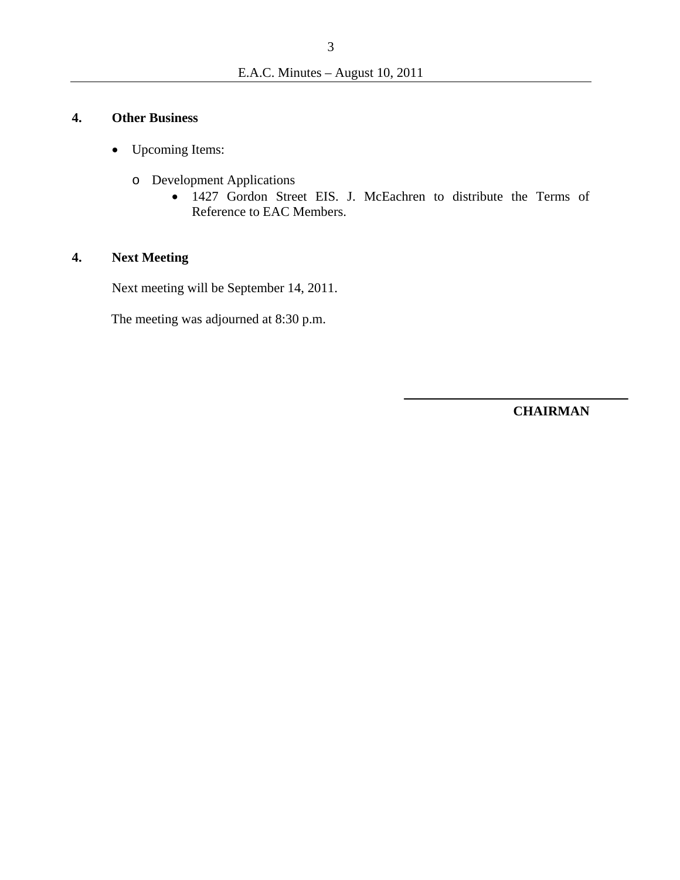## 4. Other Business

- Upcoming Items:
  - Development Applications
    - 1427 Gordon Street EIS. J. McEachren to distribute the Terms of Reference to EAC Members.

## 4. Next Meeting

Next meeting will be September 14, 2011.

The meeting was adjourned at 8:30 p.m.

______________________________

**CHAIRMAN**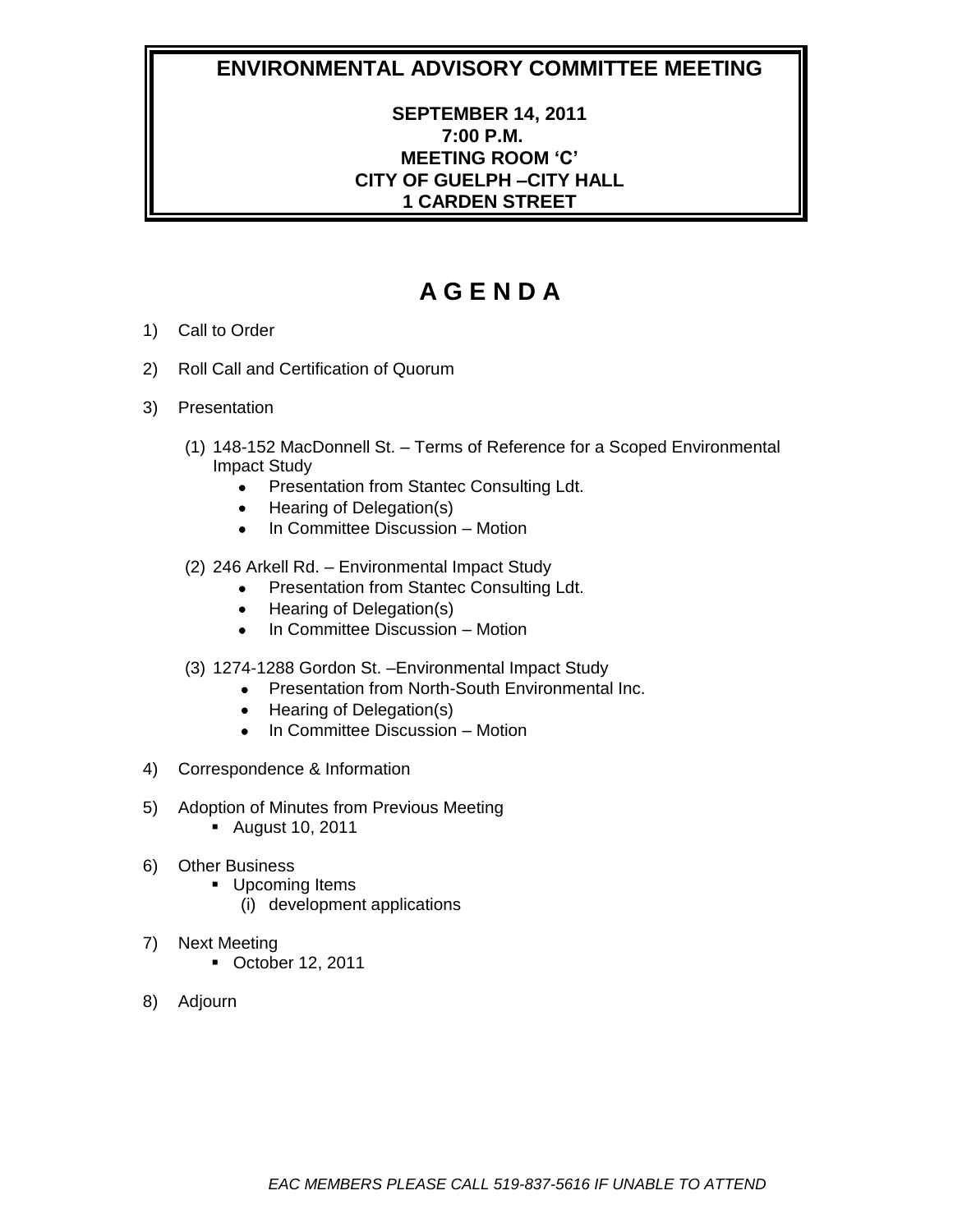# ENVIRONMENTAL ADVISORY COMMITTEE MEETING

**SEPTEMBER 14, 2011**
**7:00 P.M.**
**MEETING ROOM 'C'**
**CITY OF GUELPH –CITY HALL**
**1 CARDEN STREET**

# A G E N D A

1) Call to Order

2) Roll Call and Certification of Quorum

3) Presentation

   (1) 148-152 MacDonnell St. – Terms of Reference for a Scoped Environmental Impact Study
   - Presentation from Stantec Consulting Ldt.
   - Hearing of Delegation(s)
   - In Committee Discussion – Motion

   (2) 246 Arkell Rd. – Environmental Impact Study
   - Presentation from Stantec Consulting Ldt.
   - Hearing of Delegation(s)
   - In Committee Discussion – Motion

   (3) 1274-1288 Gordon St. –Environmental Impact Study
   - Presentation from North-South Environmental Inc.
   - Hearing of Delegation(s)
   - In Committee Discussion – Motion

4) Correspondence & Information

5) Adoption of Minutes from Previous Meeting
   - August 10, 2011

6) Other Business
   - Upcoming Items
     (i) development applications

7) Next Meeting
   - October 12, 2011

8) Adjourn

*EAC MEMBERS PLEASE CALL 519-837-5616 IF UNABLE TO ATTEND*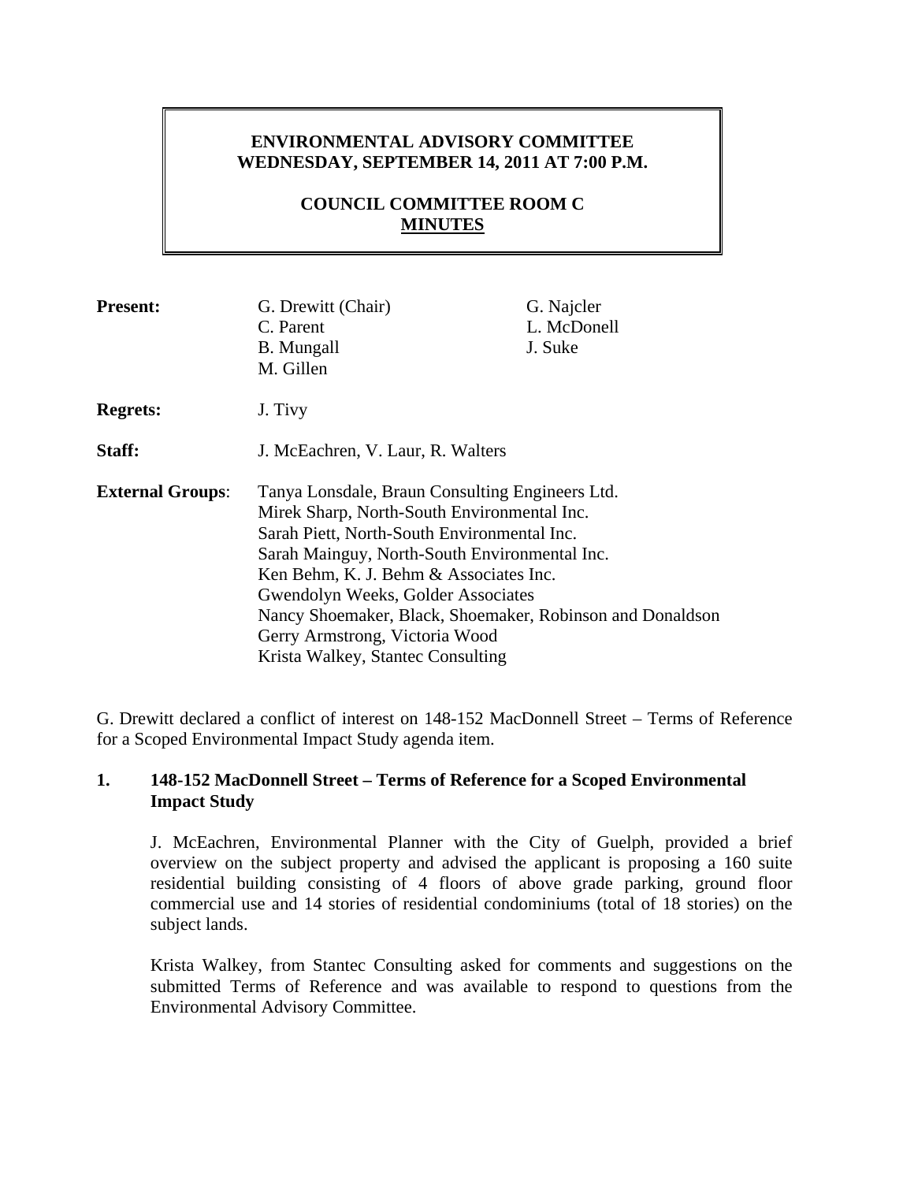**ENVIRONMENTAL ADVISORY COMMITTEE**
**WEDNESDAY, SEPTEMBER 14, 2011 AT 7:00 P.M.**

**COUNCIL COMMITTEE ROOM C**
**MINUTES**

| | | |
|---|---|---|
| **Present:** | G. Drewitt (Chair)<br>C. Parent<br>B. Mungall<br>M. Gillen | G. Najcler<br>L. McDonell<br>J. Suke |
| **Regrets:** | J. Tivy | |
| **Staff:** | J. McEachren, V. Laur, R. Walters | |
| **External Groups**: | Tanya Lonsdale, Braun Consulting Engineers Ltd.<br>Mirek Sharp, North-South Environmental Inc.<br>Sarah Piett, North-South Environmental Inc.<br>Sarah Mainguy, North-South Environmental Inc.<br>Ken Behm, K. J. Behm & Associates Inc.<br>Gwendolyn Weeks, Golder Associates<br>Nancy Shoemaker, Black, Shoemaker, Robinson and Donaldson<br>Gerry Armstrong, Victoria Wood<br>Krista Walkey, Stantec Consulting | |

G. Drewitt declared a conflict of interest on 148-152 MacDonnell Street – Terms of Reference for a Scoped Environmental Impact Study agenda item.

**1. 148-152 MacDonnell Street – Terms of Reference for a Scoped Environmental Impact Study**

J. McEachren, Environmental Planner with the City of Guelph, provided a brief overview on the subject property and advised the applicant is proposing a 160 suite residential building consisting of 4 floors of above grade parking, ground floor commercial use and 14 stories of residential condominiums (total of 18 stories) on the subject lands.

Krista Walkey, from Stantec Consulting asked for comments and suggestions on the submitted Terms of Reference and was available to respond to questions from the Environmental Advisory Committee.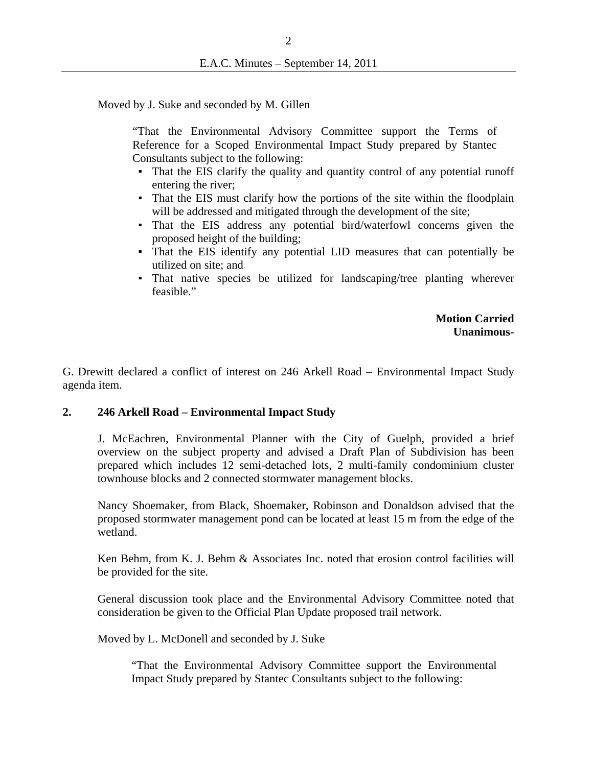Moved by J. Suke and seconded by M. Gillen

> "That the Environmental Advisory Committee support the Terms of Reference for a Scoped Environmental Impact Study prepared by Stantec Consultants subject to the following:
> - That the EIS clarify the quality and quantity control of any potential runoff entering the river;
> - That the EIS must clarify how the portions of the site within the floodplain will be addressed and mitigated through the development of the site;
> - That the EIS address any potential bird/waterfowl concerns given the proposed height of the building;
> - That the EIS identify any potential LID measures that can potentially be utilized on site; and
> - That native species be utilized for landscaping/tree planting wherever feasible."

**Motion Carried**
**Unanimous-**

G. Drewitt declared a conflict of interest on 246 Arkell Road – Environmental Impact Study agenda item.

## 2. 246 Arkell Road – Environmental Impact Study

J. McEachren, Environmental Planner with the City of Guelph, provided a brief overview on the subject property and advised a Draft Plan of Subdivision has been prepared which includes 12 semi-detached lots, 2 multi-family condominium cluster townhouse blocks and 2 connected stormwater management blocks.

Nancy Shoemaker, from Black, Shoemaker, Robinson and Donaldson advised that the proposed stormwater management pond can be located at least 15 m from the edge of the wetland.

Ken Behm, from K. J. Behm & Associates Inc. noted that erosion control facilities will be provided for the site.

General discussion took place and the Environmental Advisory Committee noted that consideration be given to the Official Plan Update proposed trail network.

Moved by L. McDonell and seconded by J. Suke

> "That the Environmental Advisory Committee support the Environmental Impact Study prepared by Stantec Consultants subject to the following: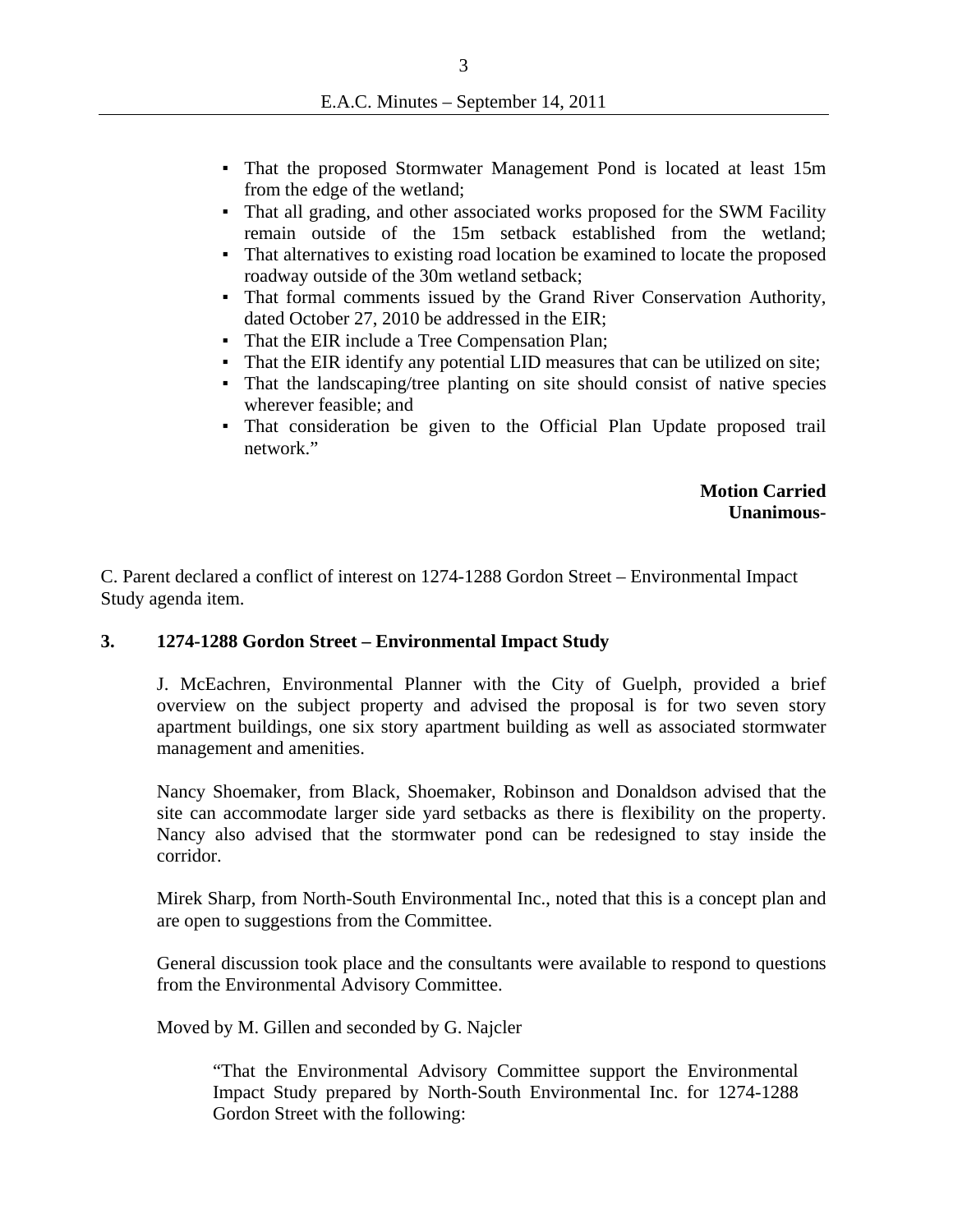- That the proposed Stormwater Management Pond is located at least 15m from the edge of the wetland;
- That all grading, and other associated works proposed for the SWM Facility remain outside of the 15m setback established from the wetland;
- That alternatives to existing road location be examined to locate the proposed roadway outside of the 30m wetland setback;
- That formal comments issued by the Grand River Conservation Authority, dated October 27, 2010 be addressed in the EIR;
- That the EIR include a Tree Compensation Plan;
- That the EIR identify any potential LID measures that can be utilized on site;
- That the landscaping/tree planting on site should consist of native species wherever feasible; and
- That consideration be given to the Official Plan Update proposed trail network."

**Motion Carried**
**Unanimous-**

C. Parent declared a conflict of interest on 1274-1288 Gordon Street – Environmental Impact Study agenda item.

### 3. 1274-1288 Gordon Street – Environmental Impact Study

J. McEachren, Environmental Planner with the City of Guelph, provided a brief overview on the subject property and advised the proposal is for two seven story apartment buildings, one six story apartment building as well as associated stormwater management and amenities.

Nancy Shoemaker, from Black, Shoemaker, Robinson and Donaldson advised that the site can accommodate larger side yard setbacks as there is flexibility on the property. Nancy also advised that the stormwater pond can be redesigned to stay inside the corridor.

Mirek Sharp, from North-South Environmental Inc., noted that this is a concept plan and are open to suggestions from the Committee.

General discussion took place and the consultants were available to respond to questions from the Environmental Advisory Committee.

Moved by M. Gillen and seconded by G. Najcler

"That the Environmental Advisory Committee support the Environmental Impact Study prepared by North-South Environmental Inc. for 1274-1288 Gordon Street with the following: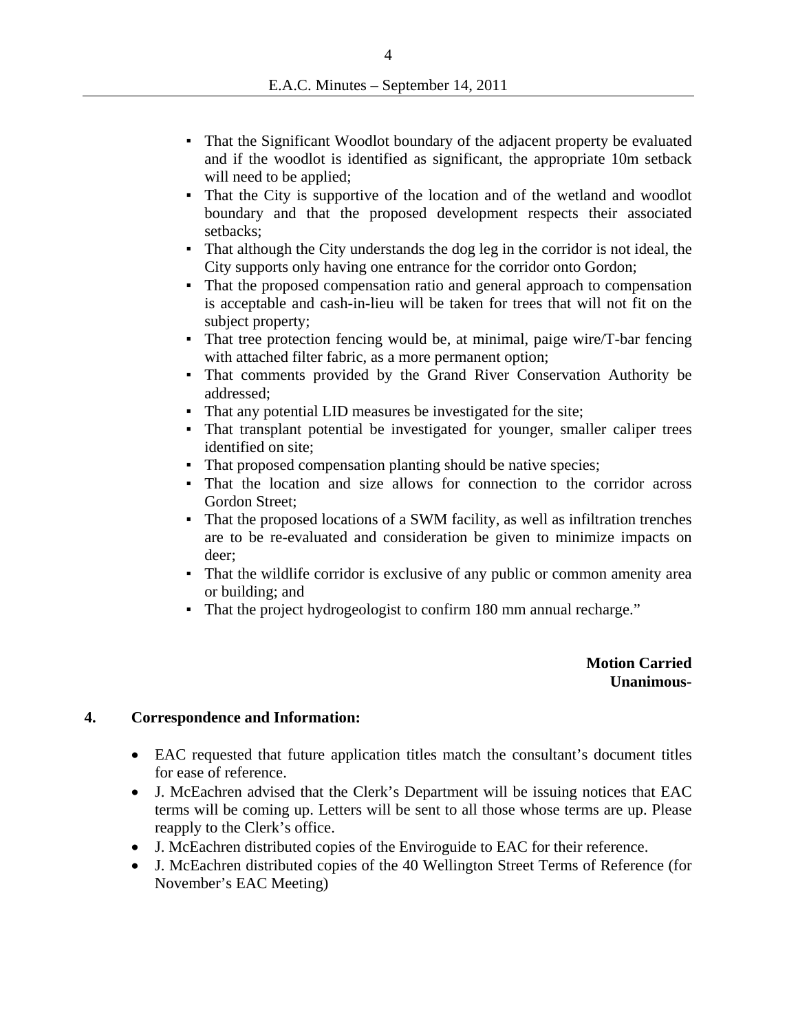- That the Significant Woodlot boundary of the adjacent property be evaluated and if the woodlot is identified as significant, the appropriate 10m setback will need to be applied;
- That the City is supportive of the location and of the wetland and woodlot boundary and that the proposed development respects their associated setbacks;
- That although the City understands the dog leg in the corridor is not ideal, the City supports only having one entrance for the corridor onto Gordon;
- That the proposed compensation ratio and general approach to compensation is acceptable and cash-in-lieu will be taken for trees that will not fit on the subject property;
- That tree protection fencing would be, at minimal, paige wire/T-bar fencing with attached filter fabric, as a more permanent option;
- That comments provided by the Grand River Conservation Authority be addressed;
- That any potential LID measures be investigated for the site;
- That transplant potential be investigated for younger, smaller caliper trees identified on site;
- That proposed compensation planting should be native species;
- That the location and size allows for connection to the corridor across Gordon Street;
- That the proposed locations of a SWM facility, as well as infiltration trenches are to be re-evaluated and consideration be given to minimize impacts on deer;
- That the wildlife corridor is exclusive of any public or common amenity area or building; and
- That the project hydrogeologist to confirm 180 mm annual recharge."

**Motion Carried**
**Unanimous-**

**4. Correspondence and Information:**

- EAC requested that future application titles match the consultant's document titles for ease of reference.
- J. McEachren advised that the Clerk's Department will be issuing notices that EAC terms will be coming up. Letters will be sent to all those whose terms are up. Please reapply to the Clerk's office.
- J. McEachren distributed copies of the Enviroguide to EAC for their reference.
- J. McEachren distributed copies of the 40 Wellington Street Terms of Reference (for November's EAC Meeting)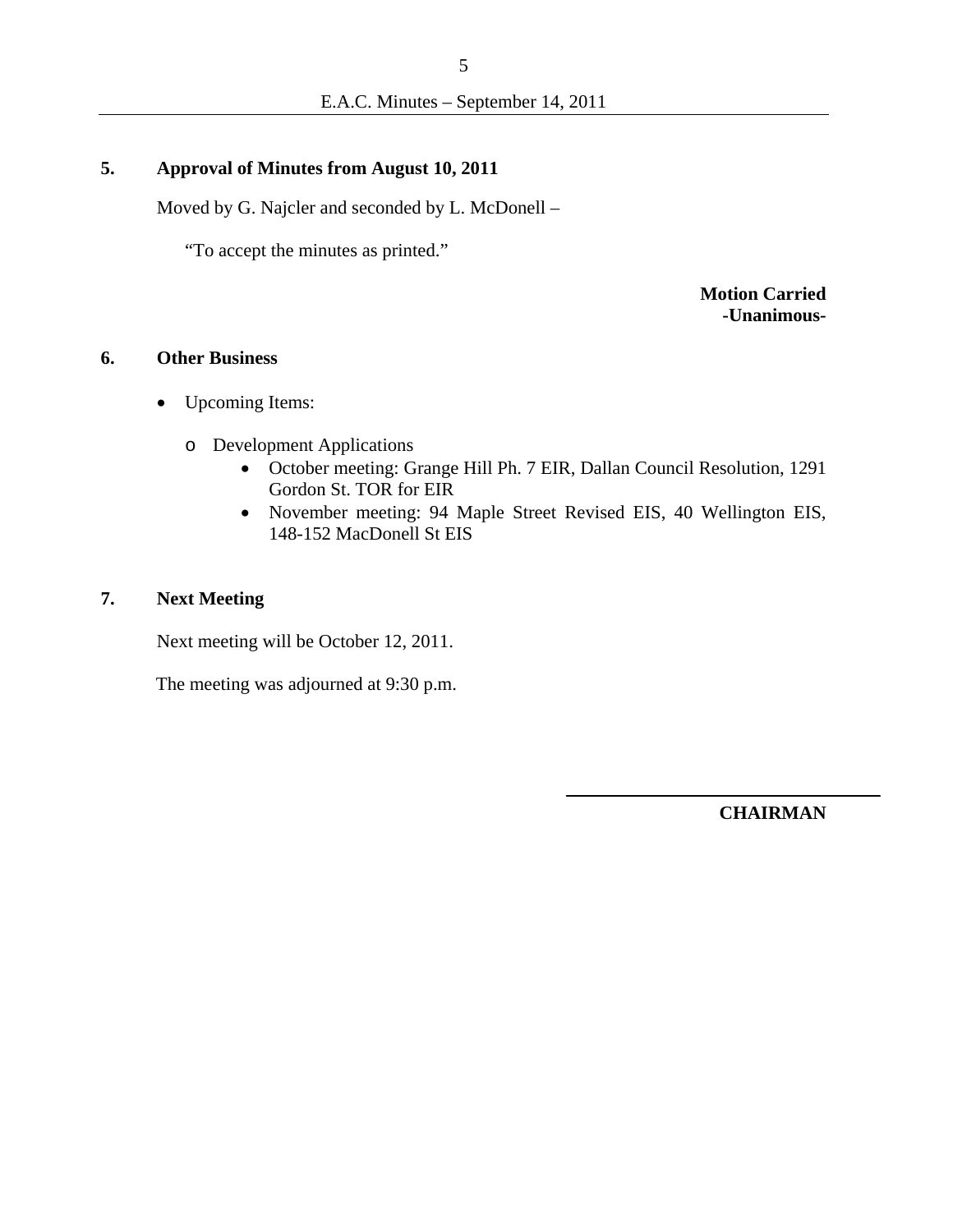## 5. Approval of Minutes from August 10, 2011

Moved by G. Najcler and seconded by L. McDonell –

"To accept the minutes as printed."

**Motion Carried**
**-Unanimous-**

## 6. Other Business

- Upcoming Items:
  - Development Applications
    - October meeting: Grange Hill Ph. 7 EIR, Dallan Council Resolution, 1291 Gordon St. TOR for EIR
    - November meeting: 94 Maple Street Revised EIS, 40 Wellington EIS, 148-152 MacDonell St EIS

## 7. Next Meeting

Next meeting will be October 12, 2011.

The meeting was adjourned at 9:30 p.m.

\_\_\_\_\_\_\_\_\_\_\_\_\_\_\_\_\_\_\_\_\_\_\_\_\_\_\_\_\_\_\_\_\_\_

**CHAIRMAN**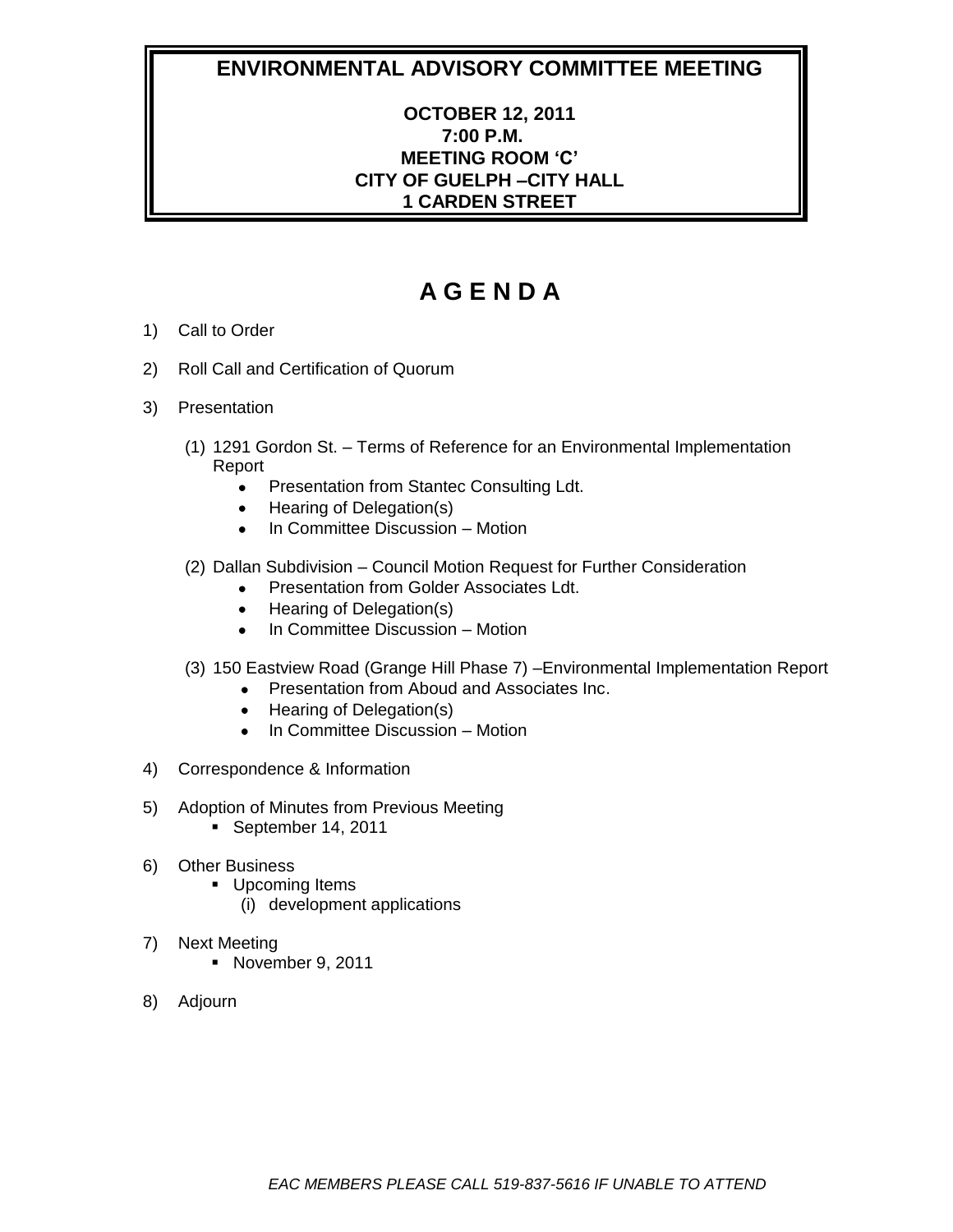# ENVIRONMENTAL ADVISORY COMMITTEE MEETING

**OCTOBER 12, 2011**
**7:00 P.M.**
**MEETING ROOM 'C'**
**CITY OF GUELPH –CITY HALL**
**1 CARDEN STREET**

# A G E N D A

1) Call to Order

2) Roll Call and Certification of Quorum

3) Presentation

   (1) 1291 Gordon St. – Terms of Reference for an Environmental Implementation Report
   - Presentation from Stantec Consulting Ldt.
   - Hearing of Delegation(s)
   - In Committee Discussion – Motion

   (2) Dallan Subdivision – Council Motion Request for Further Consideration
   - Presentation from Golder Associates Ldt.
   - Hearing of Delegation(s)
   - In Committee Discussion – Motion

   (3) 150 Eastview Road (Grange Hill Phase 7) –Environmental Implementation Report
   - Presentation from Aboud and Associates Inc.
   - Hearing of Delegation(s)
   - In Committee Discussion – Motion

4) Correspondence & Information

5) Adoption of Minutes from Previous Meeting
   - September 14, 2011

6) Other Business
   - Upcoming Items
     (i) development applications

7) Next Meeting
   - November 9, 2011

8) Adjourn

*EAC MEMBERS PLEASE CALL 519-837-5616 IF UNABLE TO ATTEND*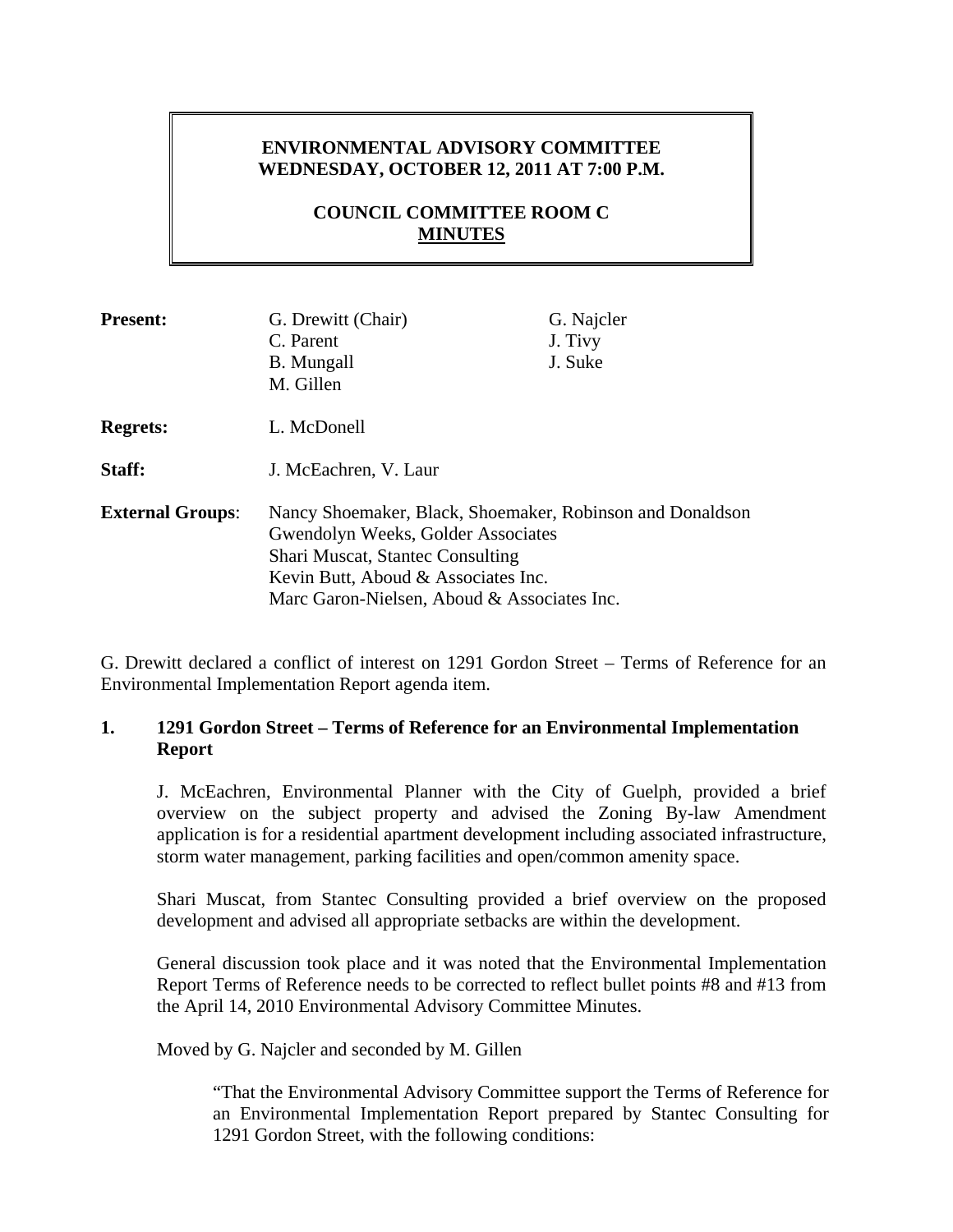**ENVIRONMENTAL ADVISORY COMMITTEE**
**WEDNESDAY, OCTOBER 12, 2011 AT 7:00 P.M.**

**COUNCIL COMMITTEE ROOM C**
**MINUTES**

| | | |
|---|---|---|
| **Present:** | G. Drewitt (Chair) | G. Najcler |
| | C. Parent | J. Tivy |
| | B. Mungall | J. Suke |
| | M. Gillen | |
| **Regrets:** | L. McDonell | |
| **Staff:** | J. McEachren, V. Laur | |
| **External Groups:** | Nancy Shoemaker, Black, Shoemaker, Robinson and Donaldson | |
| | Gwendolyn Weeks, Golder Associates | |
| | Shari Muscat, Stantec Consulting | |
| | Kevin Butt, Aboud & Associates Inc. | |
| | Marc Garon-Nielsen, Aboud & Associates Inc. | |

G. Drewitt declared a conflict of interest on 1291 Gordon Street – Terms of Reference for an Environmental Implementation Report agenda item.

## 1. 1291 Gordon Street – Terms of Reference for an Environmental Implementation Report

J. McEachren, Environmental Planner with the City of Guelph, provided a brief overview on the subject property and advised the Zoning By-law Amendment application is for a residential apartment development including associated infrastructure, storm water management, parking facilities and open/common amenity space.

Shari Muscat, from Stantec Consulting provided a brief overview on the proposed development and advised all appropriate setbacks are within the development.

General discussion took place and it was noted that the Environmental Implementation Report Terms of Reference needs to be corrected to reflect bullet points #8 and #13 from the April 14, 2010 Environmental Advisory Committee Minutes.

Moved by G. Najcler and seconded by M. Gillen

> "That the Environmental Advisory Committee support the Terms of Reference for an Environmental Implementation Report prepared by Stantec Consulting for 1291 Gordon Street, with the following conditions: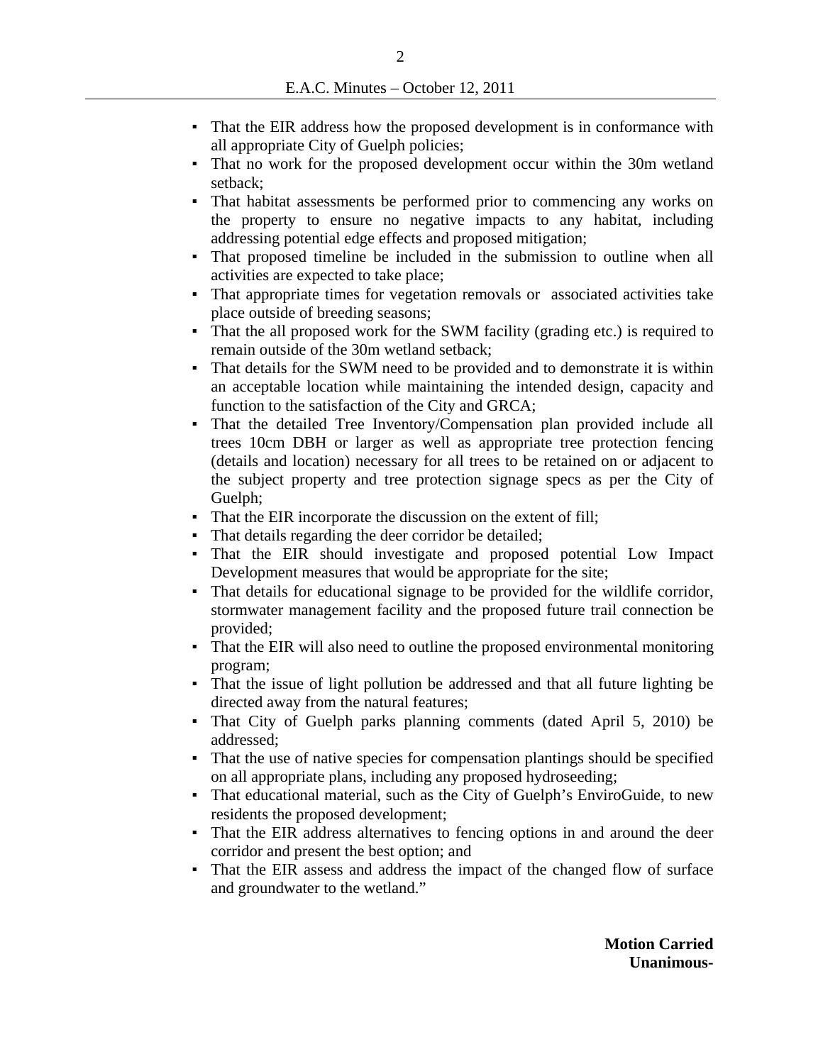- That the EIR address how the proposed development is in conformance with all appropriate City of Guelph policies;
- That no work for the proposed development occur within the 30m wetland setback;
- That habitat assessments be performed prior to commencing any works on the property to ensure no negative impacts to any habitat, including addressing potential edge effects and proposed mitigation;
- That proposed timeline be included in the submission to outline when all activities are expected to take place;
- That appropriate times for vegetation removals or associated activities take place outside of breeding seasons;
- That the all proposed work for the SWM facility (grading etc.) is required to remain outside of the 30m wetland setback;
- That details for the SWM need to be provided and to demonstrate it is within an acceptable location while maintaining the intended design, capacity and function to the satisfaction of the City and GRCA;
- That the detailed Tree Inventory/Compensation plan provided include all trees 10cm DBH or larger as well as appropriate tree protection fencing (details and location) necessary for all trees to be retained on or adjacent to the subject property and tree protection signage specs as per the City of Guelph;
- That the EIR incorporate the discussion on the extent of fill;
- That details regarding the deer corridor be detailed;
- That the EIR should investigate and proposed potential Low Impact Development measures that would be appropriate for the site;
- That details for educational signage to be provided for the wildlife corridor, stormwater management facility and the proposed future trail connection be provided;
- That the EIR will also need to outline the proposed environmental monitoring program;
- That the issue of light pollution be addressed and that all future lighting be directed away from the natural features;
- That City of Guelph parks planning comments (dated April 5, 2010) be addressed;
- That the use of native species for compensation plantings should be specified on all appropriate plans, including any proposed hydroseeding;
- That educational material, such as the City of Guelph's EnviroGuide, to new residents the proposed development;
- That the EIR address alternatives to fencing options in and around the deer corridor and present the best option; and
- That the EIR assess and address the impact of the changed flow of surface and groundwater to the wetland."

**Motion Carried**
**Unanimous-**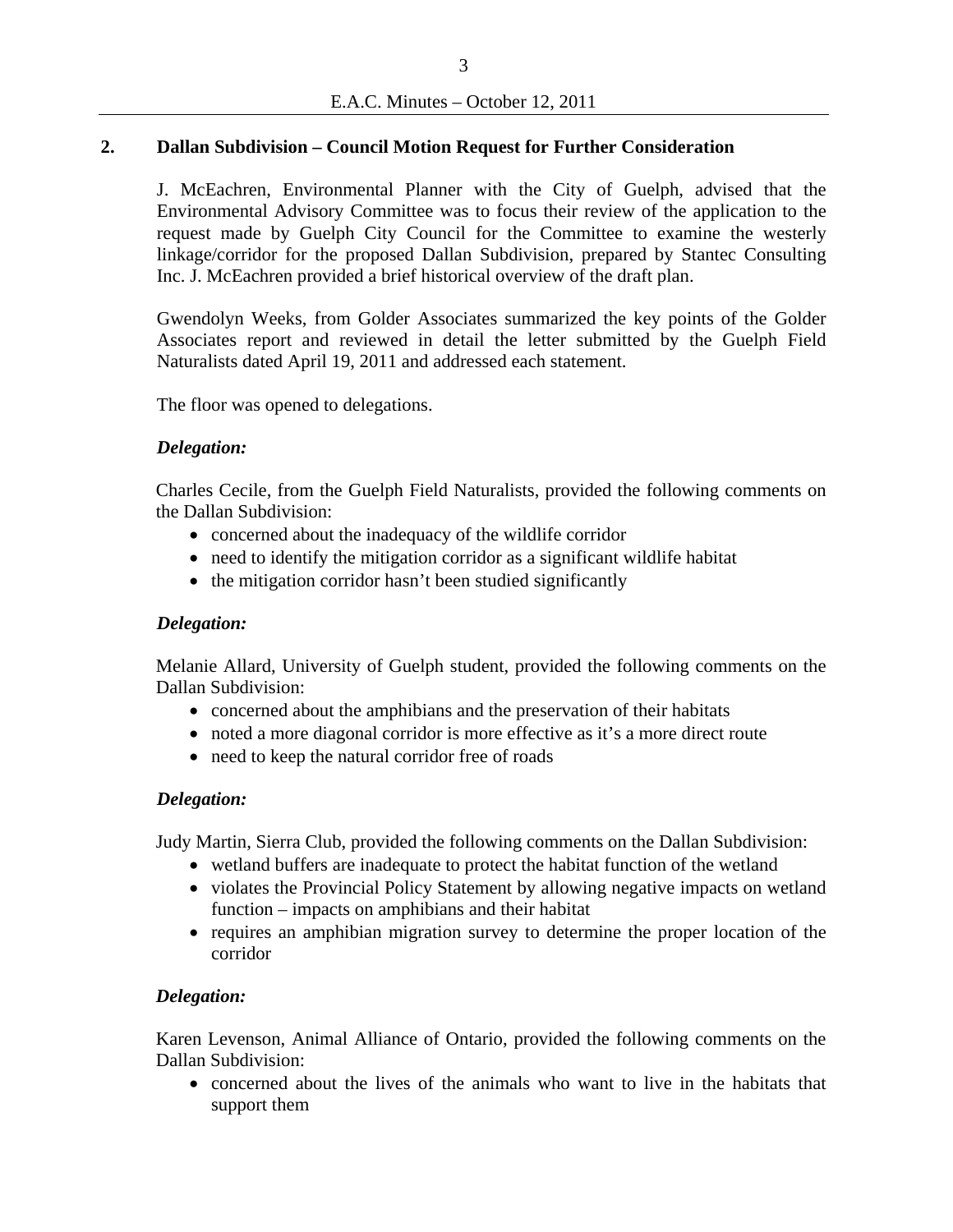## 2. Dallan Subdivision – Council Motion Request for Further Consideration

J. McEachren, Environmental Planner with the City of Guelph, advised that the Environmental Advisory Committee was to focus their review of the application to the request made by Guelph City Council for the Committee to examine the westerly linkage/corridor for the proposed Dallan Subdivision, prepared by Stantec Consulting Inc. J. McEachren provided a brief historical overview of the draft plan.

Gwendolyn Weeks, from Golder Associates summarized the key points of the Golder Associates report and reviewed in detail the letter submitted by the Guelph Field Naturalists dated April 19, 2011 and addressed each statement.

The floor was opened to delegations.

***Delegation:***

Charles Cecile, from the Guelph Field Naturalists, provided the following comments on the Dallan Subdivision:

- concerned about the inadequacy of the wildlife corridor
- need to identify the mitigation corridor as a significant wildlife habitat
- the mitigation corridor hasn't been studied significantly

***Delegation:***

Melanie Allard, University of Guelph student, provided the following comments on the Dallan Subdivision:

- concerned about the amphibians and the preservation of their habitats
- noted a more diagonal corridor is more effective as it's a more direct route
- need to keep the natural corridor free of roads

***Delegation:***

Judy Martin, Sierra Club, provided the following comments on the Dallan Subdivision:

- wetland buffers are inadequate to protect the habitat function of the wetland
- violates the Provincial Policy Statement by allowing negative impacts on wetland function – impacts on amphibians and their habitat
- requires an amphibian migration survey to determine the proper location of the corridor

***Delegation:***

Karen Levenson, Animal Alliance of Ontario, provided the following comments on the Dallan Subdivision:

- concerned about the lives of the animals who want to live in the habitats that support them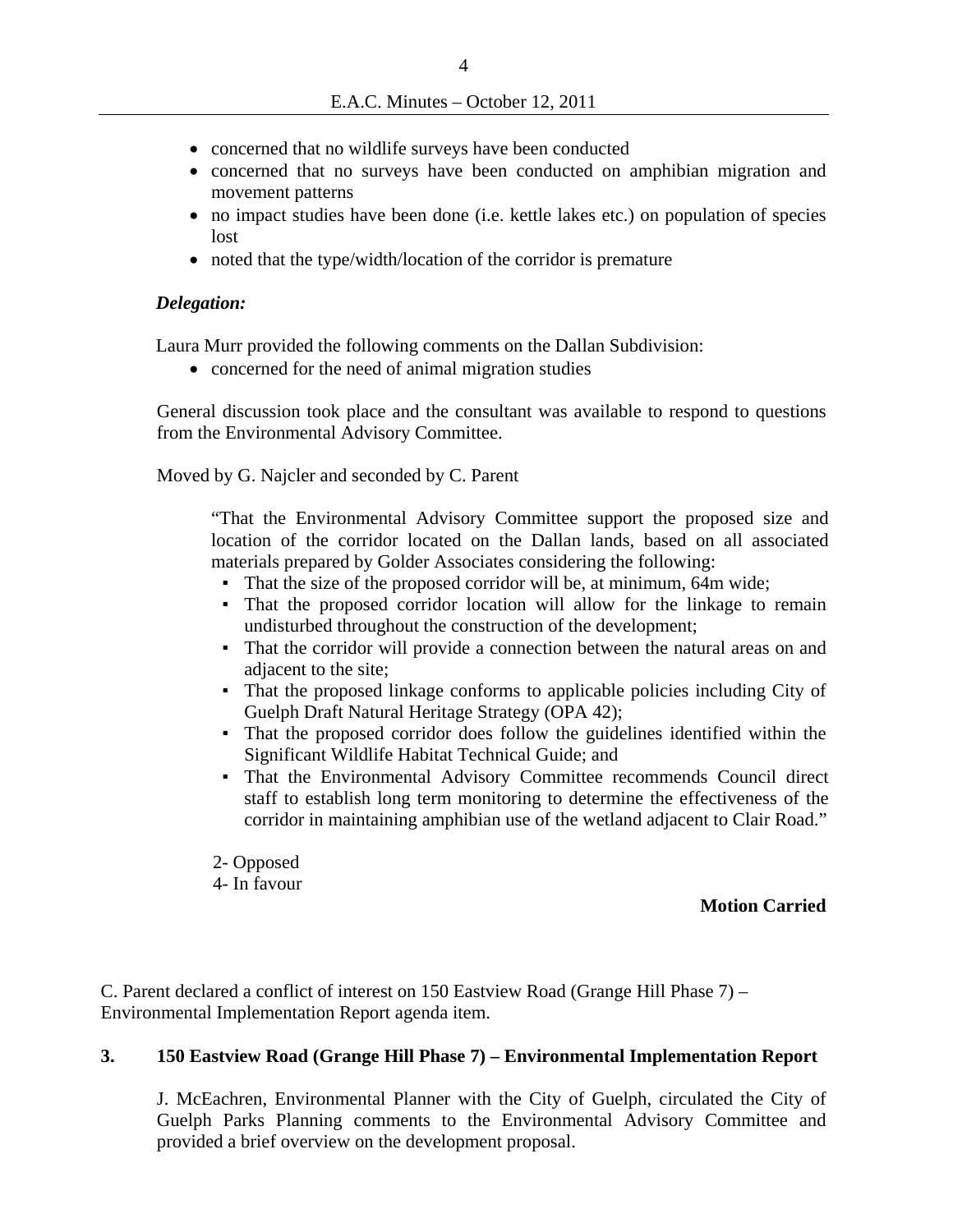- concerned that no wildlife surveys have been conducted
- concerned that no surveys have been conducted on amphibian migration and movement patterns
- no impact studies have been done (i.e. kettle lakes etc.) on population of species lost
- noted that the type/width/location of the corridor is premature

***Delegation:***

Laura Murr provided the following comments on the Dallan Subdivision:

- concerned for the need of animal migration studies

General discussion took place and the consultant was available to respond to questions from the Environmental Advisory Committee.

Moved by G. Najcler and seconded by C. Parent

> "That the Environmental Advisory Committee support the proposed size and location of the corridor located on the Dallan lands, based on all associated materials prepared by Golder Associates considering the following:
>
> - That the size of the proposed corridor will be, at minimum, 64m wide;
> - That the proposed corridor location will allow for the linkage to remain undisturbed throughout the construction of the development;
> - That the corridor will provide a connection between the natural areas on and adjacent to the site;
> - That the proposed linkage conforms to applicable policies including City of Guelph Draft Natural Heritage Strategy (OPA 42);
> - That the proposed corridor does follow the guidelines identified within the Significant Wildlife Habitat Technical Guide; and
> - That the Environmental Advisory Committee recommends Council direct staff to establish long term monitoring to determine the effectiveness of the corridor in maintaining amphibian use of the wetland adjacent to Clair Road."

2- Opposed
4- In favour

**Motion Carried**

C. Parent declared a conflict of interest on 150 Eastview Road (Grange Hill Phase 7) – Environmental Implementation Report agenda item.

## 3. 150 Eastview Road (Grange Hill Phase 7) – Environmental Implementation Report

J. McEachren, Environmental Planner with the City of Guelph, circulated the City of Guelph Parks Planning comments to the Environmental Advisory Committee and provided a brief overview on the development proposal.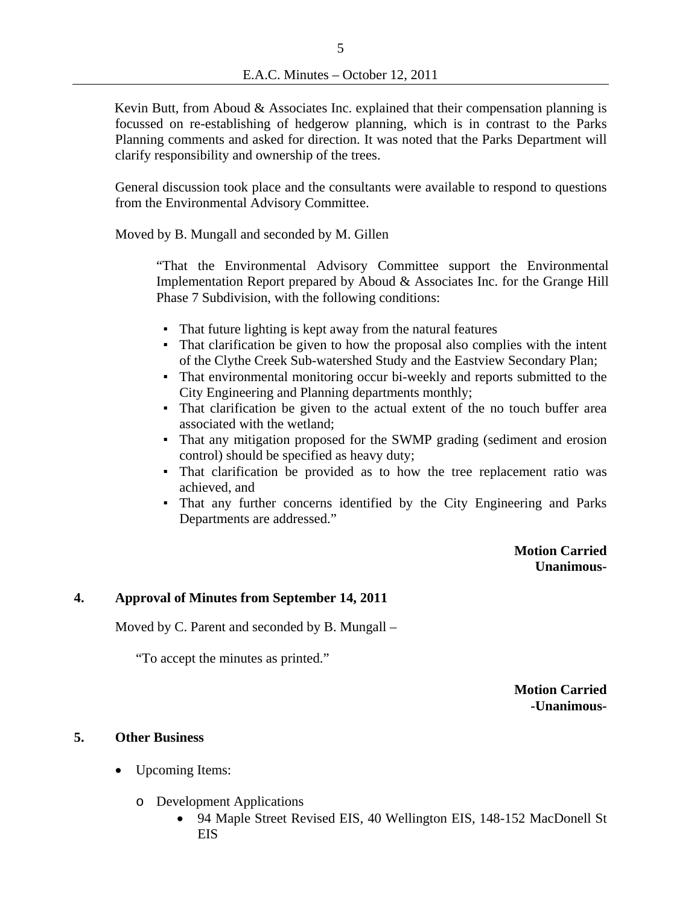Kevin Butt, from Aboud & Associates Inc. explained that their compensation planning is focussed on re-establishing of hedgerow planning, which is in contrast to the Parks Planning comments and asked for direction. It was noted that the Parks Department will clarify responsibility and ownership of the trees.

General discussion took place and the consultants were available to respond to questions from the Environmental Advisory Committee.

Moved by B. Mungall and seconded by M. Gillen

> "That the Environmental Advisory Committee support the Environmental Implementation Report prepared by Aboud & Associates Inc. for the Grange Hill Phase 7 Subdivision, with the following conditions:
>
> - That future lighting is kept away from the natural features
> - That clarification be given to how the proposal also complies with the intent of the Clythe Creek Sub-watershed Study and the Eastview Secondary Plan;
> - That environmental monitoring occur bi-weekly and reports submitted to the City Engineering and Planning departments monthly;
> - That clarification be given to the actual extent of the no touch buffer area associated with the wetland;
> - That any mitigation proposed for the SWMP grading (sediment and erosion control) should be specified as heavy duty;
> - That clarification be provided as to how the tree replacement ratio was achieved, and
> - That any further concerns identified by the City Engineering and Parks Departments are addressed."

**Motion Carried**
**Unanimous-**

## 4. Approval of Minutes from September 14, 2011

Moved by C. Parent and seconded by B. Mungall –

> "To accept the minutes as printed."

**Motion Carried**
**-Unanimous-**

## 5. Other Business

- Upcoming Items:
  - Development Applications
    - 94 Maple Street Revised EIS, 40 Wellington EIS, 148-152 MacDonell St EIS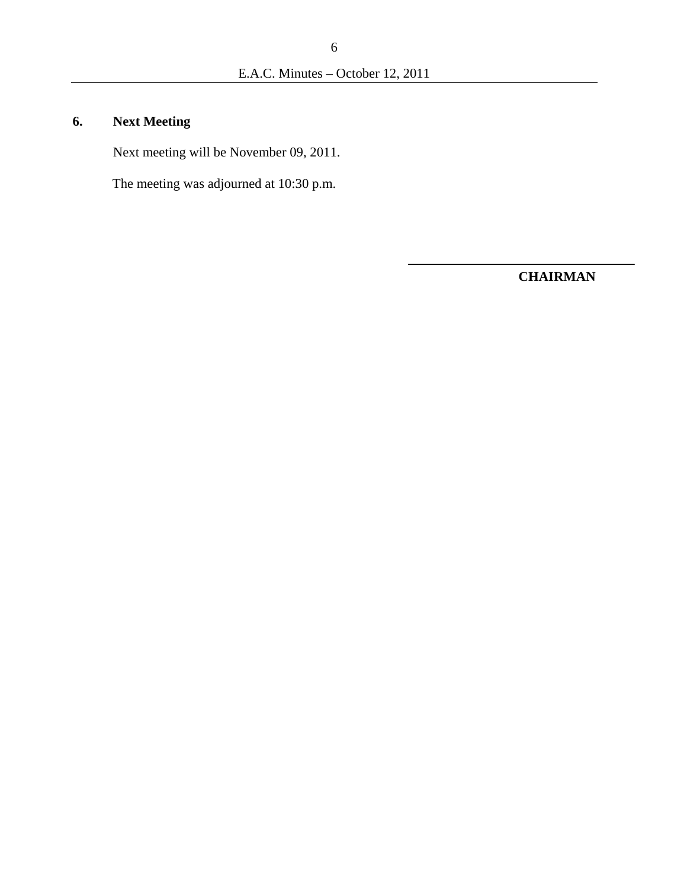## 6. Next Meeting

Next meeting will be November 09, 2011.

The meeting was adjourned at 10:30 p.m.

\_\_\_\_\_\_\_\_\_\_\_\_\_\_\_\_\_\_\_\_\_\_\_\_\_\_\_\_\_\_

**CHAIRMAN**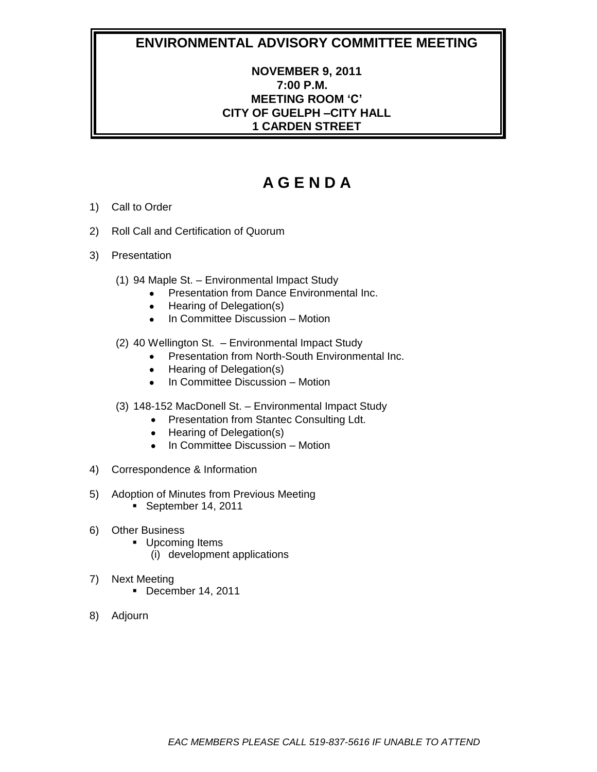# ENVIRONMENTAL ADVISORY COMMITTEE MEETING

**NOVEMBER 9, 2011**
**7:00 P.M.**
**MEETING ROOM 'C'**
**CITY OF GUELPH –CITY HALL**
**1 CARDEN STREET**

# A G E N D A

1) Call to Order

2) Roll Call and Certification of Quorum

3) Presentation

   (1) 94 Maple St. – Environmental Impact Study
   - Presentation from Dance Environmental Inc.
   - Hearing of Delegation(s)
   - In Committee Discussion – Motion

   (2) 40 Wellington St. – Environmental Impact Study
   - Presentation from North-South Environmental Inc.
   - Hearing of Delegation(s)
   - In Committee Discussion – Motion

   (3) 148-152 MacDonell St. – Environmental Impact Study
   - Presentation from Stantec Consulting Ldt.
   - Hearing of Delegation(s)
   - In Committee Discussion – Motion

4) Correspondence & Information

5) Adoption of Minutes from Previous Meeting
   - September 14, 2011

6) Other Business
   - Upcoming Items
     (i) development applications

7) Next Meeting
   - December 14, 2011

8) Adjourn

*EAC MEMBERS PLEASE CALL 519-837-5616 IF UNABLE TO ATTEND*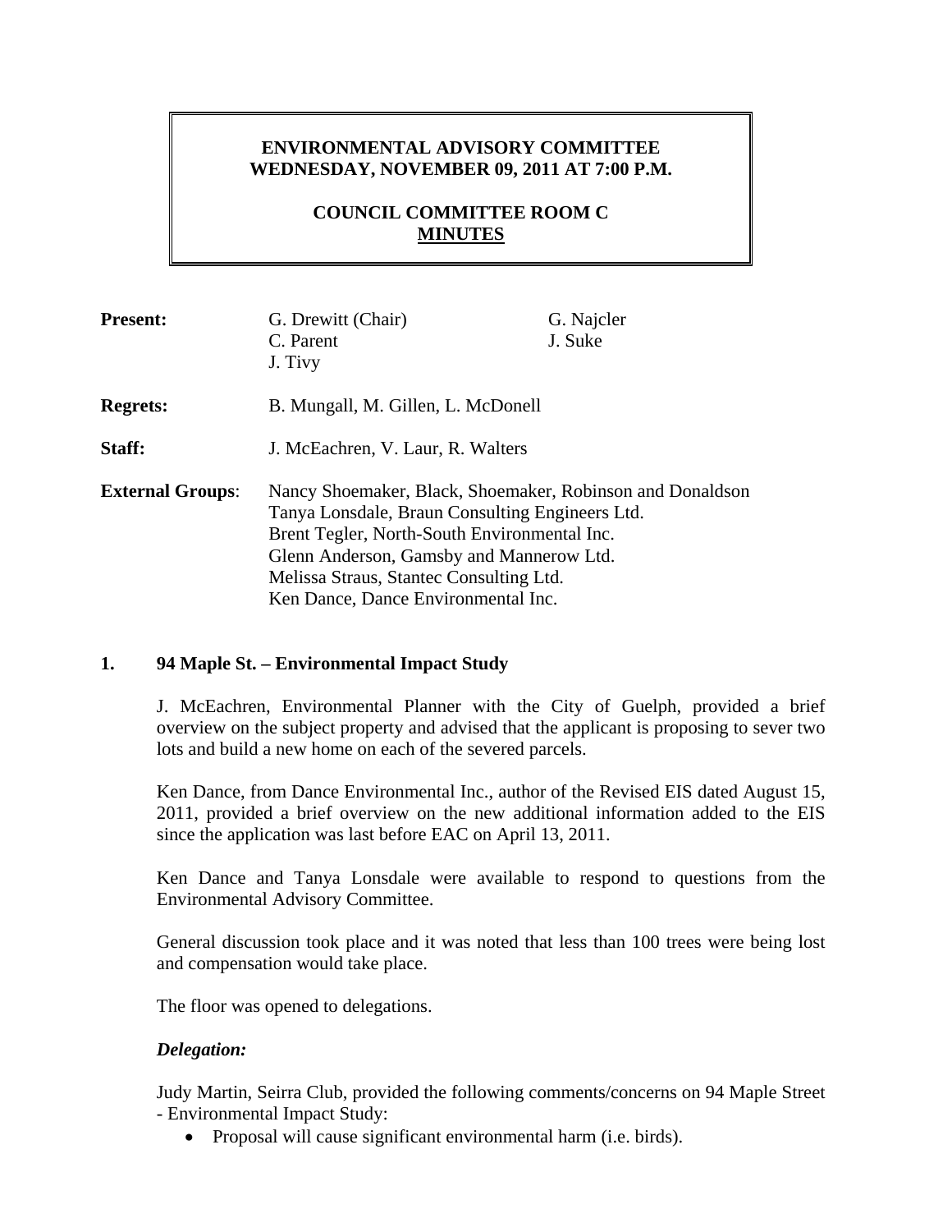**ENVIRONMENTAL ADVISORY COMMITTEE**
**WEDNESDAY, NOVEMBER 09, 2011 AT 7:00 P.M.**

**COUNCIL COMMITTEE ROOM C**
**MINUTES**

| | | |
|---|---|---|
| **Present:** | G. Drewitt (Chair)<br>C. Parent<br>J. Tivy | G. Najcler<br>J. Suke |
| **Regrets:** | B. Mungall, M. Gillen, L. McDonell | |
| **Staff:** | J. McEachren, V. Laur, R. Walters | |
| **External Groups**: | Nancy Shoemaker, Black, Shoemaker, Robinson and Donaldson<br>Tanya Lonsdale, Braun Consulting Engineers Ltd.<br>Brent Tegler, North-South Environmental Inc.<br>Glenn Anderson, Gamsby and Mannerow Ltd.<br>Melissa Straus, Stantec Consulting Ltd.<br>Ken Dance, Dance Environmental Inc. | |

## 1. 94 Maple St. – Environmental Impact Study

J. McEachren, Environmental Planner with the City of Guelph, provided a brief overview on the subject property and advised that the applicant is proposing to sever two lots and build a new home on each of the severed parcels.

Ken Dance, from Dance Environmental Inc., author of the Revised EIS dated August 15, 2011, provided a brief overview on the new additional information added to the EIS since the application was last before EAC on April 13, 2011.

Ken Dance and Tanya Lonsdale were available to respond to questions from the Environmental Advisory Committee.

General discussion took place and it was noted that less than 100 trees were being lost and compensation would take place.

The floor was opened to delegations.

***Delegation:***

Judy Martin, Seirra Club, provided the following comments/concerns on 94 Maple Street - Environmental Impact Study:

- Proposal will cause significant environmental harm (i.e. birds).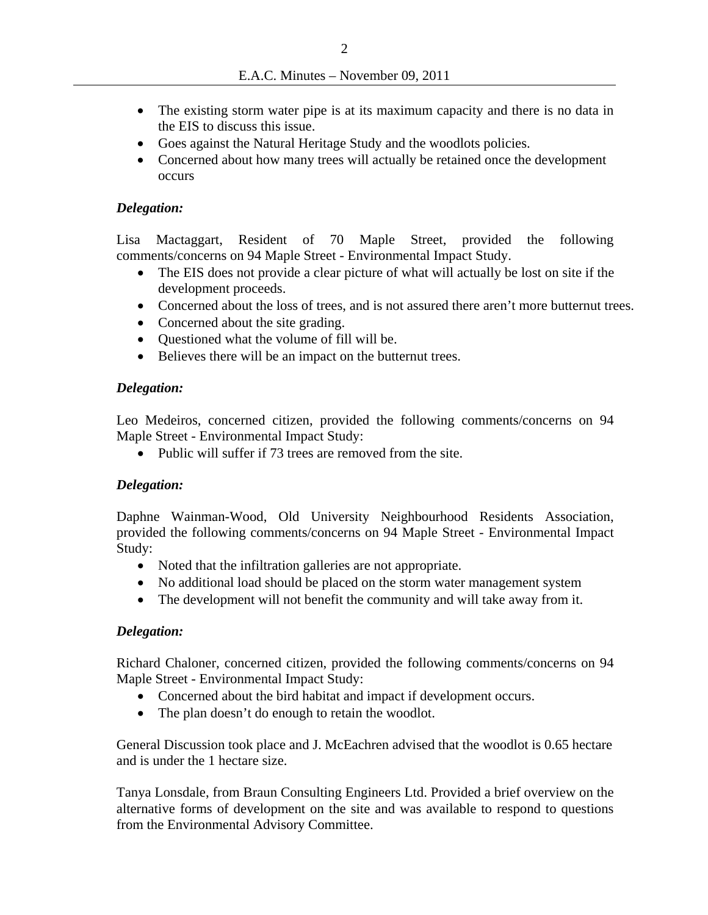- The existing storm water pipe is at its maximum capacity and there is no data in the EIS to discuss this issue.
- Goes against the Natural Heritage Study and the woodlots policies.
- Concerned about how many trees will actually be retained once the development occurs

***Delegation:***

Lisa Mactaggart, Resident of 70 Maple Street, provided the following comments/concerns on 94 Maple Street - Environmental Impact Study.

- The EIS does not provide a clear picture of what will actually be lost on site if the development proceeds.
- Concerned about the loss of trees, and is not assured there aren't more butternut trees.
- Concerned about the site grading.
- Questioned what the volume of fill will be.
- Believes there will be an impact on the butternut trees.

***Delegation:***

Leo Medeiros, concerned citizen, provided the following comments/concerns on 94 Maple Street - Environmental Impact Study:

- Public will suffer if 73 trees are removed from the site.

***Delegation:***

Daphne Wainman-Wood, Old University Neighbourhood Residents Association, provided the following comments/concerns on 94 Maple Street - Environmental Impact Study:

- Noted that the infiltration galleries are not appropriate.
- No additional load should be placed on the storm water management system
- The development will not benefit the community and will take away from it.

***Delegation:***

Richard Chaloner, concerned citizen, provided the following comments/concerns on 94 Maple Street - Environmental Impact Study:

- Concerned about the bird habitat and impact if development occurs.
- The plan doesn't do enough to retain the woodlot.

General Discussion took place and J. McEachren advised that the woodlot is 0.65 hectare and is under the 1 hectare size.

Tanya Lonsdale, from Braun Consulting Engineers Ltd. Provided a brief overview on the alternative forms of development on the site and was available to respond to questions from the Environmental Advisory Committee.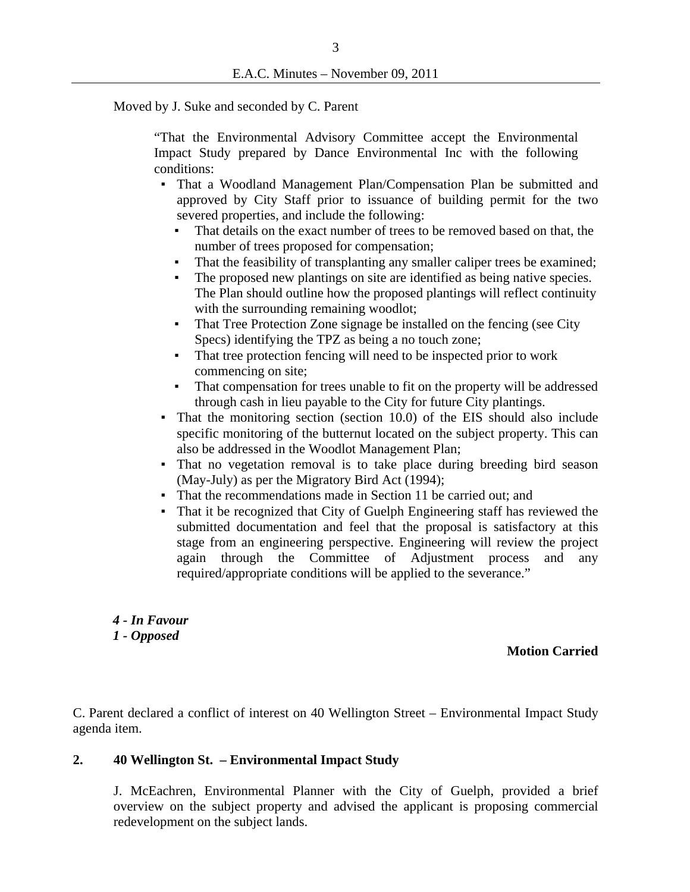Moved by J. Suke and seconded by C. Parent

> "That the Environmental Advisory Committee accept the Environmental Impact Study prepared by Dance Environmental Inc with the following conditions:
>
> - That a Woodland Management Plan/Compensation Plan be submitted and approved by City Staff prior to issuance of building permit for the two severed properties, and include the following:
>   - That details on the exact number of trees to be removed based on that, the number of trees proposed for compensation;
>   - That the feasibility of transplanting any smaller caliper trees be examined;
>   - The proposed new plantings on site are identified as being native species. The Plan should outline how the proposed plantings will reflect continuity with the surrounding remaining woodlot;
>   - That Tree Protection Zone signage be installed on the fencing (see City Specs) identifying the TPZ as being a no touch zone;
>   - That tree protection fencing will need to be inspected prior to work commencing on site;
>   - That compensation for trees unable to fit on the property will be addressed through cash in lieu payable to the City for future City plantings.
> - That the monitoring section (section 10.0) of the EIS should also include specific monitoring of the butternut located on the subject property. This can also be addressed in the Woodlot Management Plan;
> - That no vegetation removal is to take place during breeding bird season (May-July) as per the Migratory Bird Act (1994);
> - That the recommendations made in Section 11 be carried out; and
> - That it be recognized that City of Guelph Engineering staff has reviewed the submitted documentation and feel that the proposal is satisfactory at this stage from an engineering perspective. Engineering will review the project again through the Committee of Adjustment process and any required/appropriate conditions will be applied to the severance."

***4 - In Favour***
***1 - Opposed***

**Motion Carried**

C. Parent declared a conflict of interest on 40 Wellington Street – Environmental Impact Study agenda item.

## 2. 40 Wellington St. – Environmental Impact Study

J. McEachren, Environmental Planner with the City of Guelph, provided a brief overview on the subject property and advised the applicant is proposing commercial redevelopment on the subject lands.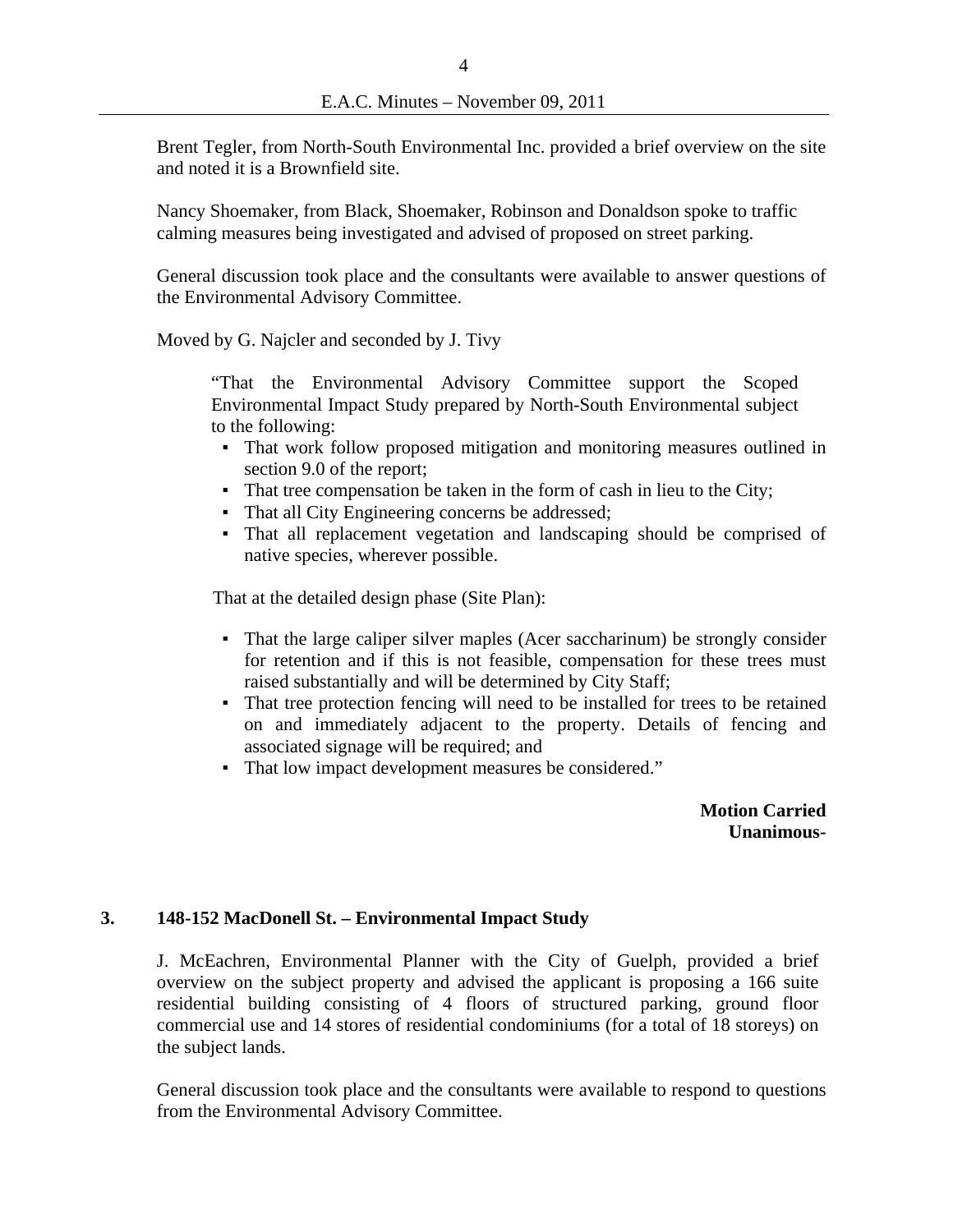Brent Tegler, from North-South Environmental Inc. provided a brief overview on the site and noted it is a Brownfield site.

Nancy Shoemaker, from Black, Shoemaker, Robinson and Donaldson spoke to traffic calming measures being investigated and advised of proposed on street parking.

General discussion took place and the consultants were available to answer questions of the Environmental Advisory Committee.

Moved by G. Najcler and seconded by J. Tivy

> "That the Environmental Advisory Committee support the Scoped Environmental Impact Study prepared by North-South Environmental subject to the following:
>
> - That work follow proposed mitigation and monitoring measures outlined in section 9.0 of the report;
> - That tree compensation be taken in the form of cash in lieu to the City;
> - That all City Engineering concerns be addressed;
> - That all replacement vegetation and landscaping should be comprised of native species, wherever possible.
>
> That at the detailed design phase (Site Plan):
>
> - That the large caliper silver maples (Acer saccharinum) be strongly consider for retention and if this is not feasible, compensation for these trees must raised substantially and will be determined by City Staff;
> - That tree protection fencing will need to be installed for trees to be retained on and immediately adjacent to the property. Details of fencing and associated signage will be required; and
> - That low impact development measures be considered."

**Motion Carried**
**Unanimous-**

## 3. 148-152 MacDonell St. – Environmental Impact Study

J. McEachren, Environmental Planner with the City of Guelph, provided a brief overview on the subject property and advised the applicant is proposing a 166 suite residential building consisting of 4 floors of structured parking, ground floor commercial use and 14 stores of residential condominiums (for a total of 18 storeys) on the subject lands.

General discussion took place and the consultants were available to respond to questions from the Environmental Advisory Committee.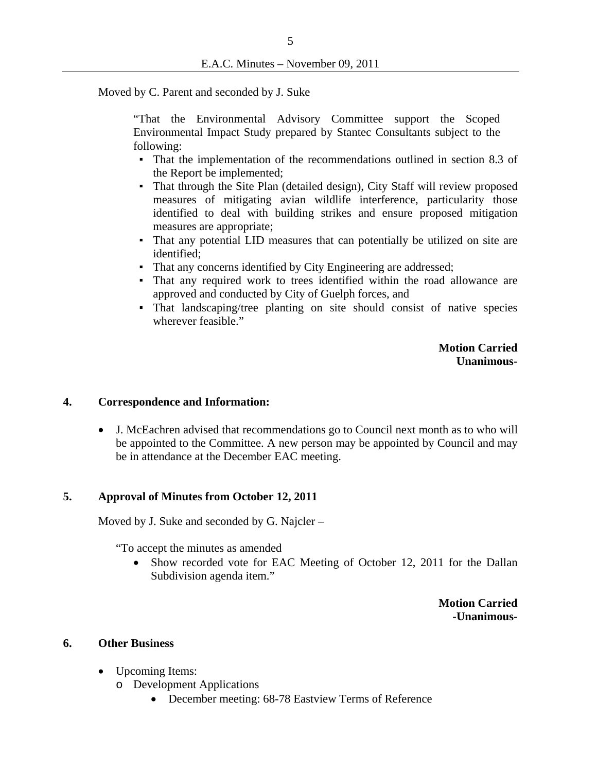Moved by C. Parent and seconded by J. Suke

> "That the Environmental Advisory Committee support the Scoped Environmental Impact Study prepared by Stantec Consultants subject to the following:
>
> - That the implementation of the recommendations outlined in section 8.3 of the Report be implemented;
> - That through the Site Plan (detailed design), City Staff will review proposed measures of mitigating avian wildlife interference, particularity those identified to deal with building strikes and ensure proposed mitigation measures are appropriate;
> - That any potential LID measures that can potentially be utilized on site are identified;
> - That any concerns identified by City Engineering are addressed;
> - That any required work to trees identified within the road allowance are approved and conducted by City of Guelph forces, and
> - That landscaping/tree planting on site should consist of native species wherever feasible."

**Motion Carried**
**Unanimous-**

## 4. Correspondence and Information:

- J. McEachren advised that recommendations go to Council next month as to who will be appointed to the Committee. A new person may be appointed by Council and may be in attendance at the December EAC meeting.

## 5. Approval of Minutes from October 12, 2011

Moved by J. Suke and seconded by G. Najcler –

> "To accept the minutes as amended
>
> - Show recorded vote for EAC Meeting of October 12, 2011 for the Dallan Subdivision agenda item."

**Motion Carried**
**-Unanimous-**

## 6. Other Business

- Upcoming Items:
  - Development Applications
    - December meeting: 68-78 Eastview Terms of Reference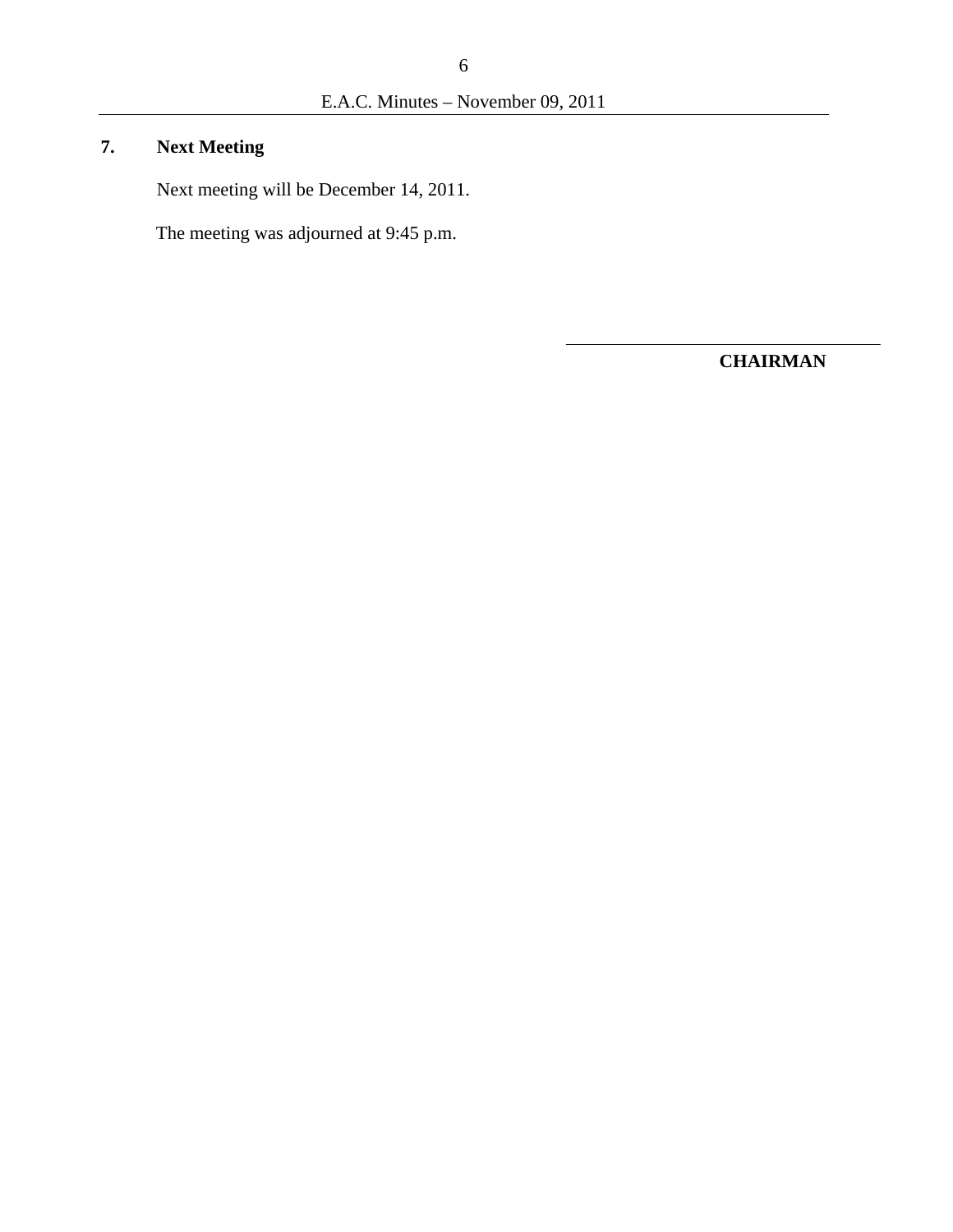## 7. Next Meeting

Next meeting will be December 14, 2011.

The meeting was adjourned at 9:45 p.m.

\_\_\_\_\_\_\_\_\_\_\_\_\_\_\_\_\_\_\_\_\_\_\_\_\_\_\_\_\_\_

**CHAIRMAN**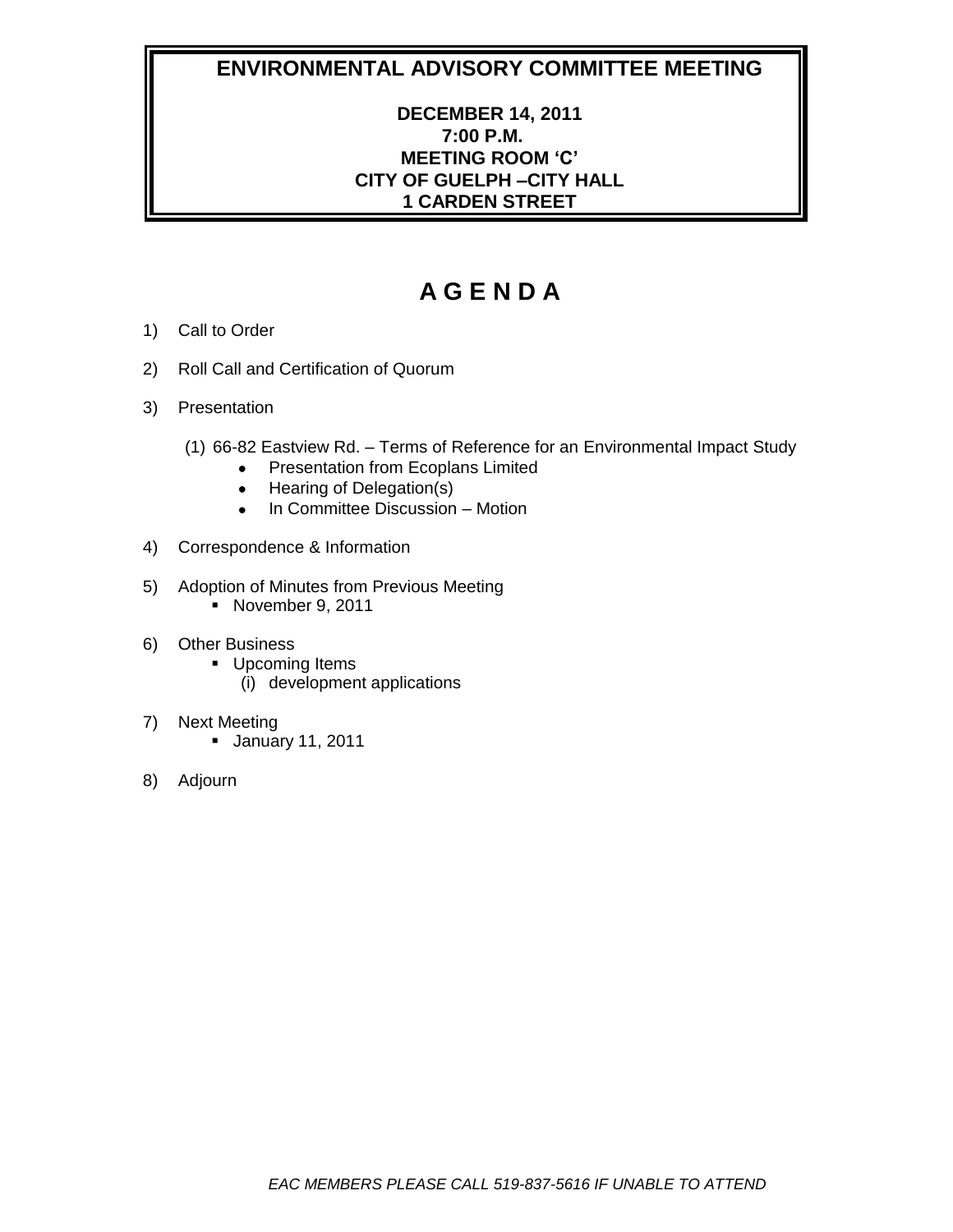# ENVIRONMENTAL ADVISORY COMMITTEE MEETING

**DECEMBER 14, 2011**
**7:00 P.M.**
**MEETING ROOM 'C'**
**CITY OF GUELPH –CITY HALL**
**1 CARDEN STREET**

## A G E N D A

1) Call to Order

2) Roll Call and Certification of Quorum

3) Presentation

   (1) 66-82 Eastview Rd. – Terms of Reference for an Environmental Impact Study
   - Presentation from Ecoplans Limited
   - Hearing of Delegation(s)
   - In Committee Discussion – Motion

4) Correspondence & Information

5) Adoption of Minutes from Previous Meeting
   - November 9, 2011

6) Other Business
   - Upcoming Items
     (i) development applications

7) Next Meeting
   - January 11, 2011

8) Adjourn

*EAC MEMBERS PLEASE CALL 519-837-5616 IF UNABLE TO ATTEND*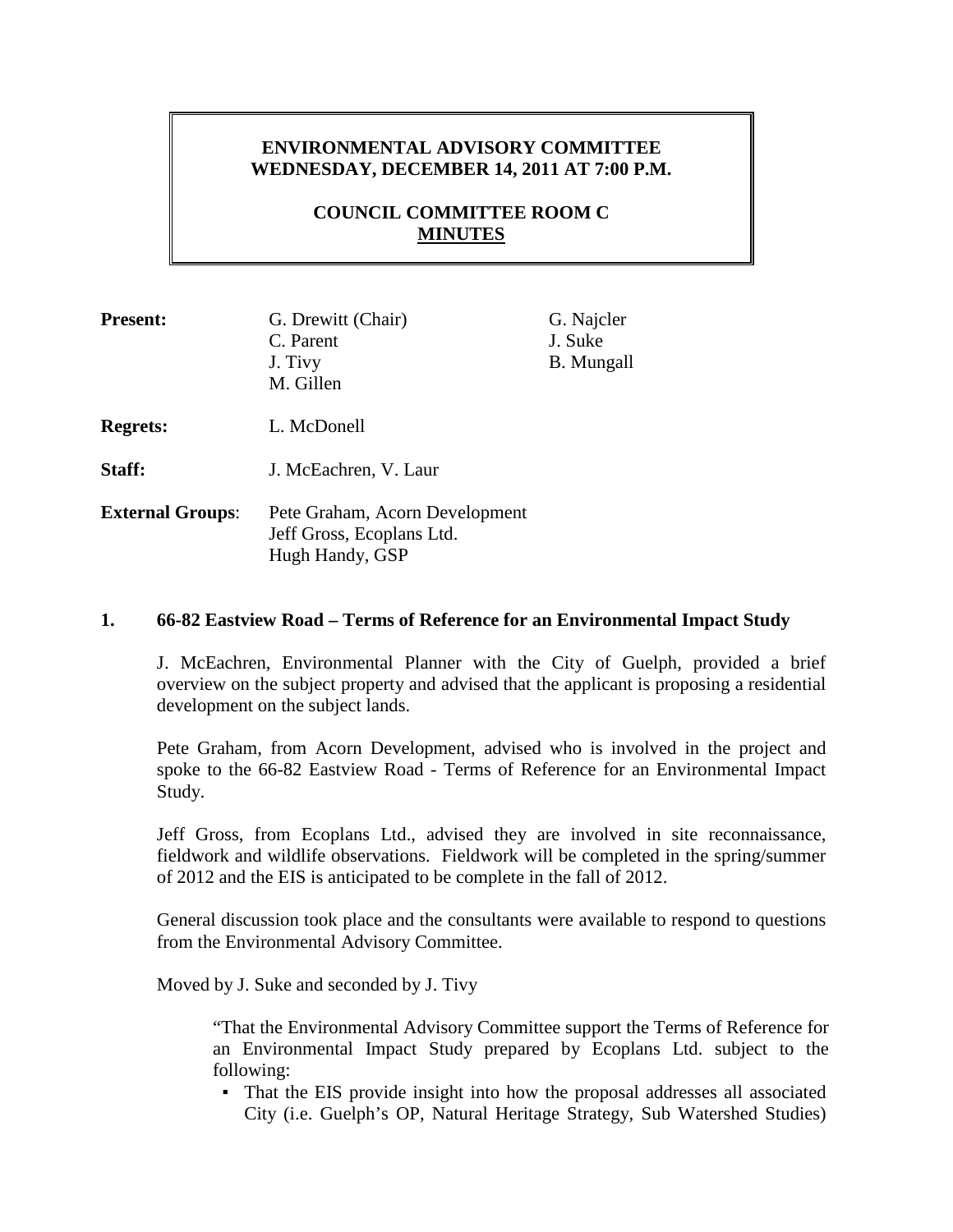# ENVIRONMENTAL ADVISORY COMMITTEE
# WEDNESDAY, DECEMBER 14, 2011 AT 7:00 P.M.

## COUNCIL COMMITTEE ROOM C
## MINUTES

**Present:** G. Drewitt (Chair), C. Parent, J. Tivy, M. Gillen, G. Najcler, J. Suke, B. Mungall

**Regrets:** L. McDonell

**Staff:** J. McEachren, V. Laur

**External Groups**: Pete Graham, Acorn Development
Jeff Gross, Ecoplans Ltd.
Hugh Handy, GSP

### 1. 66-82 Eastview Road – Terms of Reference for an Environmental Impact Study

J. McEachren, Environmental Planner with the City of Guelph, provided a brief overview on the subject property and advised that the applicant is proposing a residential development on the subject lands.

Pete Graham, from Acorn Development, advised who is involved in the project and spoke to the 66-82 Eastview Road - Terms of Reference for an Environmental Impact Study.

Jeff Gross, from Ecoplans Ltd., advised they are involved in site reconnaissance, fieldwork and wildlife observations. Fieldwork will be completed in the spring/summer of 2012 and the EIS is anticipated to be complete in the fall of 2012.

General discussion took place and the consultants were available to respond to questions from the Environmental Advisory Committee.

Moved by J. Suke and seconded by J. Tivy

> "That the Environmental Advisory Committee support the Terms of Reference for an Environmental Impact Study prepared by Ecoplans Ltd. subject to the following:
>
> - That the EIS provide insight into how the proposal addresses all associated City (i.e. Guelph's OP, Natural Heritage Strategy, Sub Watershed Studies)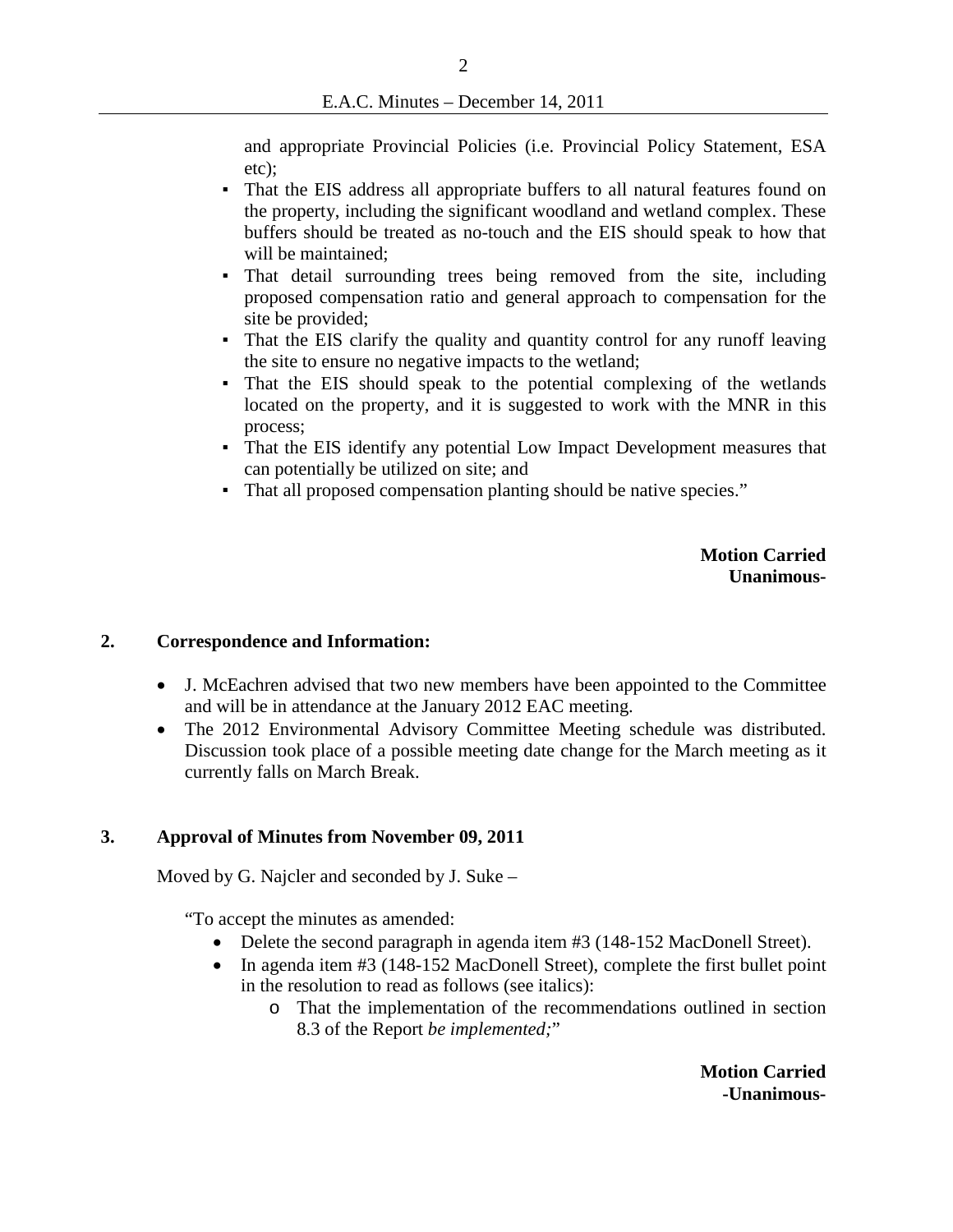and appropriate Provincial Policies (i.e. Provincial Policy Statement, ESA etc);

- That the EIS address all appropriate buffers to all natural features found on the property, including the significant woodland and wetland complex. These buffers should be treated as no-touch and the EIS should speak to how that will be maintained;
- That detail surrounding trees being removed from the site, including proposed compensation ratio and general approach to compensation for the site be provided;
- That the EIS clarify the quality and quantity control for any runoff leaving the site to ensure no negative impacts to the wetland;
- That the EIS should speak to the potential complexing of the wetlands located on the property, and it is suggested to work with the MNR in this process;
- That the EIS identify any potential Low Impact Development measures that can potentially be utilized on site; and
- That all proposed compensation planting should be native species."

**Motion Carried**
**Unanimous-**

## 2. Correspondence and Information:

- J. McEachren advised that two new members have been appointed to the Committee and will be in attendance at the January 2012 EAC meeting.
- The 2012 Environmental Advisory Committee Meeting schedule was distributed. Discussion took place of a possible meeting date change for the March meeting as it currently falls on March Break.

## 3. Approval of Minutes from November 09, 2011

Moved by G. Najcler and seconded by J. Suke –

"To accept the minutes as amended:

- Delete the second paragraph in agenda item #3 (148-152 MacDonell Street).
- In agenda item #3 (148-152 MacDonell Street), complete the first bullet point in the resolution to read as follows (see italics):
  - That the implementation of the recommendations outlined in section 8.3 of the Report *be implemented;*"

**Motion Carried**
**-Unanimous-**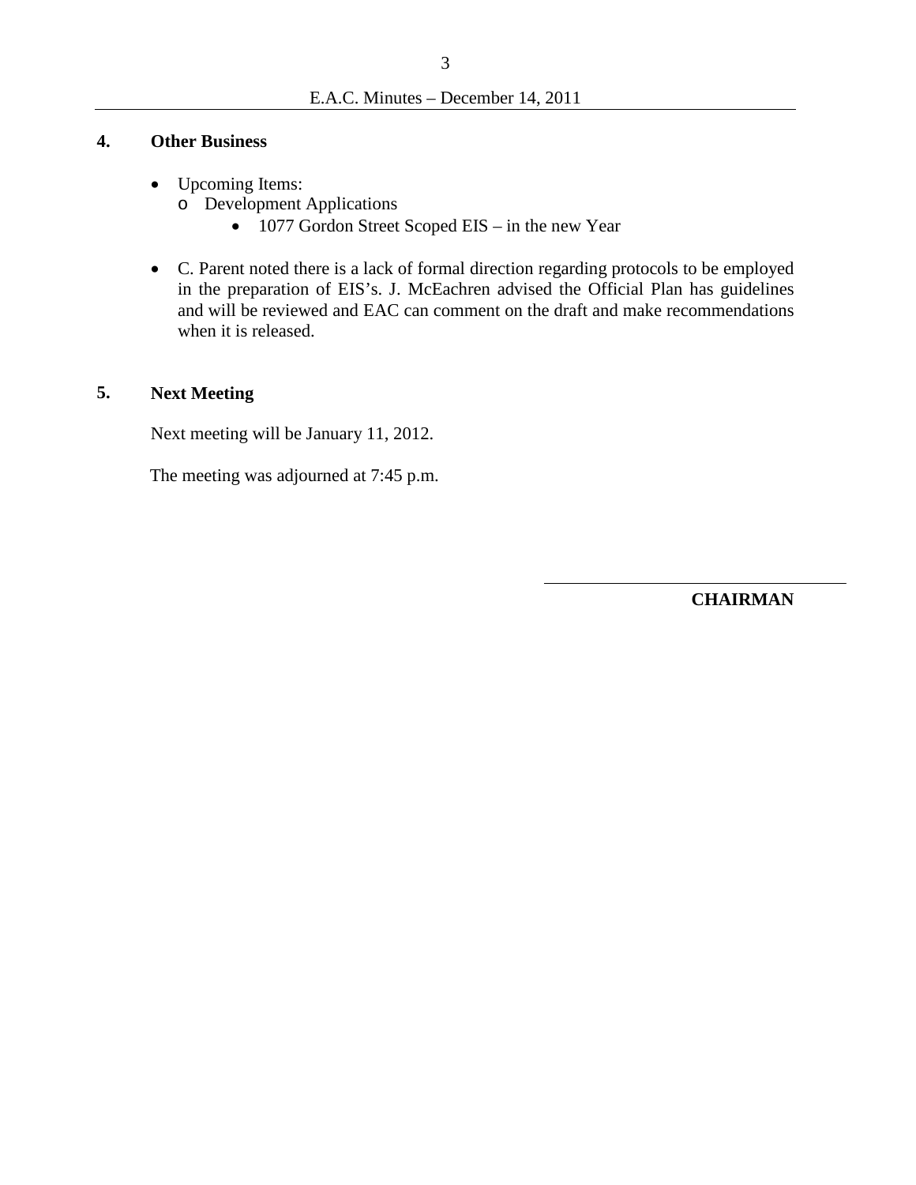## 4. Other Business

- Upcoming Items:
  - Development Applications
    - 1077 Gordon Street Scoped EIS – in the new Year

- C. Parent noted there is a lack of formal direction regarding protocols to be employed in the preparation of EIS's. J. McEachren advised the Official Plan has guidelines and will be reviewed and EAC can comment on the draft and make recommendations when it is released.

## 5. Next Meeting

Next meeting will be January 11, 2012.

The meeting was adjourned at 7:45 p.m.

______________________________

**CHAIRMAN**